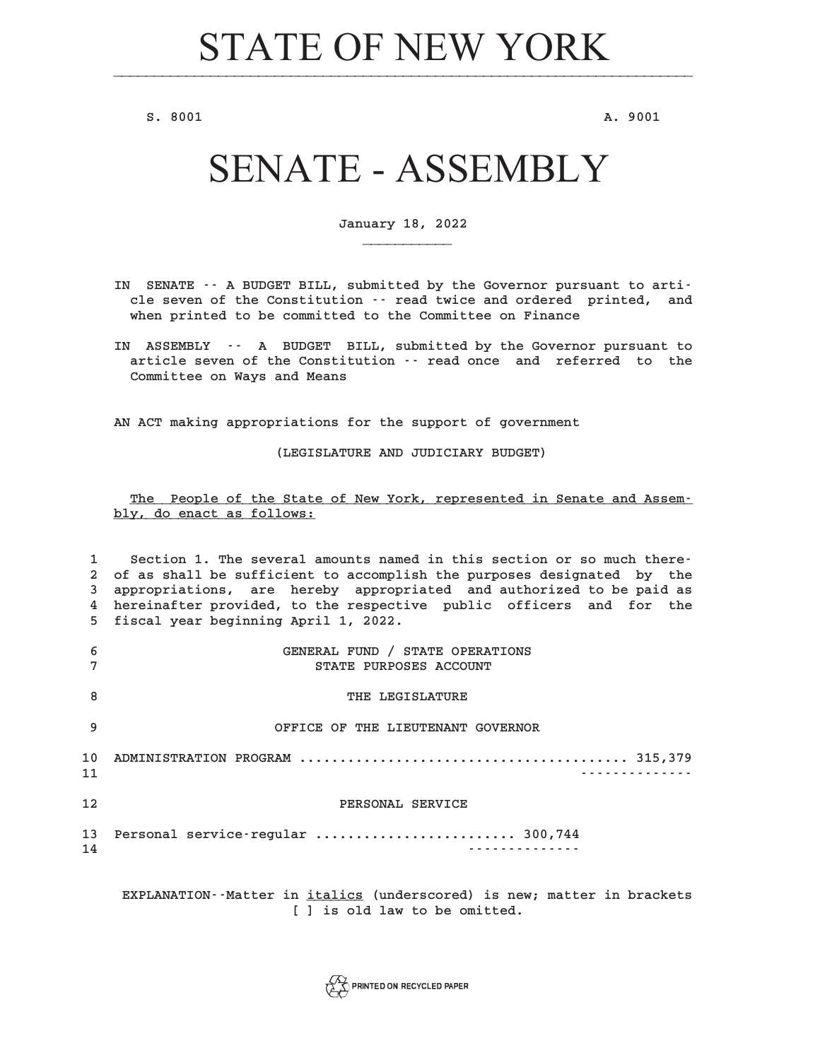# STATE OF NEW YORK

S. 8001 A. 9001

# SENATE - ASSEMBLY

January 18, 2022

IN SENATE -- A BUDGET BILL, submitted by the Governor pursuant to article seven of the Constitution -- read twice and ordered printed, and when printed to be committed to the Committee on Finance

IN ASSEMBLY -- A BUDGET BILL, submitted by the Governor pursuant to article seven of the Constitution -- read once and referred to the Committee on Ways and Means

AN ACT making appropriations for the support of government

(LEGISLATURE AND JUDICIARY BUDGET)

The People of the State of New York, represented in Senate and Assembly, do enact as follows:

Section 1. The several amounts named in this section or so much thereof as shall be sufficient to accomplish the purposes designated by the appropriations, are hereby appropriated and authorized to be paid as hereinafter provided, to the respective public officers and for the fiscal year beginning April 1, 2022.

GENERAL FUND / STATE OPERATIONS
STATE PURPOSES ACCOUNT

THE LEGISLATURE

OFFICE OF THE LIEUTENANT GOVERNOR

ADMINISTRATION PROGRAM ........................................ 315,379

PERSONAL SERVICE

Personal service-regular ......................... 300,744

EXPLANATION--Matter in *italics* (underscored) is new; matter in brackets [ ] is old law to be omitted.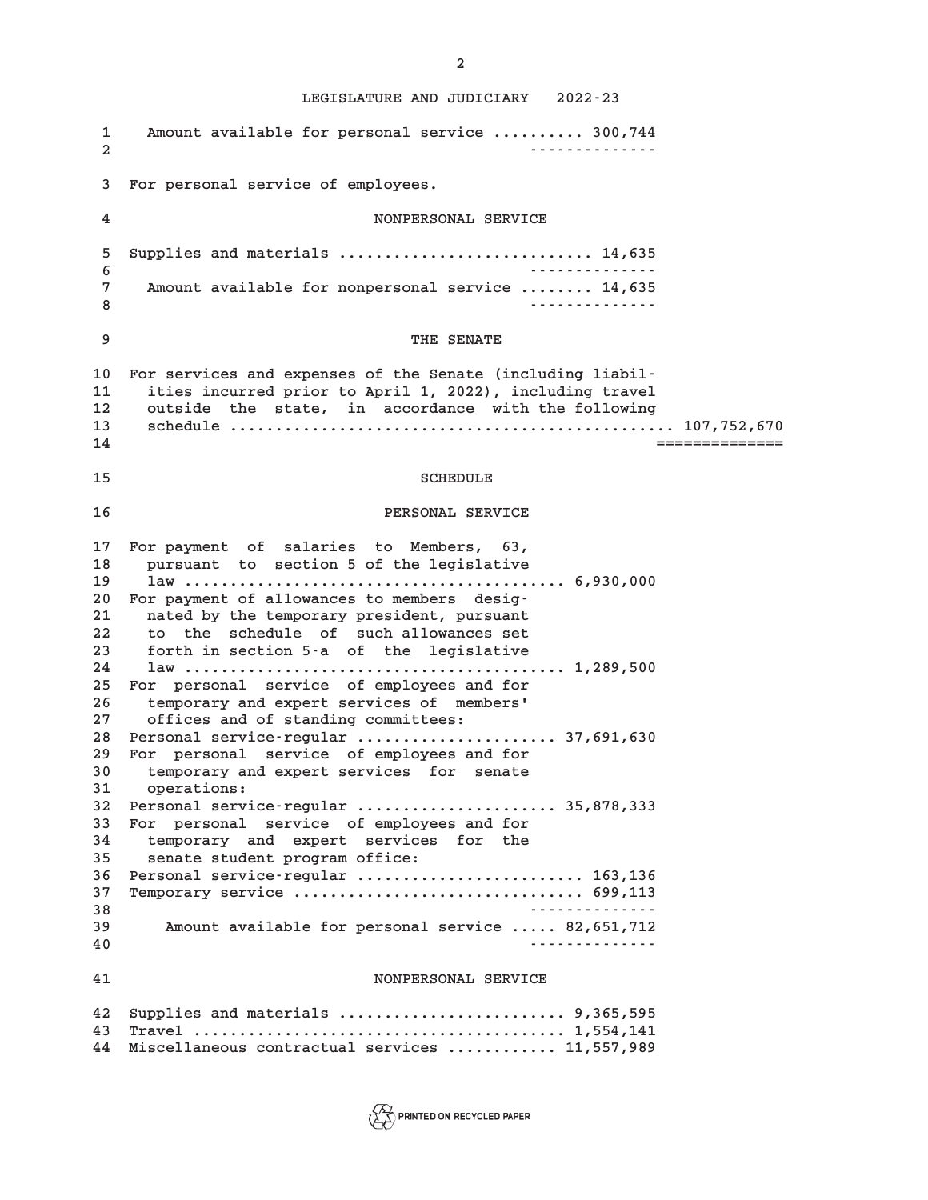LEGISLATURE AND JUDICIARY 2022-23

Amount available for personal service .......... 300,744

For personal service of employees.

NONPERSONAL SERVICE

Supplies and materials ........................... 14,635

Amount available for nonpersonal service ........ 14,635

THE SENATE

For services and expenses of the Senate (including liabilities incurred prior to April 1, 2022), including travel outside the state, in accordance with the following schedule ................................................ 107,752,670

SCHEDULE

PERSONAL SERVICE

For payment of salaries to Members, 63, pursuant to section 5 of the legislative law ......................................... 6,930,000

For payment of allowances to members designated by the temporary president, pursuant to the schedule of such allowances set forth in section 5-a of the legislative law ......................................... 1,289,500

For personal service of employees and for temporary and expert services of members' offices and of standing committees:

Personal service-regular ...................... 37,691,630

For personal service of employees and for temporary and expert services for senate operations:

Personal service-regular ...................... 35,878,333

For personal service of employees and for temporary and expert services for the senate student program office:

Personal service-regular ......................... 163,136

Temporary service ................................ 699,113

Amount available for personal service ..... 82,651,712

NONPERSONAL SERVICE

Supplies and materials ......................... 9,365,595

Travel ......................................... 1,554,141

Miscellaneous contractual services ............ 11,557,989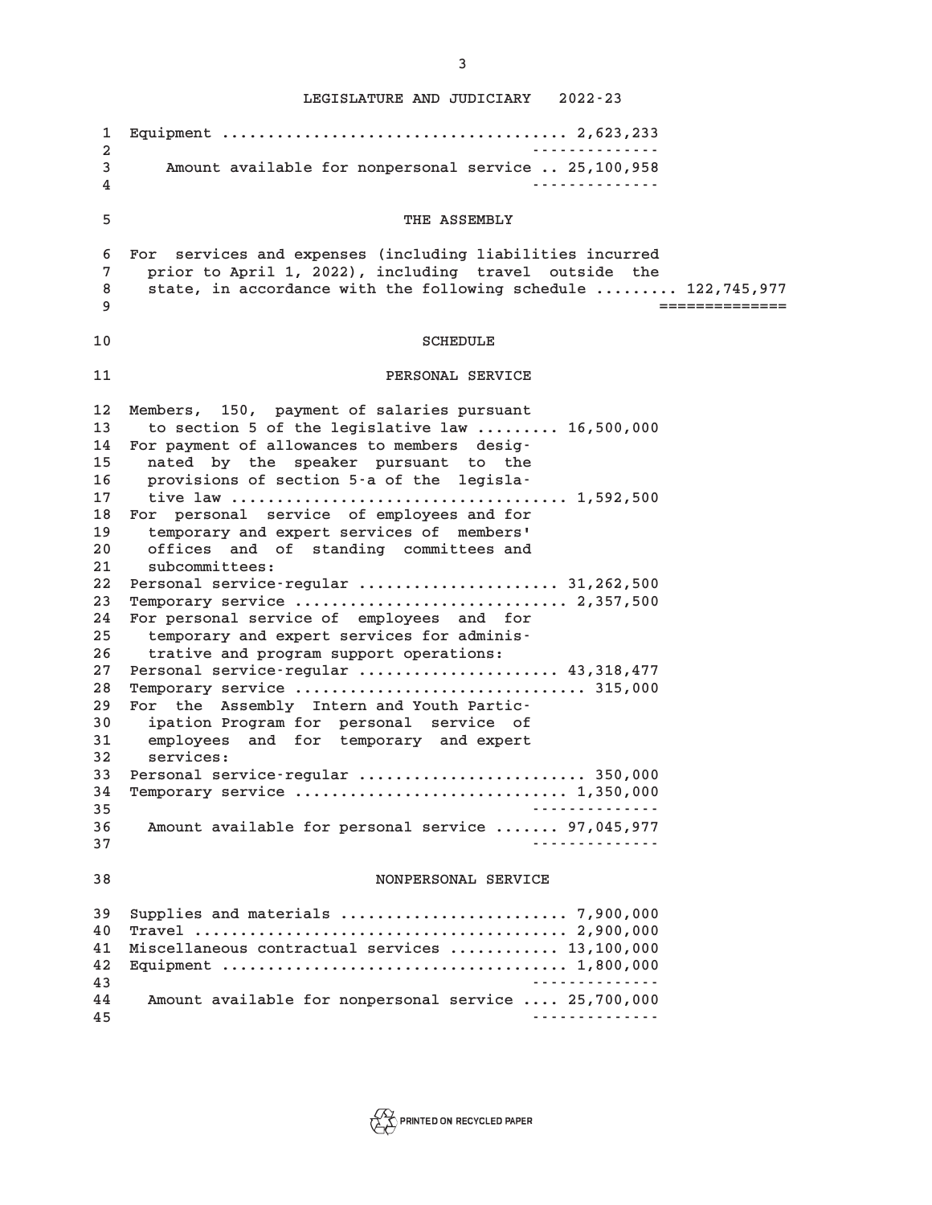Equipment ...................................... 2,623,233

Amount available for nonpersonal service .. 25,100,958

## THE ASSEMBLY

For services and expenses (including liabilities incurred prior to April 1, 2022), including travel outside the state, in accordance with the following schedule ......... 122,745,977

### SCHEDULE

#### PERSONAL SERVICE

| Item | Amount |
|---|---|
| Members, 150, payment of salaries pursuant to section 5 of the legislative law | 16,500,000 |
| For payment of allowances to members designated by the speaker pursuant to the provisions of section 5-a of the legislative law | 1,592,500 |
| For personal service of employees and for temporary and expert services of members' offices and of standing committees and subcommittees: | |
| Personal service-regular | 31,262,500 |
| Temporary service | 2,357,500 |
| For personal service of employees and for temporary and expert services for administrative and program support operations: | |
| Personal service-regular | 43,318,477 |
| Temporary service | 315,000 |
| For the Assembly Intern and Youth Participation Program for personal service of employees and for temporary and expert services: | |
| Personal service-regular | 350,000 |
| Temporary service | 1,350,000 |
| Amount available for personal service | 97,045,977 |

#### NONPERSONAL SERVICE

| Item | Amount |
|---|---|
| Supplies and materials | 7,900,000 |
| Travel | 2,900,000 |
| Miscellaneous contractual services | 13,100,000 |
| Equipment | 1,800,000 |
| Amount available for nonpersonal service | 25,700,000 |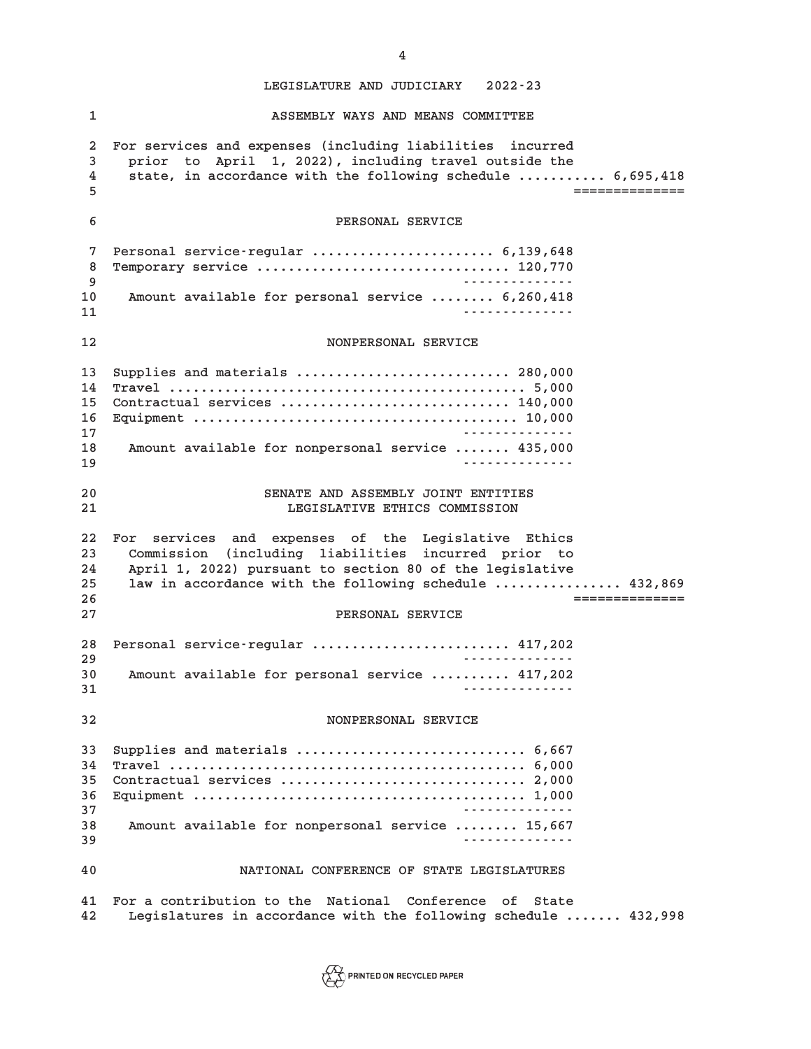LEGISLATURE AND JUDICIARY 2022-23

## ASSEMBLY WAYS AND MEANS COMMITTEE

For services and expenses (including liabilities incurred prior to April 1, 2022), including travel outside the state, in accordance with the following schedule .......... 6,695,418

### PERSONAL SERVICE

| Item | Amount |
|---|---|
| Personal service-regular | 6,139,648 |
| Temporary service | 120,770 |
| Amount available for personal service | 6,260,418 |

### NONPERSONAL SERVICE

| Item | Amount |
|---|---|
| Supplies and materials | 280,000 |
| Travel | 5,000 |
| Contractual services | 140,000 |
| Equipment | 10,000 |
| Amount available for nonpersonal service | 435,000 |

## SENATE AND ASSEMBLY JOINT ENTITIES

## LEGISLATIVE ETHICS COMMISSION

For services and expenses of the Legislative Ethics Commission (including liabilities incurred prior to April 1, 2022) pursuant to section 80 of the legislative law in accordance with the following schedule ................ 432,869

### PERSONAL SERVICE

| Item | Amount |
|---|---|
| Personal service-regular | 417,202 |
| Amount available for personal service | 417,202 |

### NONPERSONAL SERVICE

| Item | Amount |
|---|---|
| Supplies and materials | 6,667 |
| Travel | 6,000 |
| Contractual services | 2,000 |
| Equipment | 1,000 |
| Amount available for nonpersonal service | 15,667 |

## NATIONAL CONFERENCE OF STATE LEGISLATURES

For a contribution to the National Conference of State Legislatures in accordance with the following schedule ....... 432,998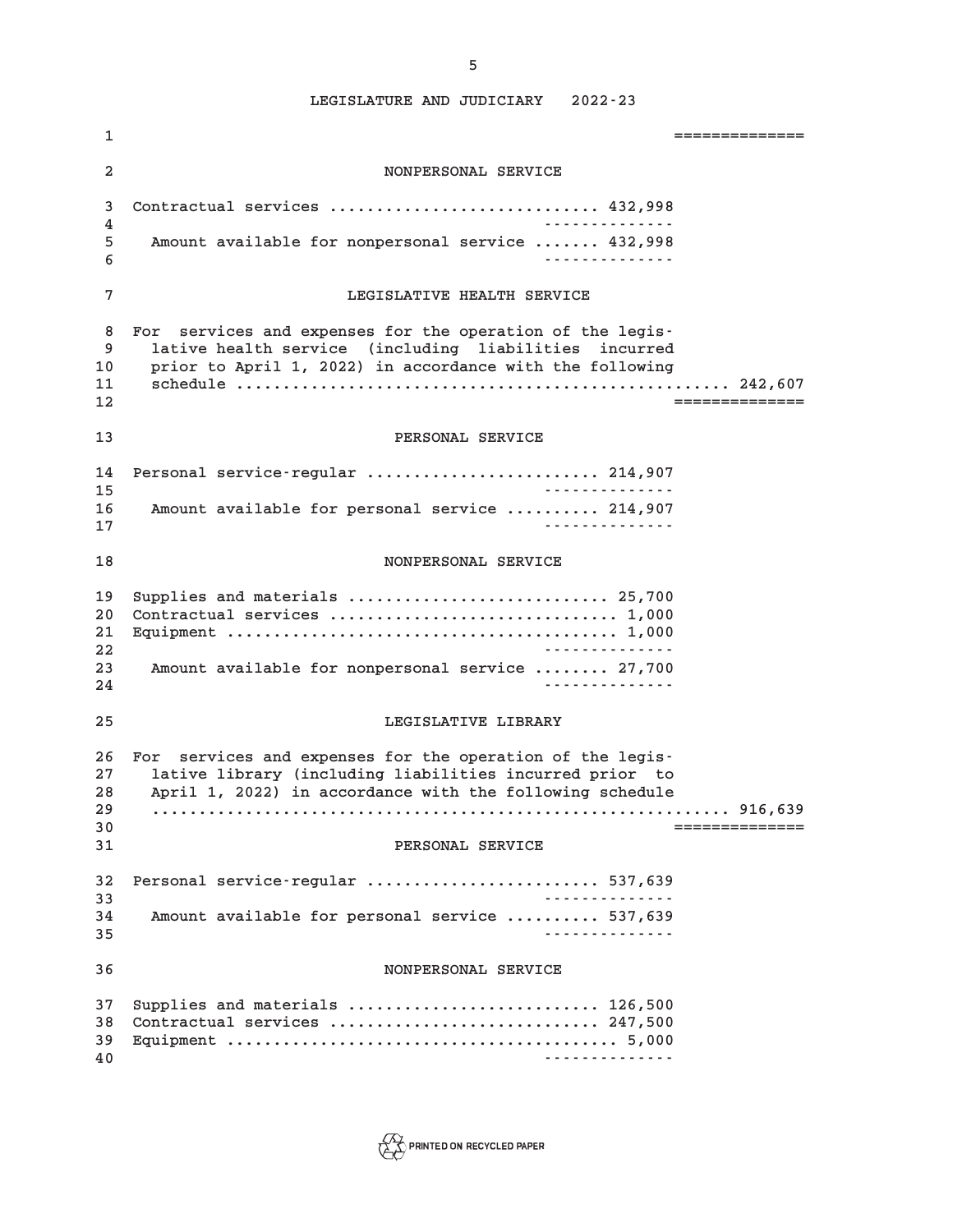## NONPERSONAL SERVICE

Contractual services ............................ 432,998

Amount available for nonpersonal service ....... 432,998

## LEGISLATIVE HEALTH SERVICE

For services and expenses for the operation of the legislative health service (including liabilities incurred prior to April 1, 2022) in accordance with the following schedule .................................................... 242,607

### PERSONAL SERVICE

Personal service-regular ........................ 214,907

Amount available for personal service .......... 214,907

### NONPERSONAL SERVICE

Supplies and materials ........................... 25,700
Contractual services .............................. 1,000
Equipment ......................................... 1,000

Amount available for nonpersonal service ........ 27,700

## LEGISLATIVE LIBRARY

For services and expenses for the operation of the legislative library (including liabilities incurred prior to April 1, 2022) in accordance with the following schedule .............................................................. 916,639

### PERSONAL SERVICE

Personal service-regular ........................ 537,639

Amount available for personal service .......... 537,639

### NONPERSONAL SERVICE

Supplies and materials .......................... 126,500
Contractual services ............................ 247,500
Equipment ......................................... 5,000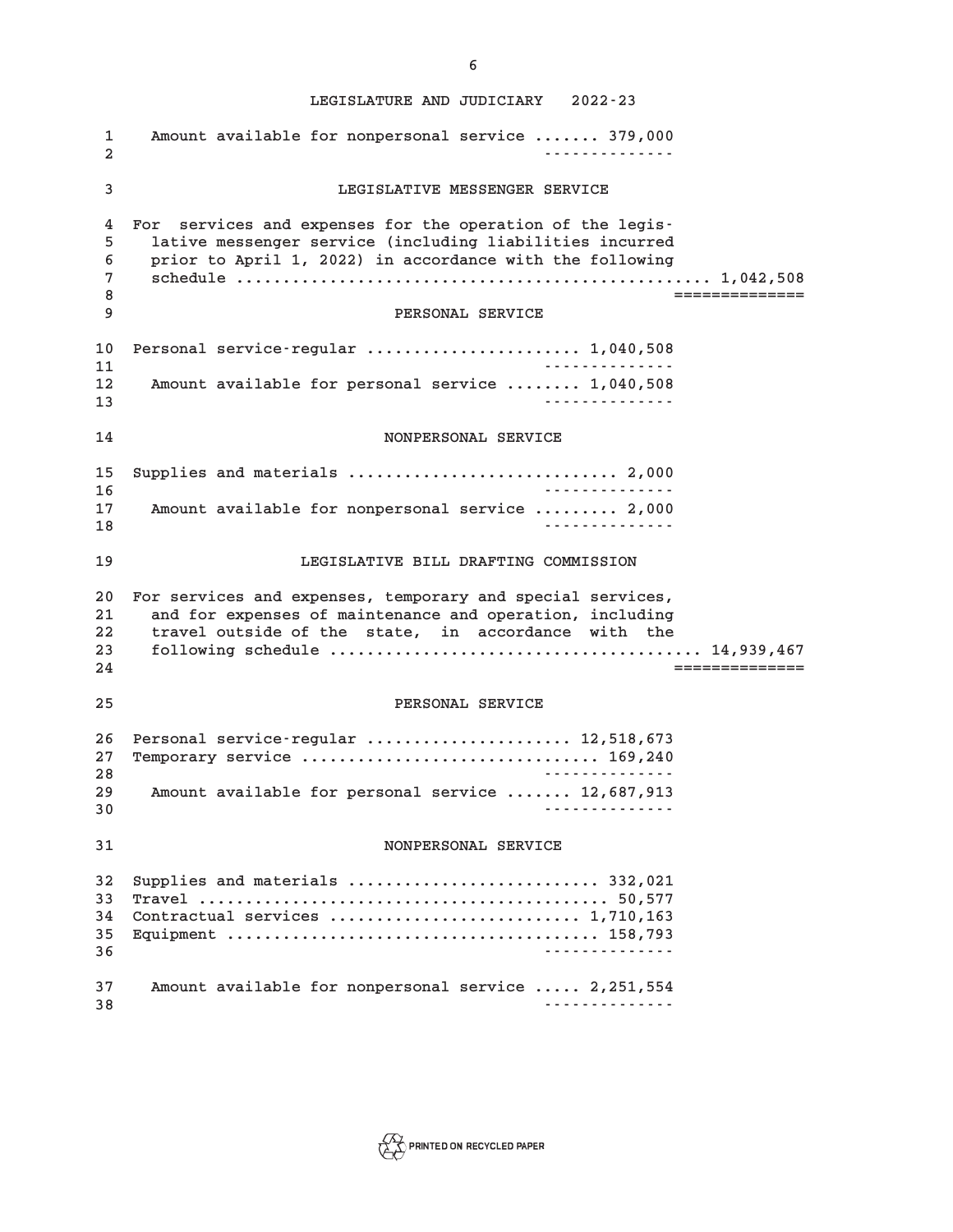Amount available for nonpersonal service ....... 379,000

### LEGISLATIVE MESSENGER SERVICE

For services and expenses for the operation of the legislative messenger service (including liabilities incurred prior to April 1, 2022) in accordance with the following schedule .................................................. 1,042,508

#### PERSONAL SERVICE

| | |
|---|---|
| Personal service-regular ...................... | 1,040,508 |
| Amount available for personal service ........ | 1,040,508 |

#### NONPERSONAL SERVICE

| | |
|---|---|
| Supplies and materials ............................ | 2,000 |
| Amount available for nonpersonal service ......... | 2,000 |

### LEGISLATIVE BILL DRAFTING COMMISSION

For services and expenses, temporary and special services, and for expenses of maintenance and operation, including travel outside of the state, in accordance with the following schedule ....................................... 14,939,467

#### PERSONAL SERVICE

| | |
|---|---|
| Personal service-regular ...................... | 12,518,673 |
| Temporary service ............................... | 169,240 |
| Amount available for personal service ....... | 12,687,913 |

#### NONPERSONAL SERVICE

| | |
|---|---|
| Supplies and materials .......................... | 332,021 |
| Travel .......................................... | 50,577 |
| Contractual services .......................... | 1,710,163 |
| Equipment ...................................... | 158,793 |
| Amount available for nonpersonal service ..... | 2,251,554 |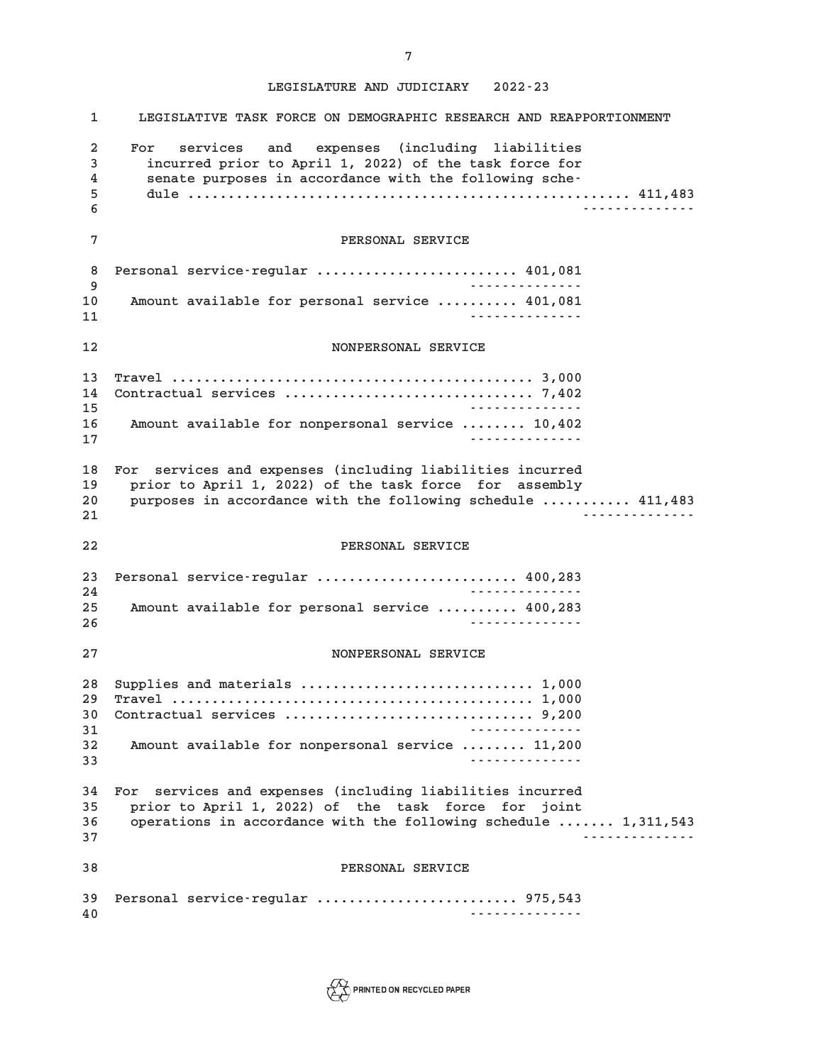LEGISLATURE AND JUDICIARY 2022-23

## LEGISLATIVE TASK FORCE ON DEMOGRAPHIC RESEARCH AND REAPPORTIONMENT

For services and expenses (including liabilities incurred prior to April 1, 2022) of the task force for senate purposes in accordance with the following schedule .......... 411,483

### PERSONAL SERVICE

| | |
|---|---|
| Personal service-regular | 401,081 |
| Amount available for personal service | 401,081 |

### NONPERSONAL SERVICE

| | |
|---|---|
| Travel | 3,000 |
| Contractual services | 7,402 |
| Amount available for nonpersonal service | 10,402 |

For services and expenses (including liabilities incurred prior to April 1, 2022) of the task force for assembly purposes in accordance with the following schedule .......... 411,483

### PERSONAL SERVICE

| | |
|---|---|
| Personal service-regular | 400,283 |
| Amount available for personal service | 400,283 |

### NONPERSONAL SERVICE

| | |
|---|---|
| Supplies and materials | 1,000 |
| Travel | 1,000 |
| Contractual services | 9,200 |
| Amount available for nonpersonal service | 11,200 |

For services and expenses (including liabilities incurred prior to April 1, 2022) of the task force for joint operations in accordance with the following schedule .......... 1,311,543

### PERSONAL SERVICE

| | |
|---|---|
| Personal service-regular | 975,543 |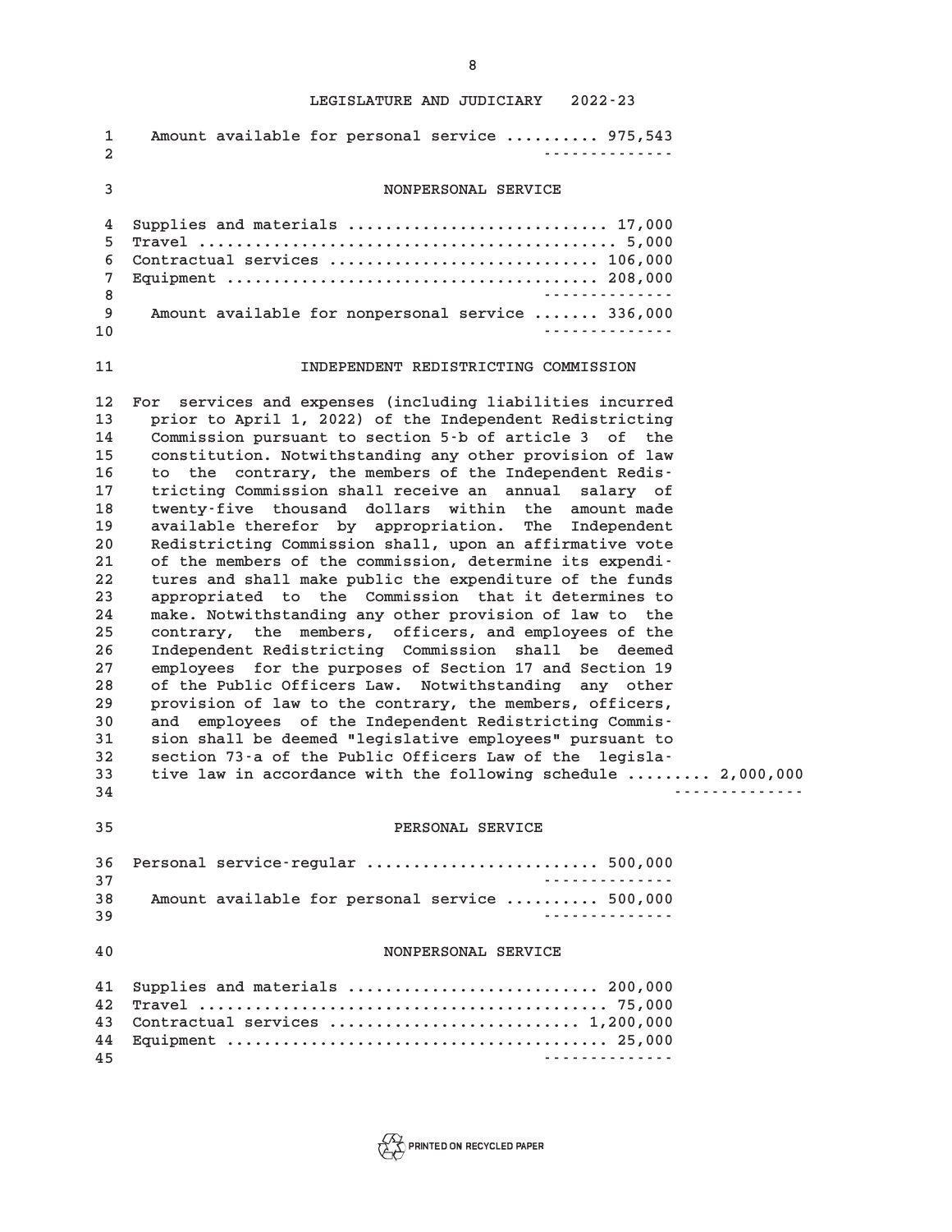Amount available for personal service .......... 975,543

### NONPERSONAL SERVICE

Supplies and materials ........................... 17,000
Travel ............................................ 5,000
Contractual services ............................ 106,000
Equipment ....................................... 208,000

Amount available for nonpersonal service ....... 336,000

## INDEPENDENT REDISTRICTING COMMISSION

For services and expenses (including liabilities incurred prior to April 1, 2022) of the Independent Redistricting Commission pursuant to section 5-b of article 3 of the constitution. Notwithstanding any other provision of law to the contrary, the members of the Independent Redistricting Commission shall receive an annual salary of twenty-five thousand dollars within the amount made available therefor by appropriation. The Independent Redistricting Commission shall, upon an affirmative vote of the members of the commission, determine its expenditures and shall make public the expenditure of the funds appropriated to the Commission that it determines to make. Notwithstanding any other provision of law to the contrary, the members, officers, and employees of the Independent Redistricting Commission shall be deemed employees for the purposes of Section 17 and Section 19 of the Public Officers Law. Notwithstanding any other provision of law to the contrary, the members, officers, and employees of the Independent Redistricting Commission shall be deemed "legislative employees" pursuant to section 73-a of the Public Officers Law of the legislative law in accordance with the following schedule ......... 2,000,000

### PERSONAL SERVICE

Personal service-regular ........................ 500,000

Amount available for personal service .......... 500,000

### NONPERSONAL SERVICE

Supplies and materials .......................... 200,000
Travel ........................................... 75,000
Contractual services .......................... 1,200,000
Equipment ........................................ 25,000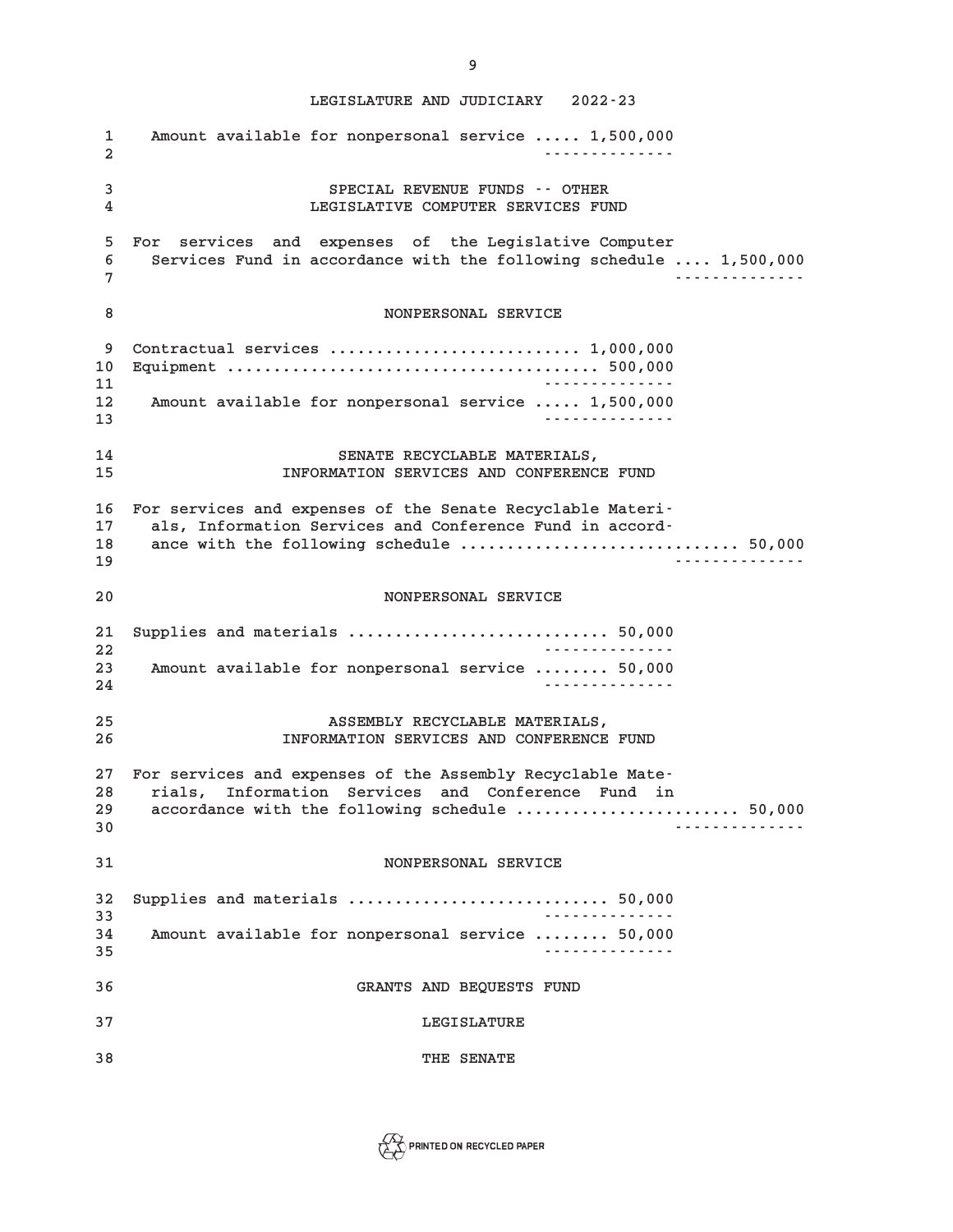Amount available for nonpersonal service ..... 1,500,000

## SPECIAL REVENUE FUNDS -- OTHER
## LEGISLATIVE COMPUTER SERVICES FUND

For services and expenses of the Legislative Computer Services Fund in accordance with the following schedule .... 1,500,000

### NONPERSONAL SERVICE

Contractual services ........................... 1,000,000
Equipment ....................................... 500,000

Amount available for nonpersonal service ..... 1,500,000

## SENATE RECYCLABLE MATERIALS, INFORMATION SERVICES AND CONFERENCE FUND

For services and expenses of the Senate Recyclable Materials, Information Services and Conference Fund in accordance with the following schedule ............................ 50,000

### NONPERSONAL SERVICE

Supplies and materials ........................... 50,000

Amount available for nonpersonal service ........ 50,000

## ASSEMBLY RECYCLABLE MATERIALS, INFORMATION SERVICES AND CONFERENCE FUND

For services and expenses of the Assembly Recyclable Materials, Information Services and Conference Fund in accordance with the following schedule ....................... 50,000

### NONPERSONAL SERVICE

Supplies and materials ........................... 50,000

Amount available for nonpersonal service ........ 50,000

## GRANTS AND BEQUESTS FUND

## LEGISLATURE

## THE SENATE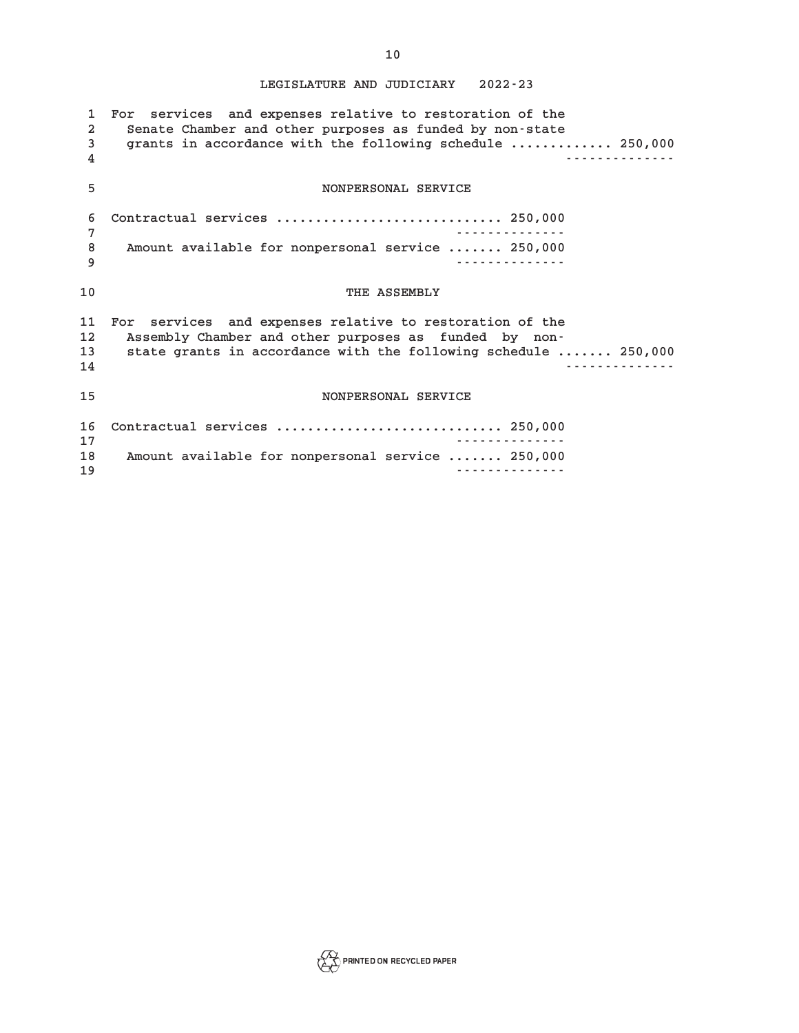For services and expenses relative to restoration of the Senate Chamber and other purposes as funded by non-state grants in accordance with the following schedule ............ 250,000

NONPERSONAL SERVICE

Contractual services ............................ 250,000

Amount available for nonpersonal service ....... 250,000

THE ASSEMBLY

For services and expenses relative to restoration of the Assembly Chamber and other purposes as funded by non-state grants in accordance with the following schedule ....... 250,000

NONPERSONAL SERVICE

Contractual services ............................ 250,000

Amount available for nonpersonal service ....... 250,000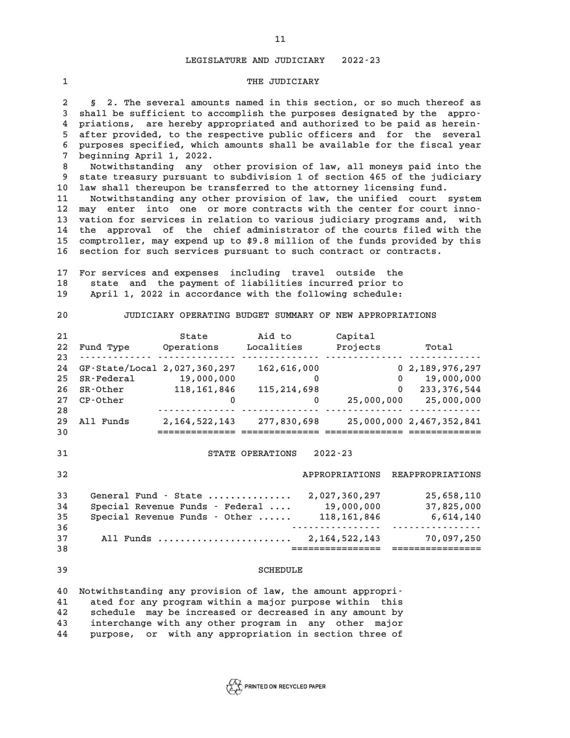## LEGISLATURE AND JUDICIARY 2022-23

### THE JUDICIARY

§ 2. The several amounts named in this section, or so much thereof as shall be sufficient to accomplish the purposes designated by the appropriations, are hereby appropriated and authorized to be paid as hereinafter provided, to the respective public officers and for the several purposes specified, which amounts shall be available for the fiscal year beginning April 1, 2022.

Notwithstanding any other provision of law, all moneys paid into the state treasury pursuant to subdivision 1 of section 465 of the judiciary law shall thereupon be transferred to the attorney licensing fund.

Notwithstanding any other provision of law, the unified court system may enter into one or more contracts with the center for court innovation for services in relation to various judiciary programs and, with the approval of the chief administrator of the courts filed with the comptroller, may expend up to $9.8 million of the funds provided by this section for such services pursuant to such contract or contracts.

For services and expenses including travel outside the state and the payment of liabilities incurred prior to April 1, 2022 in accordance with the following schedule:

#### JUDICIARY OPERATING BUDGET SUMMARY OF NEW APPROPRIATIONS

| Fund Type | State Operations | Aid to Localities | Capital Projects | Total |
|---|---|---|---|---|
| GF-State/Local | 2,027,360,297 | 162,616,000 | 0 | 2,189,976,297 |
| SR-Federal | 19,000,000 | 0 | 0 | 19,000,000 |
| SR-Other | 118,161,846 | 115,214,698 | 0 | 233,376,544 |
| CP-Other | 0 | 0 | 25,000,000 | 25,000,000 |
| All Funds | 2,164,522,143 | 277,830,698 | 25,000,000 | 2,467,352,841 |

#### STATE OPERATIONS 2022-23

| | APPROPRIATIONS | REAPPROPRIATIONS |
|---|---|---|
| General Fund - State | 2,027,360,297 | 25,658,110 |
| Special Revenue Funds - Federal | 19,000,000 | 37,825,000 |
| Special Revenue Funds - Other | 118,161,846 | 6,614,140 |
| All Funds | 2,164,522,143 | 70,097,250 |

#### SCHEDULE

Notwithstanding any provision of law, the amount appropriated for any program within a major purpose within this schedule may be increased or decreased in any amount by interchange with any other program in any other major purpose, or with any appropriation in section three of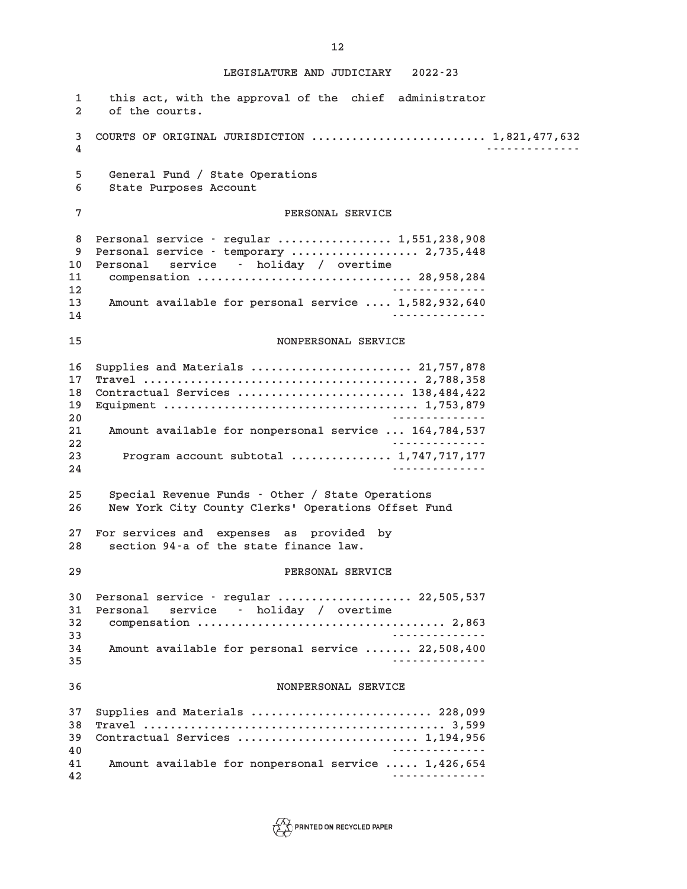this act, with the approval of the chief administrator of the courts.

COURTS OF ORIGINAL JURISDICTION .......................... 1,821,477,632

General Fund / State Operations
State Purposes Account

PERSONAL SERVICE

| Item | Amount |
|---|---|
| Personal service - regular | 1,551,238,908 |
| Personal service - temporary | 2,735,448 |
| Personal service - holiday / overtime compensation | 28,958,284 |
| Amount available for personal service | 1,582,932,640 |

NONPERSONAL SERVICE

| Item | Amount |
|---|---|
| Supplies and Materials | 21,757,878 |
| Travel | 2,788,358 |
| Contractual Services | 138,484,422 |
| Equipment | 1,753,879 |
| Amount available for nonpersonal service | 164,784,537 |
| Program account subtotal | 1,747,717,177 |

Special Revenue Funds - Other / State Operations
New York City County Clerks' Operations Offset Fund

For services and expenses as provided by section 94-a of the state finance law.

PERSONAL SERVICE

| Item | Amount |
|---|---|
| Personal service - regular | 22,505,537 |
| Personal service - holiday / overtime compensation | 2,863 |
| Amount available for personal service | 22,508,400 |

NONPERSONAL SERVICE

| Item | Amount |
|---|---|
| Supplies and Materials | 228,099 |
| Travel | 3,599 |
| Contractual Services | 1,194,956 |
| Amount available for nonpersonal service | 1,426,654 |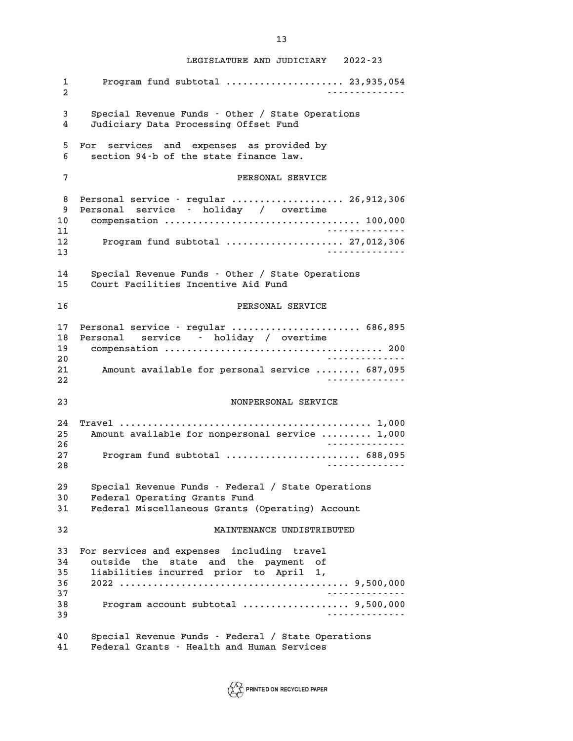Program fund subtotal .................... 23,935,054

Special Revenue Funds - Other / State Operations
Judiciary Data Processing Offset Fund

For services and expenses as provided by section 94-b of the state finance law.

PERSONAL SERVICE

Personal service - regular .................... 26,912,306
Personal service - holiday / overtime compensation .................................. 100,000

Program fund subtotal .................... 27,012,306

Special Revenue Funds - Other / State Operations
Court Facilities Incentive Aid Fund

PERSONAL SERVICE

Personal service - regular ...................... 686,895
Personal service - holiday / overtime compensation ...................................... 200

Amount available for personal service ........ 687,095

NONPERSONAL SERVICE

Travel ............................................ 1,000
Amount available for nonpersonal service ......... 1,000

Program fund subtotal ....................... 688,095

Special Revenue Funds - Federal / State Operations
Federal Operating Grants Fund
Federal Miscellaneous Grants (Operating) Account

MAINTENANCE UNDISTRIBUTED

For services and expenses including travel outside the state and the payment of liabilities incurred prior to April 1, 2022 ....................................... 9,500,000

Program account subtotal .................. 9,500,000

Special Revenue Funds - Federal / State Operations
Federal Grants - Health and Human Services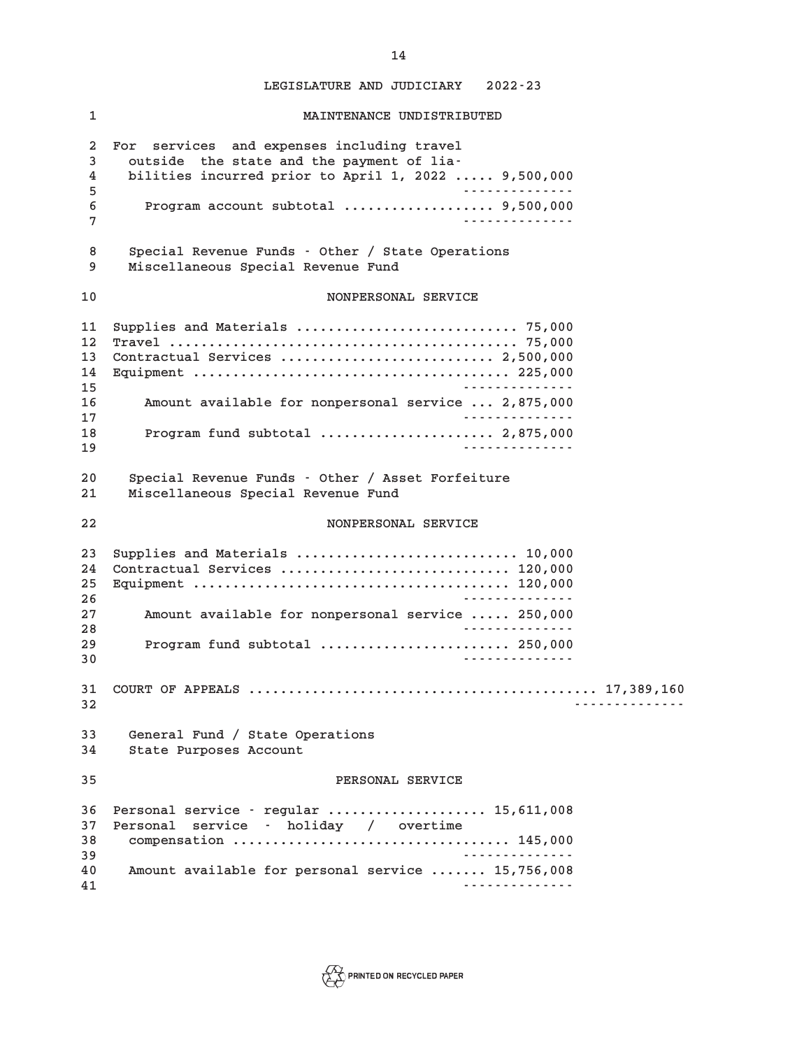LEGISLATURE AND JUDICIARY 2022-23

### MAINTENANCE UNDISTRIBUTED

For services and expenses including travel outside the state and the payment of liabilities incurred prior to April 1, 2022 ..... 9,500,000

Program account subtotal .................. 9,500,000

Special Revenue Funds - Other / State Operations
Miscellaneous Special Revenue Fund

#### NONPERSONAL SERVICE

| Item | Amount |
|---|---|
| Supplies and Materials | 75,000 |
| Travel | 75,000 |
| Contractual Services | 2,500,000 |
| Equipment | 225,000 |
| Amount available for nonpersonal service | 2,875,000 |
| Program fund subtotal | 2,875,000 |

Special Revenue Funds - Other / Asset Forfeiture
Miscellaneous Special Revenue Fund

#### NONPERSONAL SERVICE

| Item | Amount |
|---|---|
| Supplies and Materials | 10,000 |
| Contractual Services | 120,000 |
| Equipment | 120,000 |
| Amount available for nonpersonal service | 250,000 |
| Program fund subtotal | 250,000 |

## COURT OF APPEALS .......................................... 17,389,160

General Fund / State Operations
State Purposes Account

#### PERSONAL SERVICE

| Item | Amount |
|---|---|
| Personal service - regular | 15,611,008 |
| Personal service - holiday / overtime compensation | 145,000 |
| Amount available for personal service | 15,756,008 |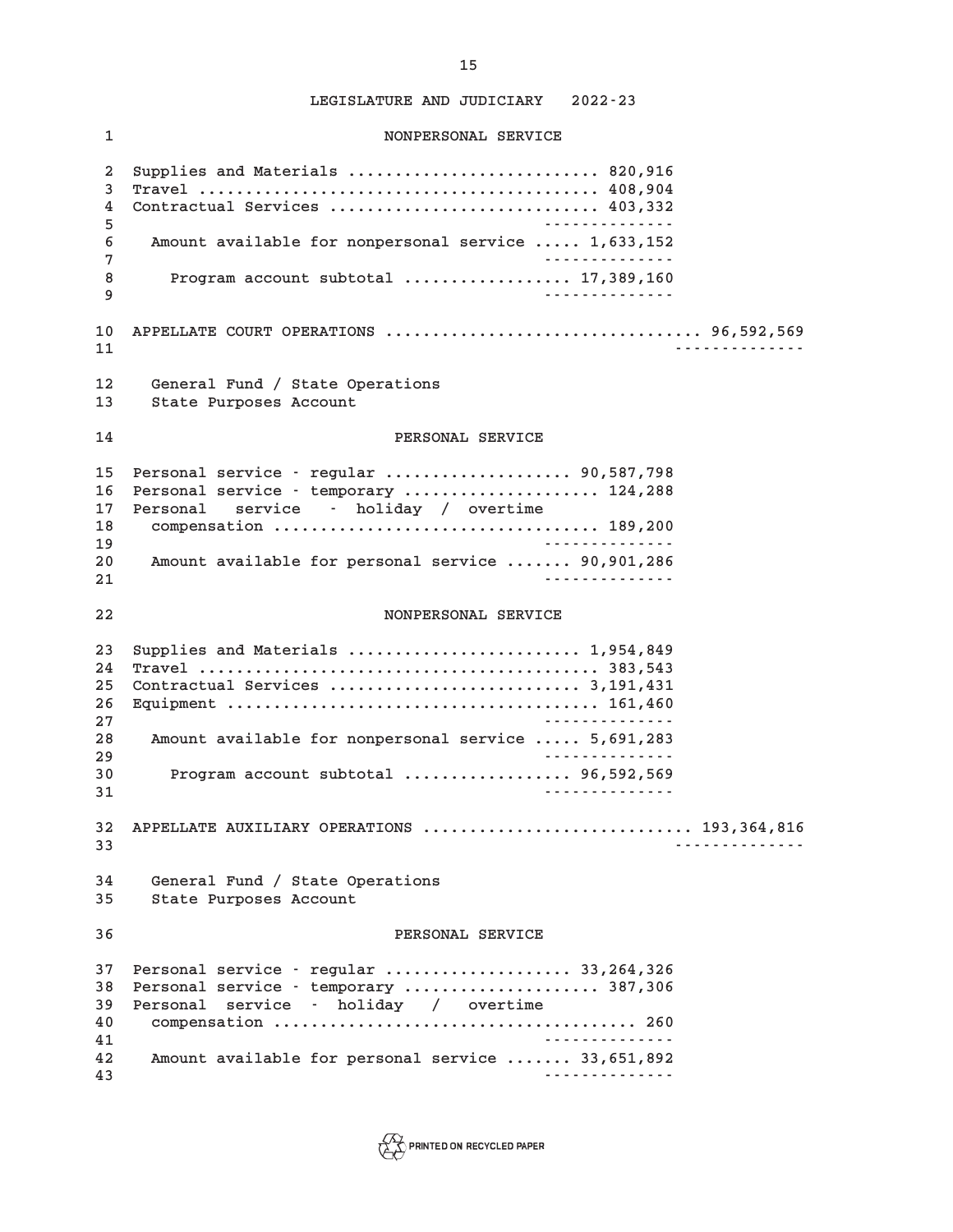LEGISLATURE AND JUDICIARY 2022-23

NONPERSONAL SERVICE

Supplies and Materials .......................... 820,916
Travel .......................................... 408,904
Contractual Services ............................ 403,332

Amount available for nonpersonal service ..... 1,633,152

Program account subtotal ................. 17,389,160

APPELLATE COURT OPERATIONS ................................. 96,592,569

General Fund / State Operations
State Purposes Account

PERSONAL SERVICE

Personal service - regular .................... 90,587,798
Personal service - temporary ..................... 124,288
Personal service - holiday / overtime compensation .................................. 189,200

Amount available for personal service ....... 90,901,286

NONPERSONAL SERVICE

Supplies and Materials ........................ 1,954,849
Travel .......................................... 383,543
Contractual Services .......................... 3,191,431
Equipment ....................................... 161,460

Amount available for nonpersonal service ..... 5,691,283

Program account subtotal ................. 96,592,569

APPELLATE AUXILIARY OPERATIONS ............................ 193,364,816

General Fund / State Operations
State Purposes Account

PERSONAL SERVICE

Personal service - regular .................... 33,264,326
Personal service - temporary ..................... 387,306
Personal service - holiday / overtime compensation ...................................... 260

Amount available for personal service ....... 33,651,892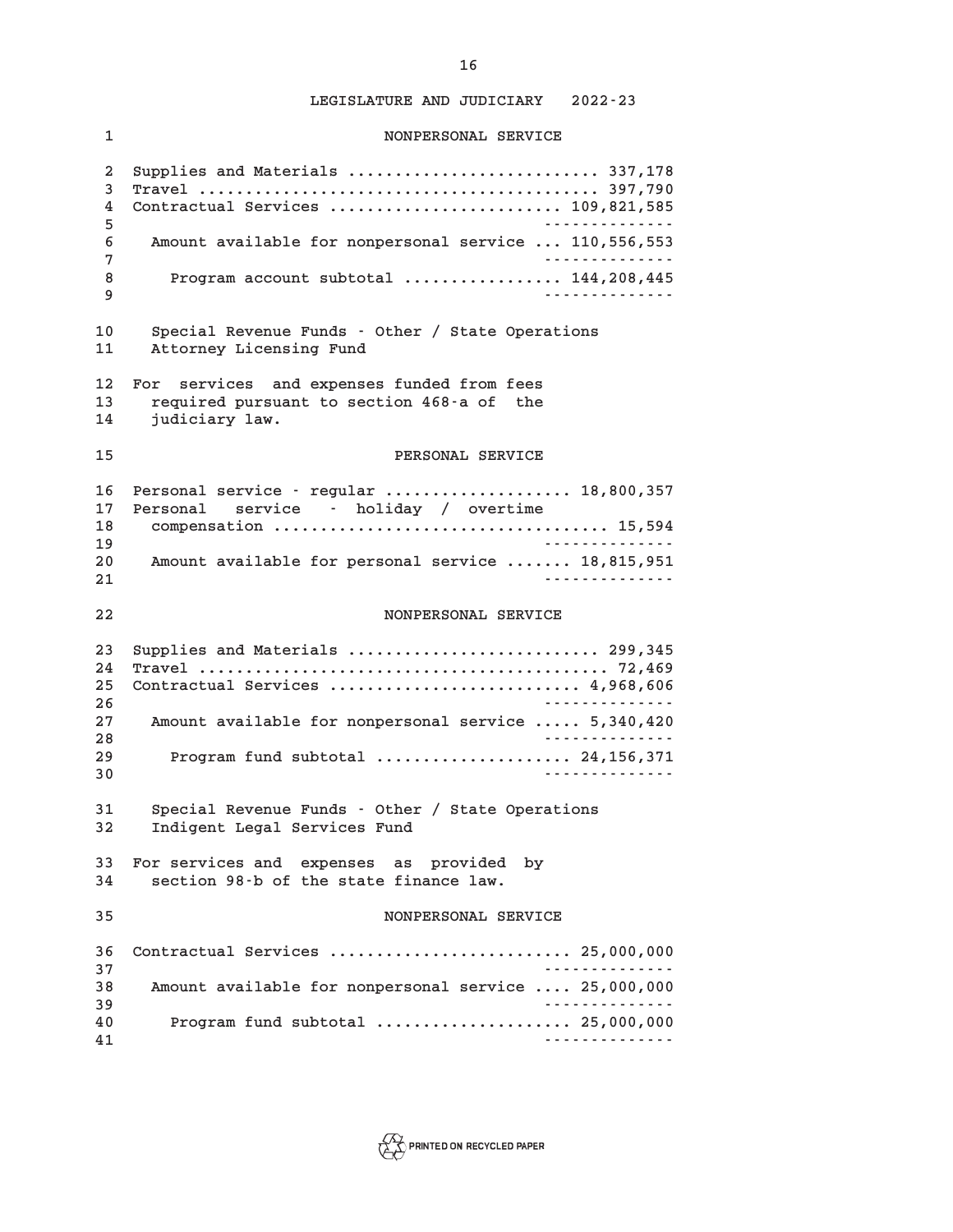LEGISLATURE AND JUDICIARY 2022-23

NONPERSONAL SERVICE

| | |
|---|---|
| Supplies and Materials | 337,178 |
| Travel | 397,790 |
| Contractual Services | 109,821,585 |
| Amount available for nonpersonal service | 110,556,553 |
| Program account subtotal | 144,208,445 |

Special Revenue Funds - Other / State Operations
Attorney Licensing Fund

For services and expenses funded from fees required pursuant to section 468-a of the judiciary law.

PERSONAL SERVICE

| | |
|---|---|
| Personal service - regular | 18,800,357 |
| Personal service - holiday / overtime compensation | 15,594 |
| Amount available for personal service | 18,815,951 |

NONPERSONAL SERVICE

| | |
|---|---|
| Supplies and Materials | 299,345 |
| Travel | 72,469 |
| Contractual Services | 4,968,606 |
| Amount available for nonpersonal service | 5,340,420 |
| Program fund subtotal | 24,156,371 |

Special Revenue Funds - Other / State Operations
Indigent Legal Services Fund

For services and expenses as provided by section 98-b of the state finance law.

NONPERSONAL SERVICE

| | |
|---|---|
| Contractual Services | 25,000,000 |
| Amount available for nonpersonal service | 25,000,000 |
| Program fund subtotal | 25,000,000 |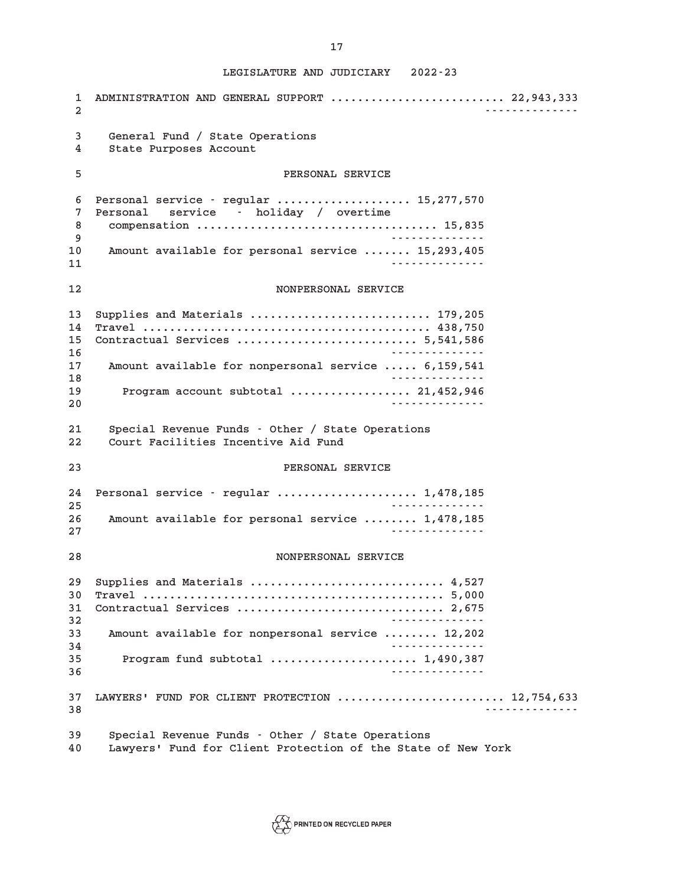LEGISLATURE AND JUDICIARY 2022-23

ADMINISTRATION AND GENERAL SUPPORT .......................... 22,943,333

General Fund / State Operations
State Purposes Account

PERSONAL SERVICE

| Item | Amount |
|---|---|
| Personal service - regular .................... | 15,277,570 |
| Personal service - holiday / overtime compensation .................................. | 15,835 |
| Amount available for personal service ....... | 15,293,405 |

NONPERSONAL SERVICE

| Item | Amount |
|---|---|
| Supplies and Materials .......................... | 179,205 |
| Travel ......................................... | 438,750 |
| Contractual Services .......................... | 5,541,586 |
| Amount available for nonpersonal service ..... | 6,159,541 |
| Program account subtotal ................. | 21,452,946 |

Special Revenue Funds - Other / State Operations
Court Facilities Incentive Aid Fund

PERSONAL SERVICE

| Item | Amount |
|---|---|
| Personal service - regular .................... | 1,478,185 |
| Amount available for personal service ........ | 1,478,185 |

NONPERSONAL SERVICE

| Item | Amount |
|---|---|
| Supplies and Materials ............................ | 4,527 |
| Travel ........................................... | 5,000 |
| Contractual Services .............................. | 2,675 |
| Amount available for nonpersonal service ........ | 12,202 |
| Program fund subtotal ..................... | 1,490,387 |

LAWYERS' FUND FOR CLIENT PROTECTION ........................ 12,754,633

Special Revenue Funds - Other / State Operations
Lawyers' Fund for Client Protection of the State of New York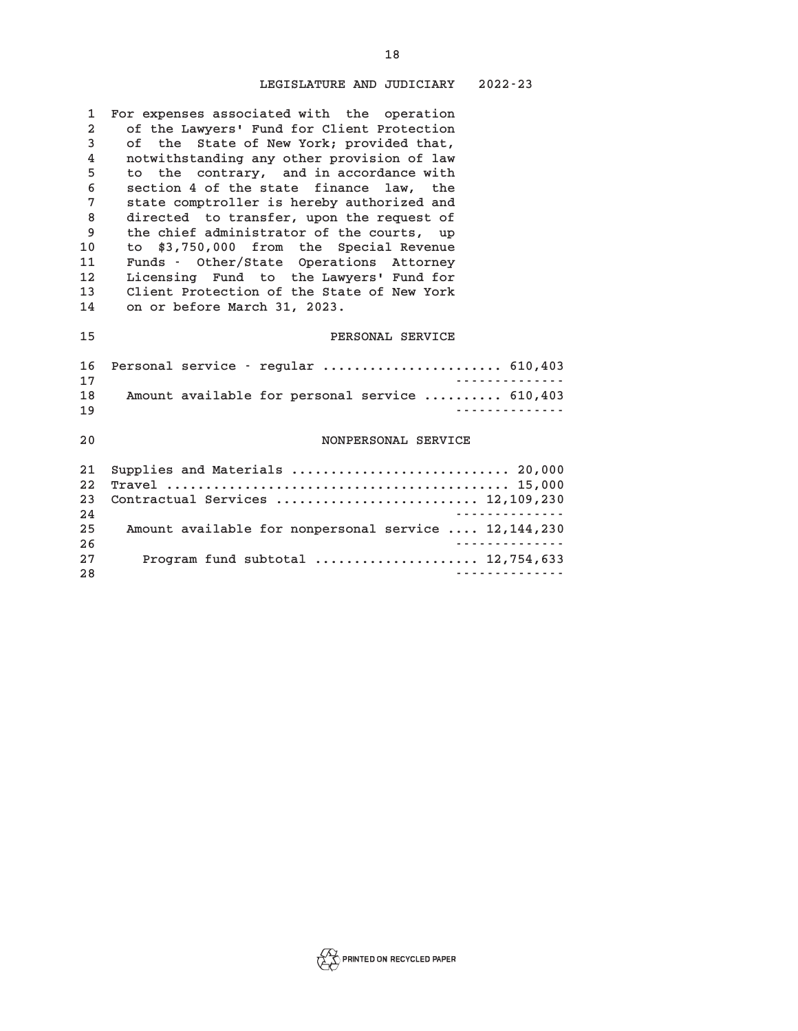For expenses associated with the operation of the Lawyers' Fund for Client Protection of the State of New York; provided that, notwithstanding any other provision of law to the contrary, and in accordance with section 4 of the state finance law, the state comptroller is hereby authorized and directed to transfer, upon the request of the chief administrator of the courts, up to $3,750,000 from the Special Revenue Funds - Other/State Operations Attorney Licensing Fund to the Lawyers' Fund for Client Protection of the State of New York on or before March 31, 2023.

PERSONAL SERVICE

| | |
|---|---|
| Personal service - regular | 610,403 |
| Amount available for personal service | 610,403 |

NONPERSONAL SERVICE

| | |
|---|---|
| Supplies and Materials | 20,000 |
| Travel | 15,000 |
| Contractual Services | 12,109,230 |
| Amount available for nonpersonal service | 12,144,230 |
| Program fund subtotal | 12,754,633 |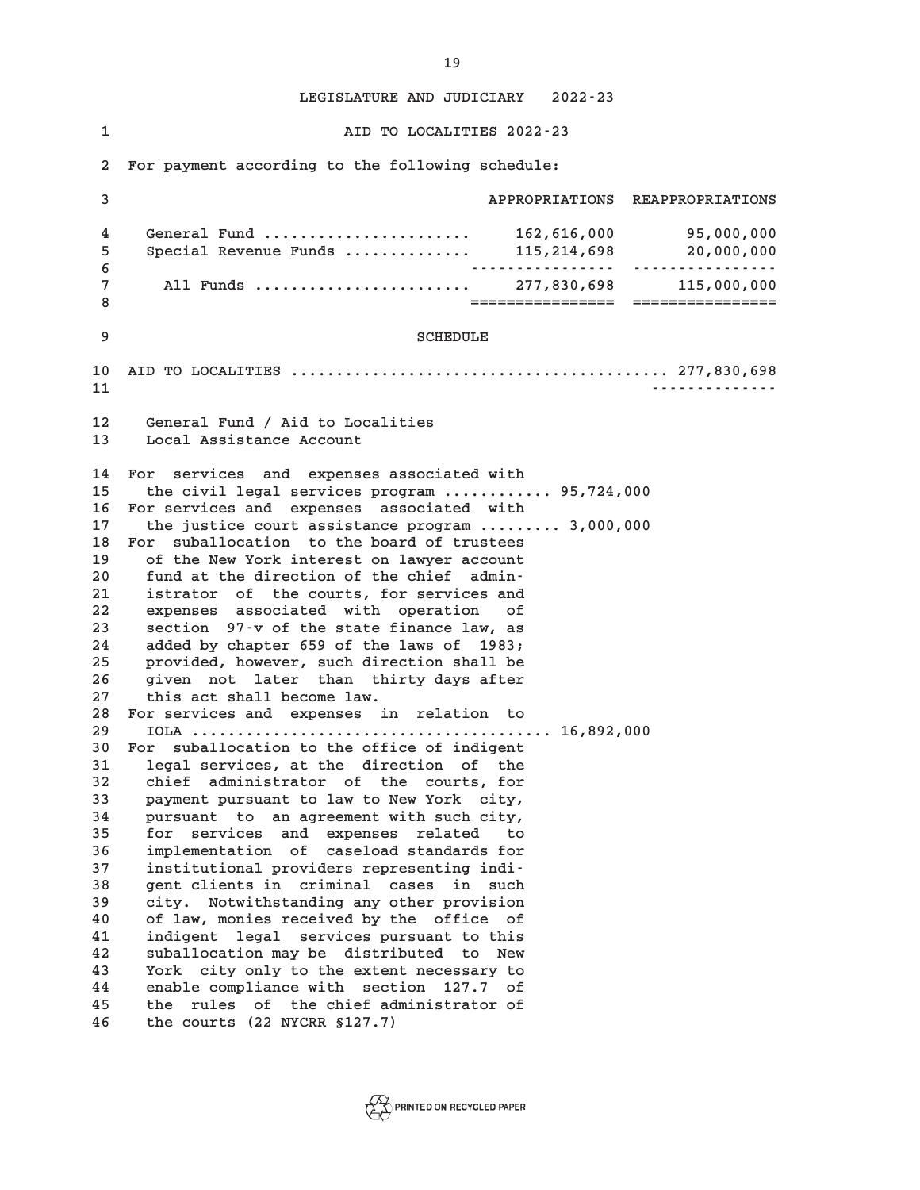LEGISLATURE AND JUDICIARY 2022-23

## AID TO LOCALITIES 2022-23

For payment according to the following schedule:

| | APPROPRIATIONS | REAPPROPRIATIONS |
|---|---|---|
| General Fund ...................... | 162,616,000 | 95,000,000 |
| Special Revenue Funds ............. | 115,214,698 | 20,000,000 |
| All Funds ........................ | 277,830,698 | 115,000,000 |

### SCHEDULE

AID TO LOCALITIES .......................................... 277,830,698

General Fund / Aid to Localities
Local Assistance Account

For services and expenses associated with the civil legal services program ............ 95,724,000

For services and expenses associated with the justice court assistance program ......... 3,000,000

For suballocation to the board of trustees of the New York interest on lawyer account fund at the direction of the chief administrator of the courts, for services and expenses associated with operation of section 97-v of the state finance law, as added by chapter 659 of the laws of 1983; provided, however, such direction shall be given not later than thirty days after this act shall become law.

For services and expenses in relation to IOLA ...................................... 16,892,000

For suballocation to the office of indigent legal services, at the direction of the chief administrator of the courts, for payment pursuant to law to New York city, pursuant to an agreement with such city, for services and expenses related to implementation of caseload standards for institutional providers representing indigent clients in criminal cases in such city. Notwithstanding any other provision of law, monies received by the office of indigent legal services pursuant to this suballocation may be distributed to New York city only to the extent necessary to enable compliance with section 127.7 of the rules of the chief administrator of the courts (22 NYCRR §127.7)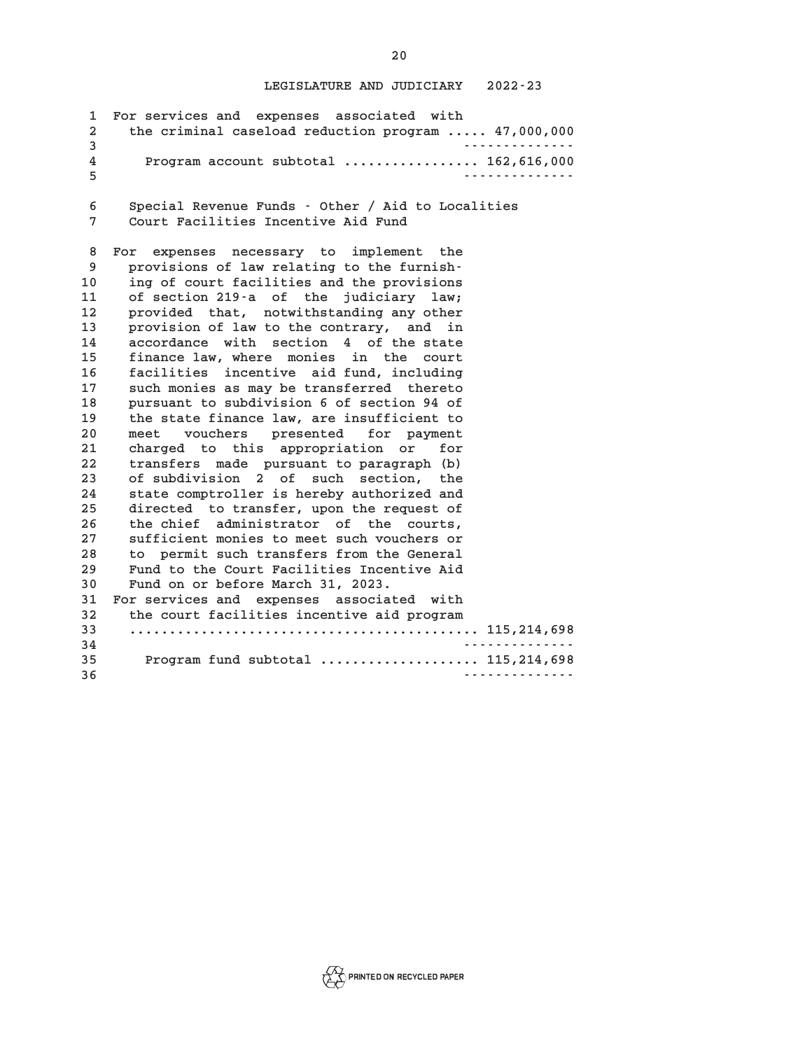For services and expenses associated with the criminal caseload reduction program ..... 47,000,000

Program account subtotal ................. 162,616,000

Special Revenue Funds - Other / Aid to Localities
Court Facilities Incentive Aid Fund

For expenses necessary to implement the provisions of law relating to the furnishing of court facilities and the provisions of section 219-a of the judiciary law; provided that, notwithstanding any other provision of law to the contrary, and in accordance with section 4 of the state finance law, where monies in the court facilities incentive aid fund, including such monies as may be transferred thereto pursuant to subdivision 6 of section 94 of the state finance law, are insufficient to meet vouchers presented for payment charged to this appropriation or for transfers made pursuant to paragraph (b) of subdivision 2 of such section, the state comptroller is hereby authorized and directed to transfer, upon the request of the chief administrator of the courts, sufficient monies to meet such vouchers or to permit such transfers from the General Fund to the Court Facilities Incentive Aid Fund on or before March 31, 2023.

For services and expenses associated with the court facilities incentive aid program ........................................... 115,214,698

Program fund subtotal ................... 115,214,698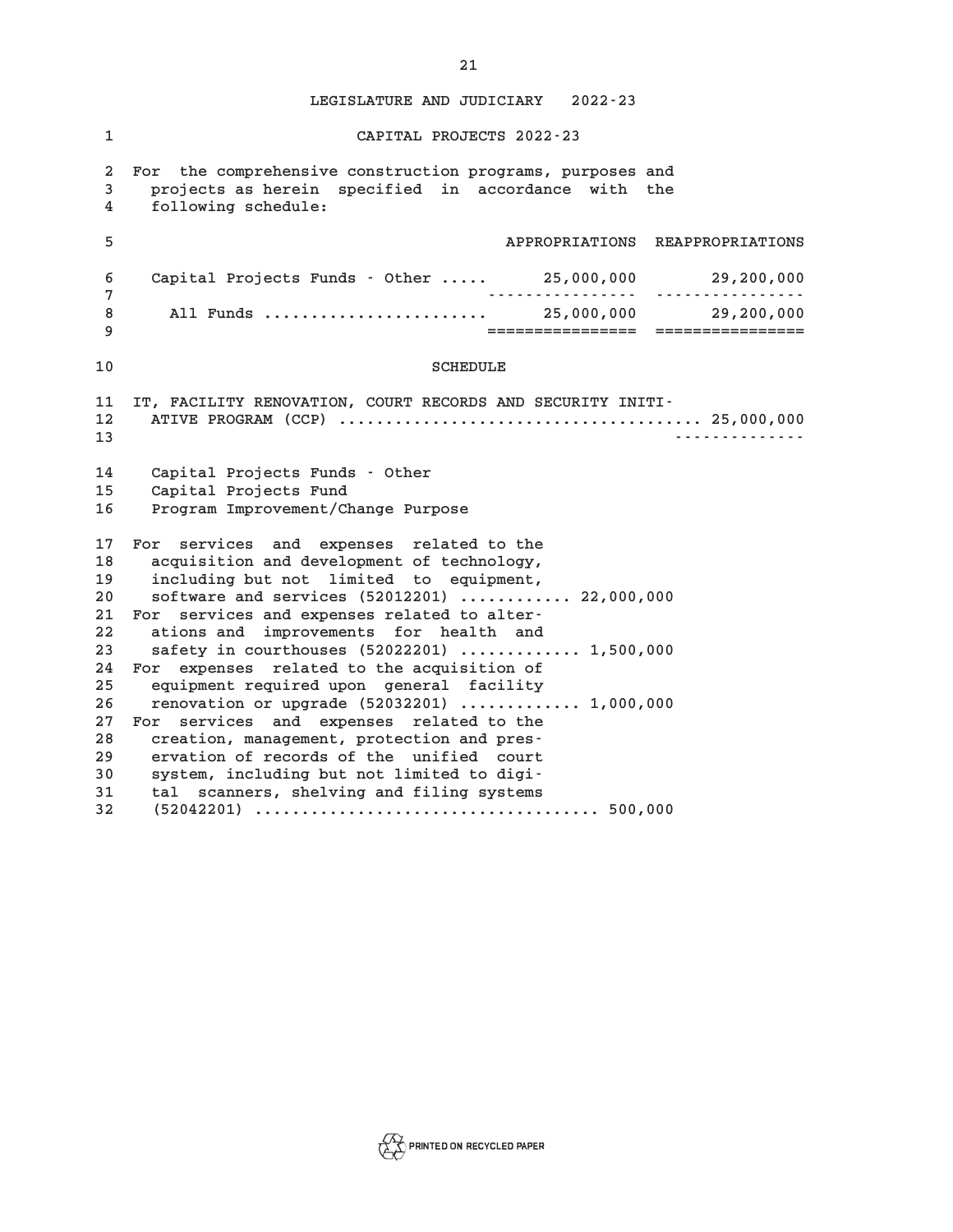## LEGISLATURE AND JUDICIARY 2022-23

# CAPITAL PROJECTS 2022-23

For the comprehensive construction programs, purposes and projects as herein specified in accordance with the following schedule:

| | APPROPRIATIONS | REAPPROPRIATIONS |
|---|---|---|
| Capital Projects Funds - Other ..... | 25,000,000 | 29,200,000 |
| All Funds ........................ | 25,000,000 | 29,200,000 |

## SCHEDULE

IT, FACILITY RENOVATION, COURT RECORDS AND SECURITY INITIATIVE PROGRAM (CCP) ....................................... 25,000,000

Capital Projects Funds - Other
Capital Projects Fund
Program Improvement/Change Purpose

For services and expenses related to the acquisition and development of technology, including but not limited to equipment, software and services (52012201) ............ 22,000,000

For services and expenses related to alterations and improvements for health and safety in courthouses (52022201) ............. 1,500,000

For expenses related to the acquisition of equipment required upon general facility renovation or upgrade (52032201) ............. 1,000,000

For services and expenses related to the creation, management, protection and preservation of records of the unified court system, including but not limited to digital scanners, shelving and filing systems (52042201) .................................... 500,000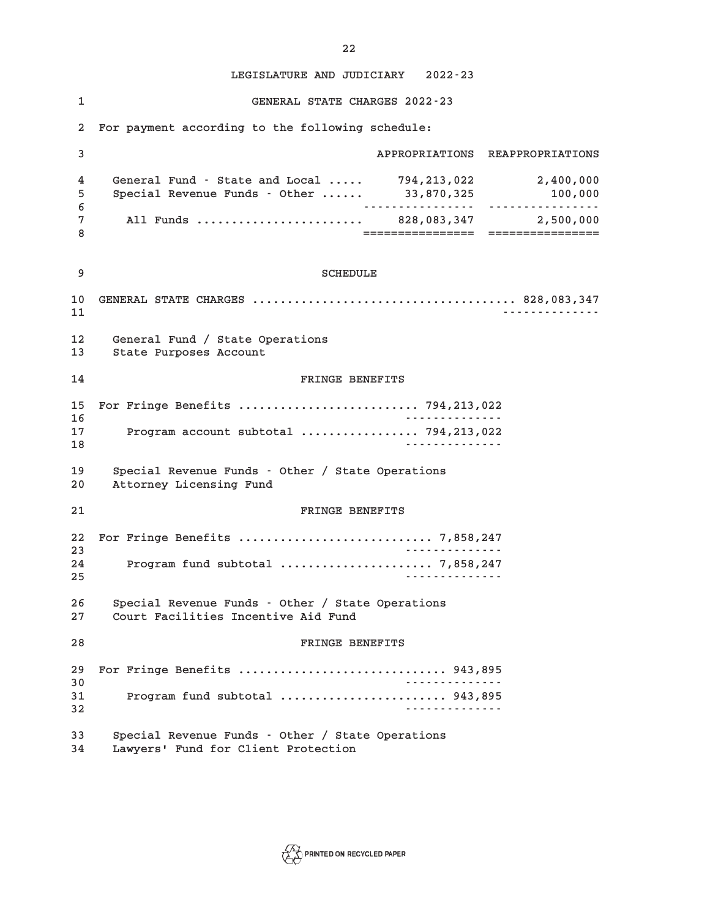LEGISLATURE AND JUDICIARY 2022-23

## GENERAL STATE CHARGES 2022-23

For payment according to the following schedule:

| | APPROPRIATIONS | REAPPROPRIATIONS |
|---|---|---|
| General Fund - State and Local ..... | 794,213,022 | 2,400,000 |
| Special Revenue Funds - Other ...... | 33,870,325 | 100,000 |
| All Funds ........................ | 828,083,347 | 2,500,000 |

### SCHEDULE

GENERAL STATE CHARGES ...................................... 828,083,347

General Fund / State Operations
State Purposes Account

#### FRINGE BENEFITS

For Fringe Benefits .......................... 794,213,022

Program account subtotal ................. 794,213,022

Special Revenue Funds - Other / State Operations
Attorney Licensing Fund

#### FRINGE BENEFITS

For Fringe Benefits ............................ 7,858,247

Program fund subtotal ...................... 7,858,247

Special Revenue Funds - Other / State Operations
Court Facilities Incentive Aid Fund

#### FRINGE BENEFITS

For Fringe Benefits .............................. 943,895

Program fund subtotal ........................ 943,895

Special Revenue Funds - Other / State Operations
Lawyers' Fund for Client Protection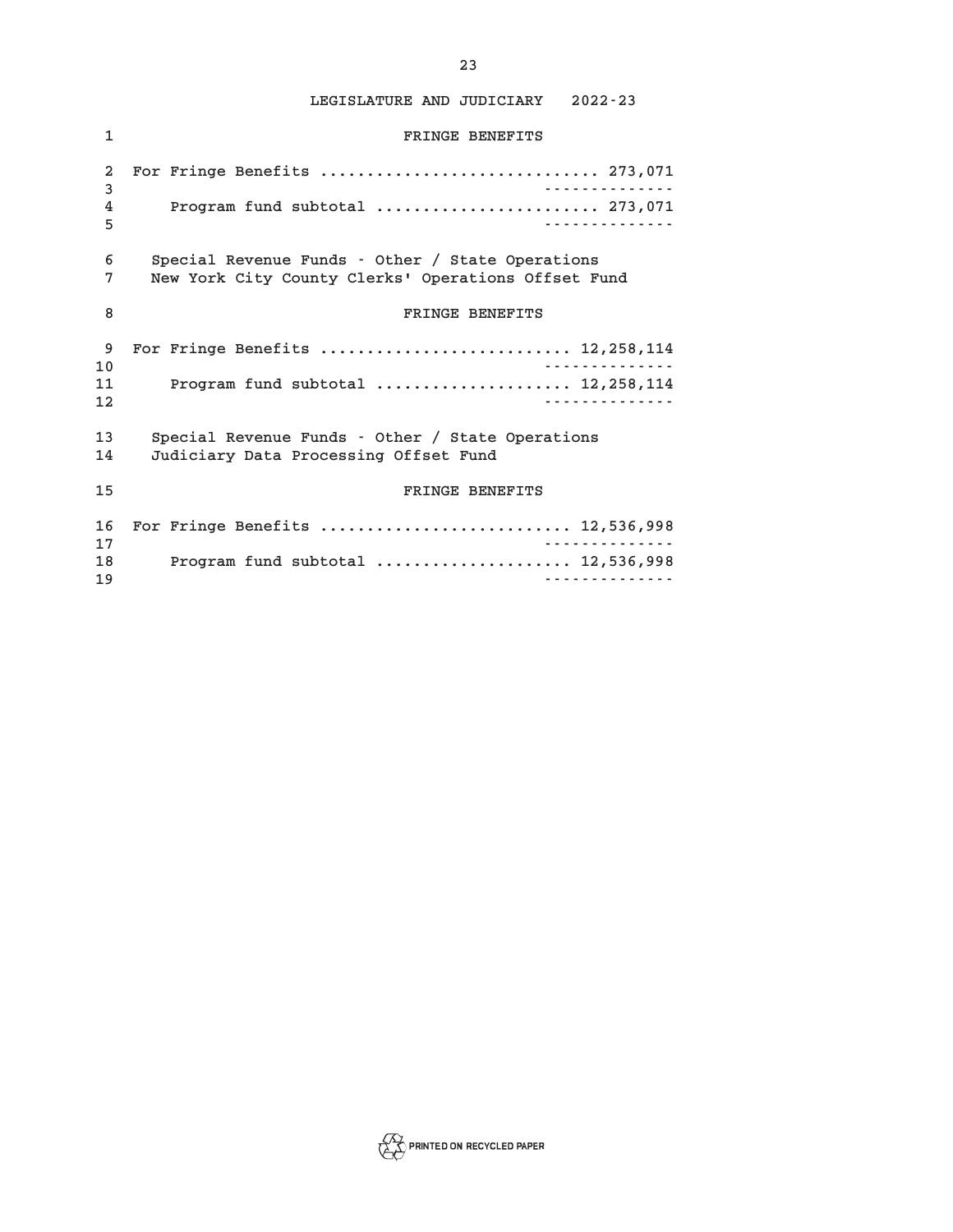FRINGE BENEFITS

For Fringe Benefits .............................. 273,071

Program fund subtotal ........................ 273,071

Special Revenue Funds - Other / State Operations
New York City County Clerks' Operations Offset Fund

FRINGE BENEFITS

For Fringe Benefits ........................... 12,258,114

Program fund subtotal ..................... 12,258,114

Special Revenue Funds - Other / State Operations
Judiciary Data Processing Offset Fund

FRINGE BENEFITS

For Fringe Benefits ........................... 12,536,998

Program fund subtotal ..................... 12,536,998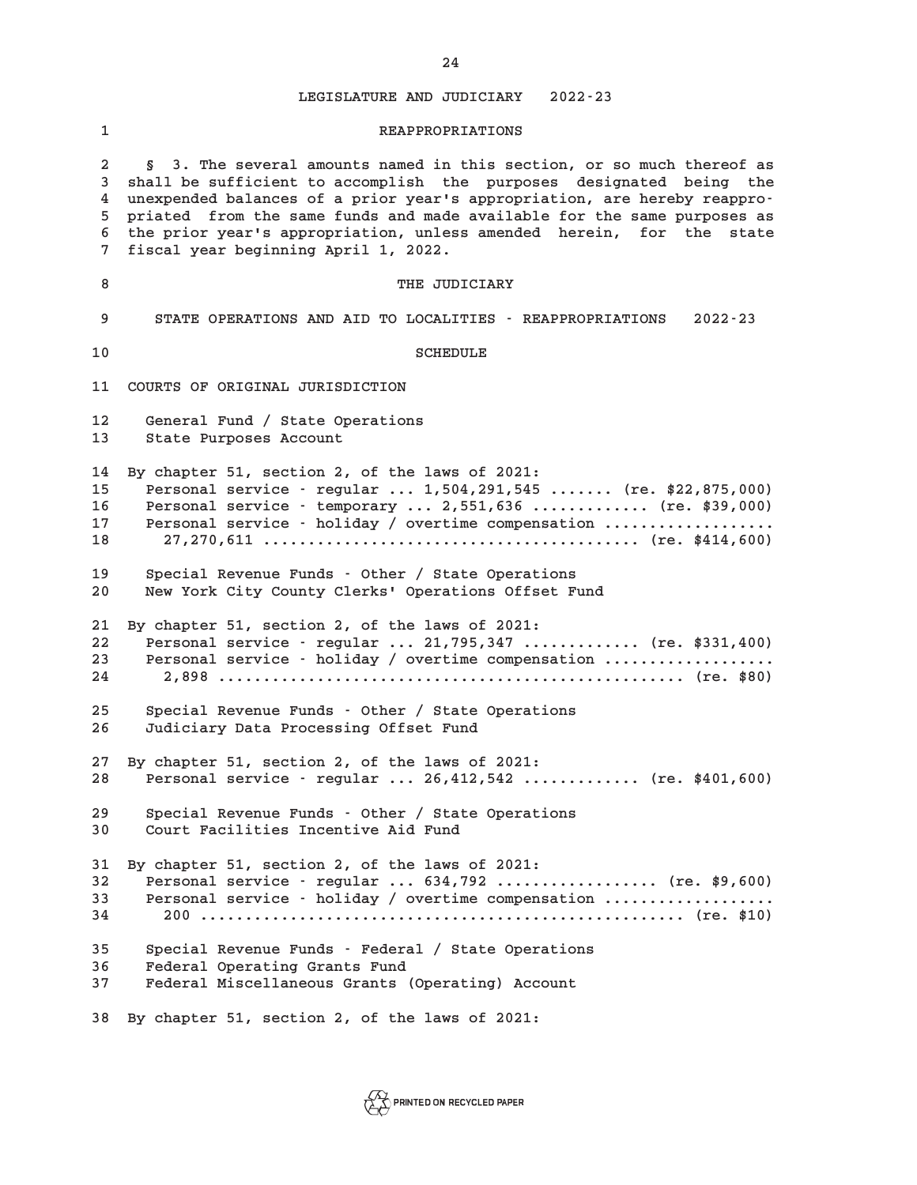## REAPPROPRIATIONS

§ 3. The several amounts named in this section, or so much thereof as shall be sufficient to accomplish the purposes designated being the unexpended balances of a prior year's appropriation, are hereby reappropriated from the same funds and made available for the same purposes as the prior year's appropriation, unless amended herein, for the state fiscal year beginning April 1, 2022.

## THE JUDICIARY

### STATE OPERATIONS AND AID TO LOCALITIES - REAPPROPRIATIONS 2022-23

### SCHEDULE

COURTS OF ORIGINAL JURISDICTION

General Fund / State Operations
State Purposes Account

By chapter 51, section 2, of the laws of 2021:
Personal service - regular ... 1,504,291,545 ....... (re. $22,875,000)
Personal service - temporary ... 2,551,636 ............. (re. $39,000)
Personal service - holiday / overtime compensation ...................
27,270,611 .......................................... (re. $414,600)

Special Revenue Funds - Other / State Operations
New York City County Clerks' Operations Offset Fund

By chapter 51, section 2, of the laws of 2021:
Personal service - regular ... 21,795,347 ............. (re. $331,400)
Personal service - holiday / overtime compensation ...................
2,898 ................................................... (re. $80)

Special Revenue Funds - Other / State Operations
Judiciary Data Processing Offset Fund

By chapter 51, section 2, of the laws of 2021:
Personal service - regular ... 26,412,542 ............. (re. $401,600)

Special Revenue Funds - Other / State Operations
Court Facilities Incentive Aid Fund

By chapter 51, section 2, of the laws of 2021:
Personal service - regular ... 634,792 .................. (re. $9,600)
Personal service - holiday / overtime compensation ...................
200 ..................................................... (re. $10)

Special Revenue Funds - Federal / State Operations
Federal Operating Grants Fund
Federal Miscellaneous Grants (Operating) Account

By chapter 51, section 2, of the laws of 2021: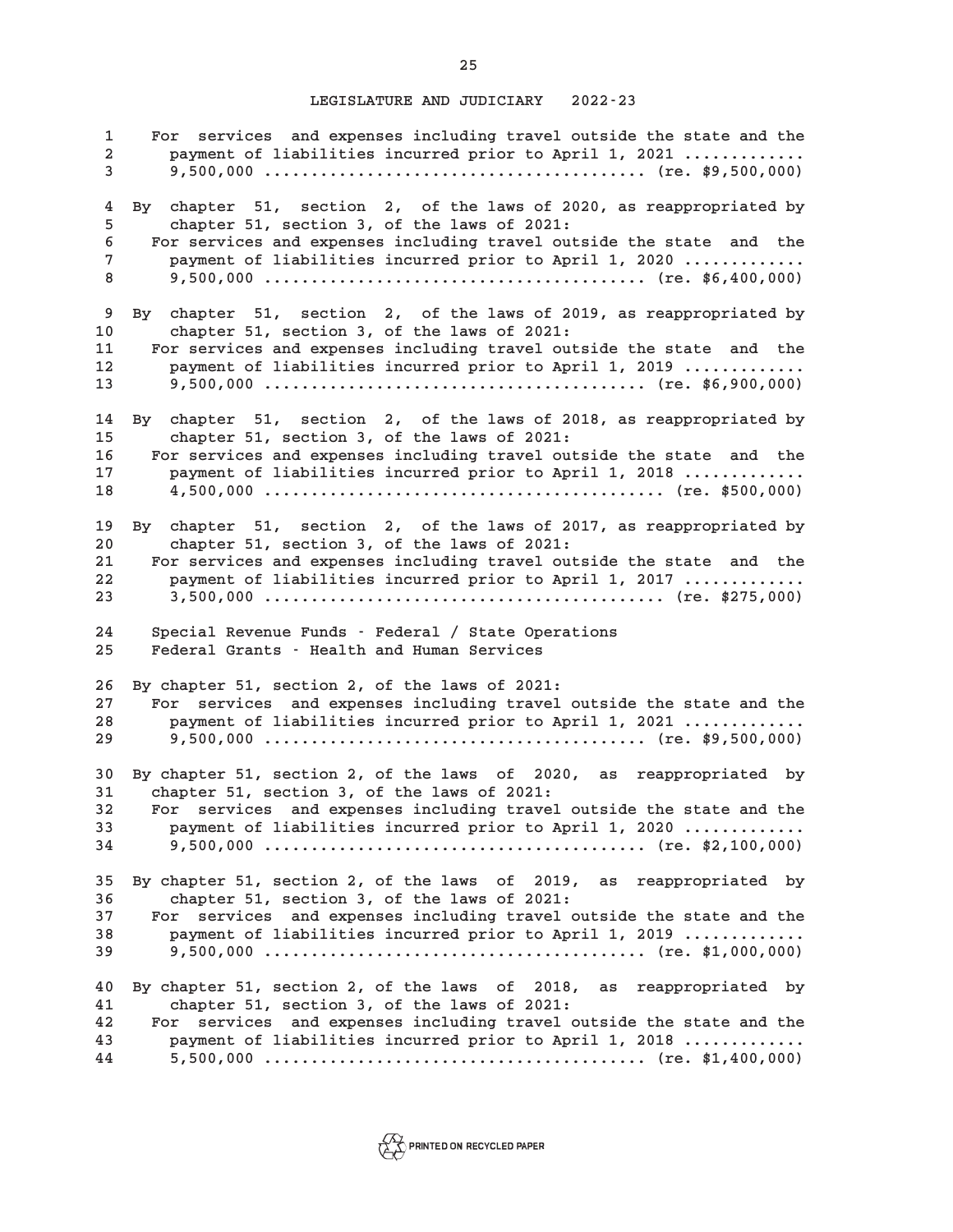For services and expenses including travel outside the state and the payment of liabilities incurred prior to April 1, 2021 ............. 9,500,000 ........................................ (re. $9,500,000)

By chapter 51, section 2, of the laws of 2020, as reappropriated by chapter 51, section 3, of the laws of 2021:

For services and expenses including travel outside the state and the payment of liabilities incurred prior to April 1, 2020 ............. 9,500,000 ........................................ (re. $6,400,000)

By chapter 51, section 2, of the laws of 2019, as reappropriated by chapter 51, section 3, of the laws of 2021:

For services and expenses including travel outside the state and the payment of liabilities incurred prior to April 1, 2019 ............. 9,500,000 ........................................ (re. $6,900,000)

By chapter 51, section 2, of the laws of 2018, as reappropriated by chapter 51, section 3, of the laws of 2021:

For services and expenses including travel outside the state and the payment of liabilities incurred prior to April 1, 2018 ............. 4,500,000 .......................................... (re. $500,000)

By chapter 51, section 2, of the laws of 2017, as reappropriated by chapter 51, section 3, of the laws of 2021:

For services and expenses including travel outside the state and the payment of liabilities incurred prior to April 1, 2017 ............. 3,500,000 .......................................... (re. $275,000)

Special Revenue Funds - Federal / State Operations
Federal Grants - Health and Human Services

By chapter 51, section 2, of the laws of 2021:

For services and expenses including travel outside the state and the payment of liabilities incurred prior to April 1, 2021 ............. 9,500,000 ........................................ (re. $9,500,000)

By chapter 51, section 2, of the laws of 2020, as reappropriated by chapter 51, section 3, of the laws of 2021:

For services and expenses including travel outside the state and the payment of liabilities incurred prior to April 1, 2020 ............. 9,500,000 ........................................ (re. $2,100,000)

By chapter 51, section 2, of the laws of 2019, as reappropriated by chapter 51, section 3, of the laws of 2021:

For services and expenses including travel outside the state and the payment of liabilities incurred prior to April 1, 2019 ............. 9,500,000 ........................................ (re. $1,000,000)

By chapter 51, section 2, of the laws of 2018, as reappropriated by chapter 51, section 3, of the laws of 2021:

For services and expenses including travel outside the state and the payment of liabilities incurred prior to April 1, 2018 ............. 5,500,000 ........................................ (re. $1,400,000)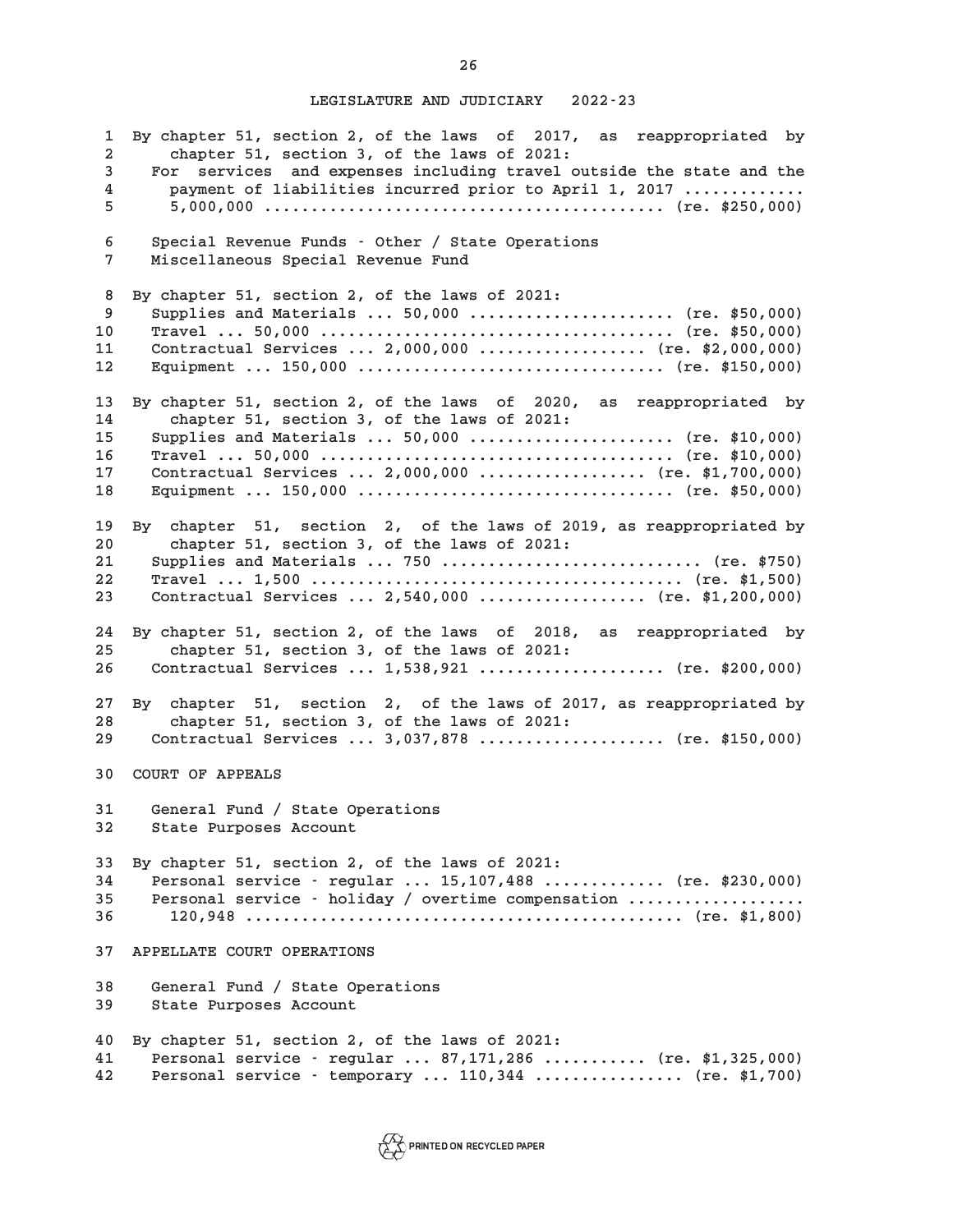By chapter 51, section 2, of the laws of 2017, as reappropriated by chapter 51, section 3, of the laws of 2021:

For services and expenses including travel outside the state and the payment of liabilities incurred prior to April 1, 2017 ............ 5,000,000 .......................................... (re. $250,000)

Special Revenue Funds - Other / State Operations
Miscellaneous Special Revenue Fund

By chapter 51, section 2, of the laws of 2021:

Supplies and Materials ... 50,000 ..................... (re. $50,000)
Travel ... 50,000 ..................................... (re. $50,000)
Contractual Services ... 2,000,000 ................. (re. $2,000,000)
Equipment ... 150,000 ................................ (re. $150,000)

By chapter 51, section 2, of the laws of 2020, as reappropriated by chapter 51, section 3, of the laws of 2021:

Supplies and Materials ... 50,000 ..................... (re. $10,000)
Travel ... 50,000 ..................................... (re. $10,000)
Contractual Services ... 2,000,000 ................. (re. $1,700,000)
Equipment ... 150,000 ................................. (re. $50,000)

By chapter 51, section 2, of the laws of 2019, as reappropriated by chapter 51, section 3, of the laws of 2021:

Supplies and Materials ... 750 ........................... (re. $750)
Travel ... 1,500 ....................................... (re. $1,500)
Contractual Services ... 2,540,000 ................. (re. $1,200,000)

By chapter 51, section 2, of the laws of 2018, as reappropriated by chapter 51, section 3, of the laws of 2021:

Contractual Services ... 1,538,921 ................... (re. $200,000)

By chapter 51, section 2, of the laws of 2017, as reappropriated by chapter 51, section 3, of the laws of 2021:

Contractual Services ... 3,037,878 ................... (re. $150,000)

COURT OF APPEALS

General Fund / State Operations
State Purposes Account

By chapter 51, section 2, of the laws of 2021:

Personal service - regular ... 15,107,488 ............ (re. $230,000)
Personal service - holiday / overtime compensation .................. 120,948 ............................................. (re. $1,800)

APPELLATE COURT OPERATIONS

General Fund / State Operations
State Purposes Account

By chapter 51, section 2, of the laws of 2021:

Personal service - regular ... 87,171,286 ........... (re. $1,325,000)
Personal service - temporary ... 110,344 ................ (re. $1,700)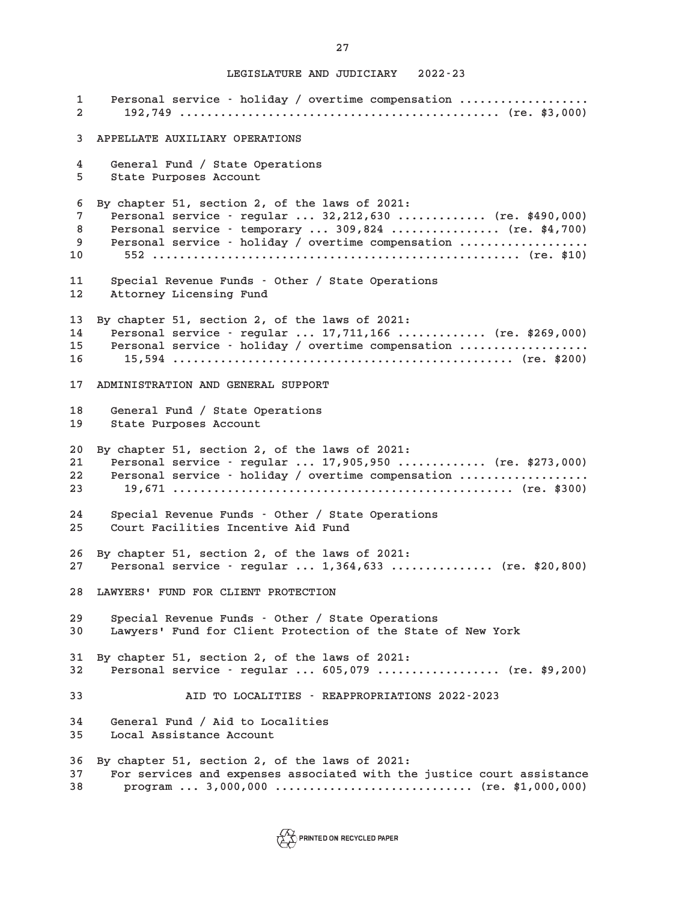Personal service - holiday / overtime compensation ..................
192,749 ............................................. (re. $3,000)

APPELLATE AUXILIARY OPERATIONS

General Fund / State Operations
State Purposes Account

By chapter 51, section 2, of the laws of 2021:
Personal service - regular ... 32,212,630 ............ (re. $490,000)
Personal service - temporary ... 309,824 ............... (re. $4,700)
Personal service - holiday / overtime compensation ..................
552 .................................................... (re. $10)

Special Revenue Funds - Other / State Operations
Attorney Licensing Fund

By chapter 51, section 2, of the laws of 2021:
Personal service - regular ... 17,711,166 ............ (re. $269,000)
Personal service - holiday / overtime compensation ..................
15,594 ................................................ (re. $200)

ADMINISTRATION AND GENERAL SUPPORT

General Fund / State Operations
State Purposes Account

By chapter 51, section 2, of the laws of 2021:
Personal service - regular ... 17,905,950 ............ (re. $273,000)
Personal service - holiday / overtime compensation ..................
19,671 ................................................ (re. $300)

Special Revenue Funds - Other / State Operations
Court Facilities Incentive Aid Fund

By chapter 51, section 2, of the laws of 2021:
Personal service - regular ... 1,364,633 .............. (re. $20,800)

LAWYERS' FUND FOR CLIENT PROTECTION

Special Revenue Funds - Other / State Operations
Lawyers' Fund for Client Protection of the State of New York

By chapter 51, section 2, of the laws of 2021:
Personal service - regular ... 605,079 ................. (re. $9,200)

AID TO LOCALITIES - REAPPROPRIATIONS 2022-2023

General Fund / Aid to Localities
Local Assistance Account

By chapter 51, section 2, of the laws of 2021:
For services and expenses associated with the justice court assistance
program ... 3,000,000 ............................ (re. $1,000,000)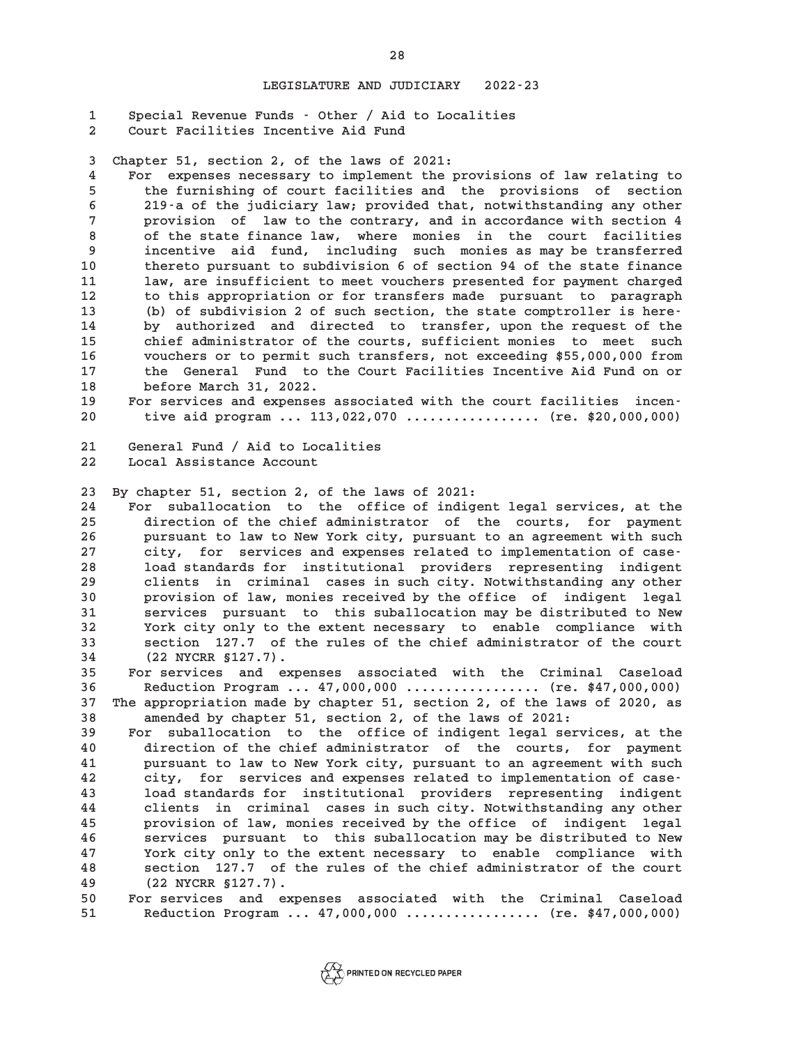Special Revenue Funds - Other / Aid to Localities
Court Facilities Incentive Aid Fund

Chapter 51, section 2, of the laws of 2021:

For expenses necessary to implement the provisions of law relating to the furnishing of court facilities and the provisions of section 219-a of the judiciary law; provided that, notwithstanding any other provision of law to the contrary, and in accordance with section 4 of the state finance law, where monies in the court facilities incentive aid fund, including such monies as may be transferred thereto pursuant to subdivision 6 of section 94 of the state finance law, are insufficient to meet vouchers presented for payment charged to this appropriation or for transfers made pursuant to paragraph (b) of subdivision 2 of such section, the state comptroller is hereby authorized and directed to transfer, upon the request of the chief administrator of the courts, sufficient monies to meet such vouchers or to permit such transfers, not exceeding $55,000,000 from the General Fund to the Court Facilities Incentive Aid Fund on or before March 31, 2022.

For services and expenses associated with the court facilities incentive aid program ... 113,022,070 ................ (re. $20,000,000)

General Fund / Aid to Localities
Local Assistance Account

By chapter 51, section 2, of the laws of 2021:

For suballocation to the office of indigent legal services, at the direction of the chief administrator of the courts, for payment pursuant to law to New York city, pursuant to an agreement with such city, for services and expenses related to implementation of caseload standards for institutional providers representing indigent clients in criminal cases in such city. Notwithstanding any other provision of law, monies received by the office of indigent legal services pursuant to this suballocation may be distributed to New York city only to the extent necessary to enable compliance with section 127.7 of the rules of the chief administrator of the court (22 NYCRR §127.7).

For services and expenses associated with the Criminal Caseload Reduction Program ... 47,000,000 ................ (re. $47,000,000)

The appropriation made by chapter 51, section 2, of the laws of 2020, as amended by chapter 51, section 2, of the laws of 2021:

For suballocation to the office of indigent legal services, at the direction of the chief administrator of the courts, for payment pursuant to law to New York city, pursuant to an agreement with such city, for services and expenses related to implementation of caseload standards for institutional providers representing indigent clients in criminal cases in such city. Notwithstanding any other provision of law, monies received by the office of indigent legal services pursuant to this suballocation may be distributed to New York city only to the extent necessary to enable compliance with section 127.7 of the rules of the chief administrator of the court (22 NYCRR §127.7).

For services and expenses associated with the Criminal Caseload Reduction Program ... 47,000,000 ................ (re. $47,000,000)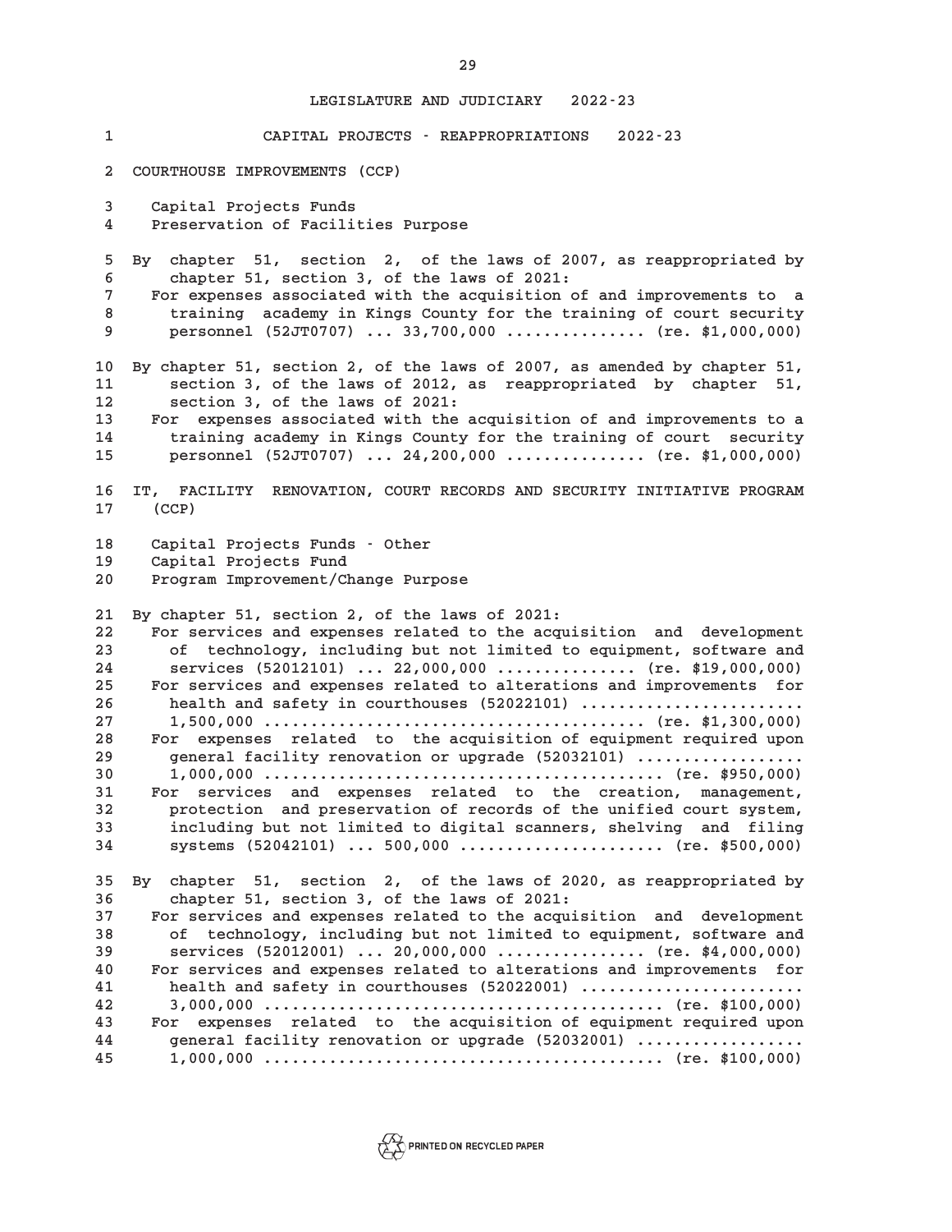LEGISLATURE AND JUDICIARY 2022-23

CAPITAL PROJECTS - REAPPROPRIATIONS 2022-23

COURTHOUSE IMPROVEMENTS (CCP)

Capital Projects Funds
Preservation of Facilities Purpose

By chapter 51, section 2, of the laws of 2007, as reappropriated by chapter 51, section 3, of the laws of 2021:
For expenses associated with the acquisition of and improvements to a training academy in Kings County for the training of court security personnel (52JT0707) ... 33,700,000 .............. (re. $1,000,000)

By chapter 51, section 2, of the laws of 2007, as amended by chapter 51, section 3, of the laws of 2012, as reappropriated by chapter 51, section 3, of the laws of 2021:
For expenses associated with the acquisition of and improvements to a training academy in Kings County for the training of court security personnel (52JT0707) ... 24,200,000 .............. (re. $1,000,000)

IT, FACILITY RENOVATION, COURT RECORDS AND SECURITY INITIATIVE PROGRAM (CCP)

Capital Projects Funds - Other
Capital Projects Fund
Program Improvement/Change Purpose

By chapter 51, section 2, of the laws of 2021:
For services and expenses related to the acquisition and development of technology, including but not limited to equipment, software and services (52012101) ... 22,000,000 .............. (re. $19,000,000)
For services and expenses related to alterations and improvements for health and safety in courthouses (52022101) ....................... 1,500,000 ....................................... (re. $1,300,000)
For expenses related to the acquisition of equipment required upon general facility renovation or upgrade (52032101) .................. 1,000,000 ......................................... (re. $950,000)
For services and expenses related to the creation, management, protection and preservation of records of the unified court system, including but not limited to digital scanners, shelving and filing systems (52042101) ... 500,000 ..................... (re. $500,000)

By chapter 51, section 2, of the laws of 2020, as reappropriated by chapter 51, section 3, of the laws of 2021:
For services and expenses related to the acquisition and development of technology, including but not limited to equipment, software and services (52012001) ... 20,000,000 ............... (re. $4,000,000)
For services and expenses related to alterations and improvements for health and safety in courthouses (52022001) ....................... 3,000,000 ......................................... (re. $100,000)
For expenses related to the acquisition of equipment required upon general facility renovation or upgrade (52032001) ................. 1,000,000 ......................................... (re. $100,000)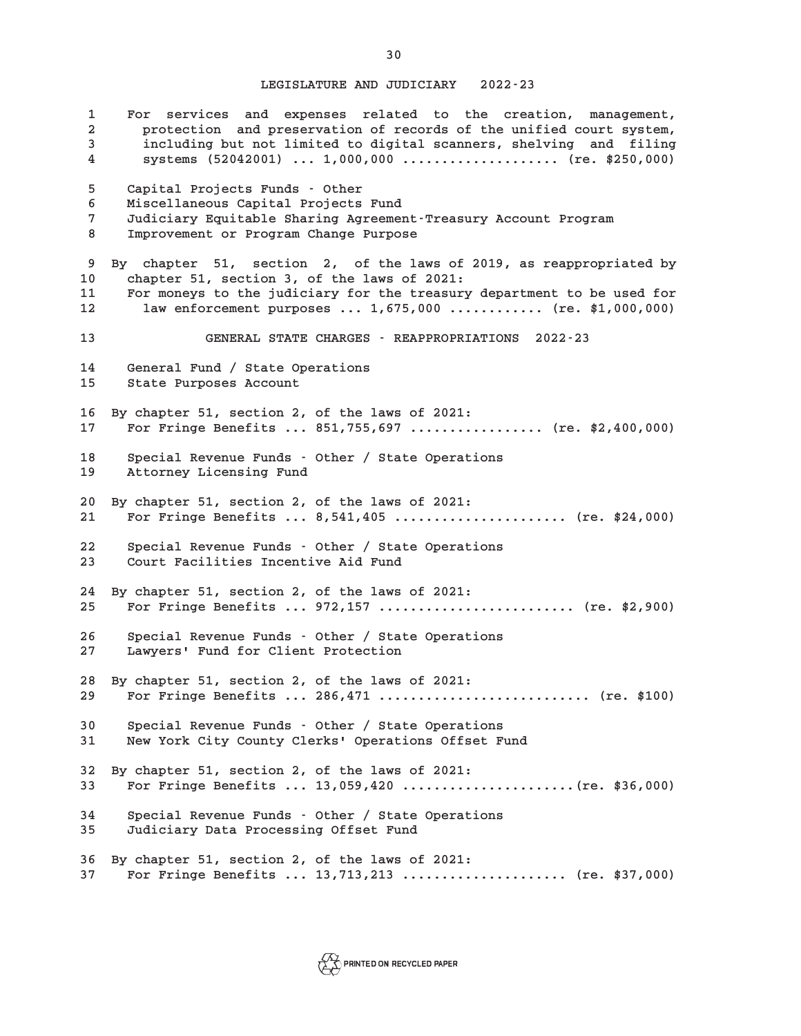LEGISLATURE AND JUDICIARY 2022-23

For services and expenses related to the creation, management, protection and preservation of records of the unified court system, including but not limited to digital scanners, shelving and filing systems (52042001) ... 1,000,000 .................... (re. $250,000)

Capital Projects Funds - Other
Miscellaneous Capital Projects Fund
Judiciary Equitable Sharing Agreement-Treasury Account Program
Improvement or Program Change Purpose

By chapter 51, section 2, of the laws of 2019, as reappropriated by chapter 51, section 3, of the laws of 2021:
For moneys to the judiciary for the treasury department to be used for law enforcement purposes ... 1,675,000 ............ (re. $1,000,000)

## GENERAL STATE CHARGES - REAPPROPRIATIONS 2022-23

General Fund / State Operations
State Purposes Account

By chapter 51, section 2, of the laws of 2021:
For Fringe Benefits ... 851,755,697 ................. (re. $2,400,000)

Special Revenue Funds - Other / State Operations
Attorney Licensing Fund

By chapter 51, section 2, of the laws of 2021:
For Fringe Benefits ... 8,541,405 ...................... (re. $24,000)

Special Revenue Funds - Other / State Operations
Court Facilities Incentive Aid Fund

By chapter 51, section 2, of the laws of 2021:
For Fringe Benefits ... 972,157 ......................... (re. $2,900)

Special Revenue Funds - Other / State Operations
Lawyers' Fund for Client Protection

By chapter 51, section 2, of the laws of 2021:
For Fringe Benefits ... 286,471 ........................... (re. $100)

Special Revenue Funds - Other / State Operations
New York City County Clerks' Operations Offset Fund

By chapter 51, section 2, of the laws of 2021:
For Fringe Benefits ... 13,059,420 ......................(re. $36,000)

Special Revenue Funds - Other / State Operations
Judiciary Data Processing Offset Fund

By chapter 51, section 2, of the laws of 2021:
For Fringe Benefits ... 13,713,213 ..................... (re. $37,000)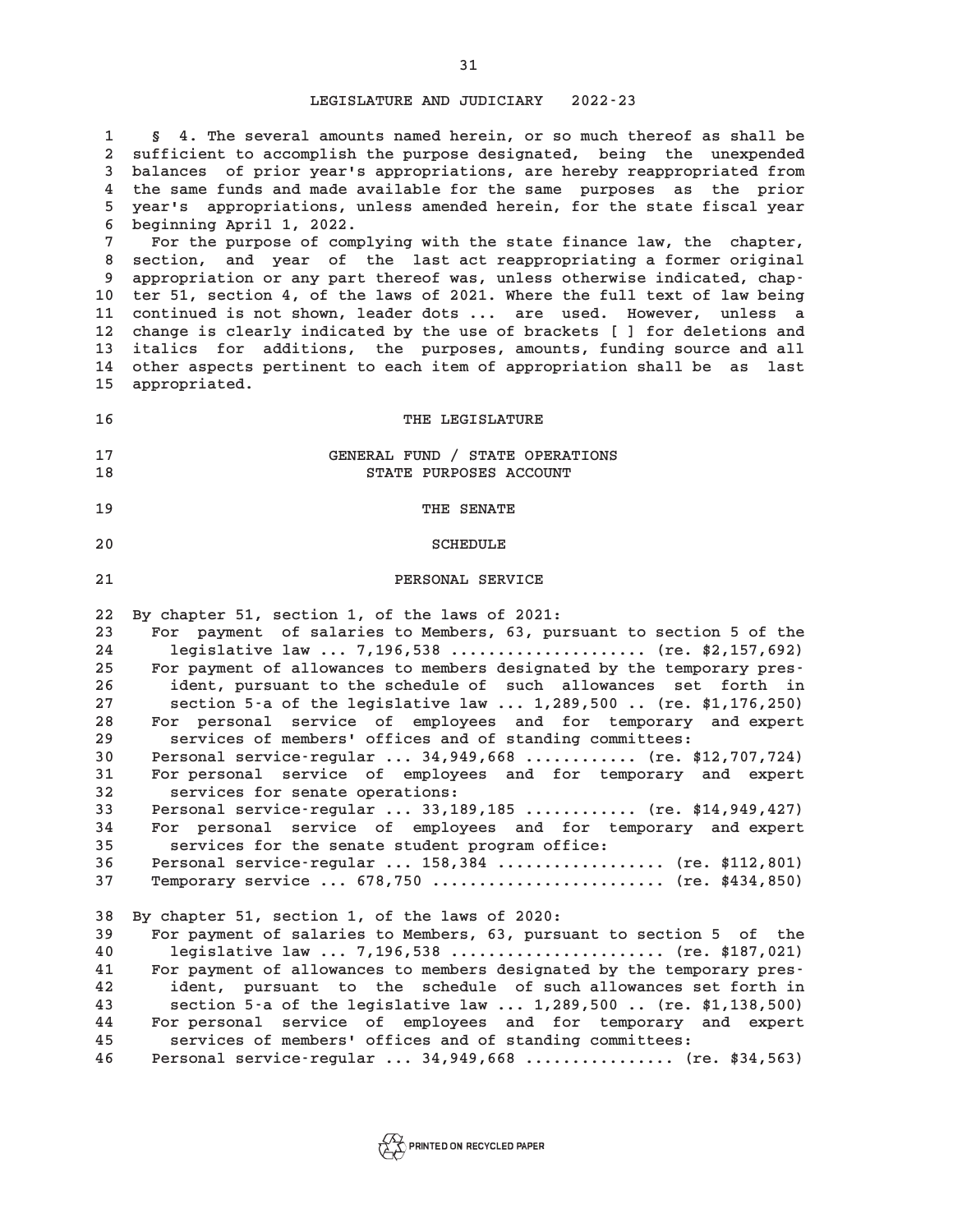§ 4. The several amounts named herein, or so much thereof as shall be sufficient to accomplish the purpose designated, being the unexpended balances of prior year's appropriations, are hereby reappropriated from the same funds and made available for the same purposes as the prior year's appropriations, unless amended herein, for the state fiscal year beginning April 1, 2022.

For the purpose of complying with the state finance law, the chapter, section, and year of the last act reappropriating a former original appropriation or any part thereof was, unless otherwise indicated, chapter 51, section 4, of the laws of 2021. Where the full text of law being continued is not shown, leader dots ... are used. However, unless a change is clearly indicated by the use of brackets [ ] for deletions and italics for additions, the purposes, amounts, funding source and all other aspects pertinent to each item of appropriation shall be as last appropriated.

# THE LEGISLATURE

## GENERAL FUND / STATE OPERATIONS
## STATE PURPOSES ACCOUNT

### THE SENATE

#### SCHEDULE

#### PERSONAL SERVICE

By chapter 51, section 1, of the laws of 2021:

For payment of salaries to Members, 63, pursuant to section 5 of the legislative law ... 7,196,538 .................... (re. $2,157,692)

For payment of allowances to members designated by the temporary president, pursuant to the schedule of such allowances set forth in section 5-a of the legislative law ... 1,289,500 .. (re. $1,176,250)

For personal service of employees and for temporary and expert services of members' offices and of standing committees:

Personal service-regular ... 34,949,668 ........... (re. $12,707,724)

For personal service of employees and for temporary and expert services for senate operations:

Personal service-regular ... 33,189,185 ........... (re. $14,949,427)

For personal service of employees and for temporary and expert services for the senate student program office:

Personal service-regular ... 158,384 ................. (re. $112,801)

Temporary service ... 678,750 ........................ (re. $434,850)

By chapter 51, section 1, of the laws of 2020:

For payment of salaries to Members, 63, pursuant to section 5 of the legislative law ... 7,196,538 ...................... (re. $187,021)

For payment of allowances to members designated by the temporary president, pursuant to the schedule of such allowances set forth in section 5-a of the legislative law ... 1,289,500 .. (re. $1,138,500)

For personal service of employees and for temporary and expert services of members' offices and of standing committees:

Personal service-regular ... 34,949,668 ............... (re. $34,563)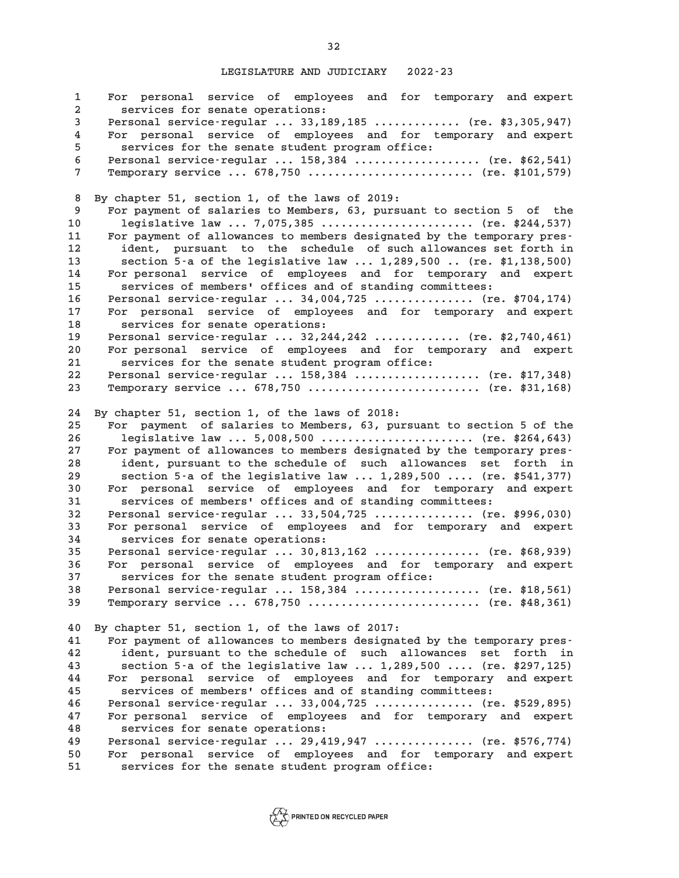For personal service of employees and for temporary and expert services for senate operations:
Personal service-regular ... 33,189,185 ............ (re. $3,305,947)
For personal service of employees and for temporary and expert services for the senate student program office:
Personal service-regular ... 158,384 .................. (re. $62,541)
Temporary service ... 678,750 ........................ (re. $101,579)

By chapter 51, section 1, of the laws of 2019:
For payment of salaries to Members, 63, pursuant to section 5 of the legislative law ... 7,075,385 ..................... (re. $244,537)
For payment of allowances to members designated by the temporary president, pursuant to the schedule of such allowances set forth in section 5-a of the legislative law ... 1,289,500 .. (re. $1,138,500)
For personal service of employees and for temporary and expert services of members' offices and of standing committees:
Personal service-regular ... 34,004,725 .............. (re. $704,174)
For personal service of employees and for temporary and expert services for senate operations:
Personal service-regular ... 32,244,242 ............ (re. $2,740,461)
For personal service of employees and for temporary and expert services for the senate student program office:
Personal service-regular ... 158,384 .................. (re. $17,348)
Temporary service ... 678,750 ......................... (re. $31,168)

By chapter 51, section 1, of the laws of 2018:
For payment of salaries to Members, 63, pursuant to section 5 of the legislative law ... 5,008,500 ..................... (re. $264,643)
For payment of allowances to members designated by the temporary president, pursuant to the schedule of such allowances set forth in section 5-a of the legislative law ... 1,289,500 .... (re. $541,377)
For personal service of employees and for temporary and expert services of members' offices and of standing committees:
Personal service-regular ... 33,504,725 .............. (re. $996,030)
For personal service of employees and for temporary and expert services for senate operations:
Personal service-regular ... 30,813,162 ............... (re. $68,939)
For personal service of employees and for temporary and expert services for the senate student program office:
Personal service-regular ... 158,384 .................. (re. $18,561)
Temporary service ... 678,750 ......................... (re. $48,361)

By chapter 51, section 1, of the laws of 2017:
For payment of allowances to members designated by the temporary president, pursuant to the schedule of such allowances set forth in section 5-a of the legislative law ... 1,289,500 .... (re. $297,125)
For personal service of employees and for temporary and expert services of members' offices and of standing committees:
Personal service-regular ... 33,004,725 .............. (re. $529,895)
For personal service of employees and for temporary and expert services for senate operations:
Personal service-regular ... 29,419,947 .............. (re. $576,774)
For personal service of employees and for temporary and expert services for the senate student program office: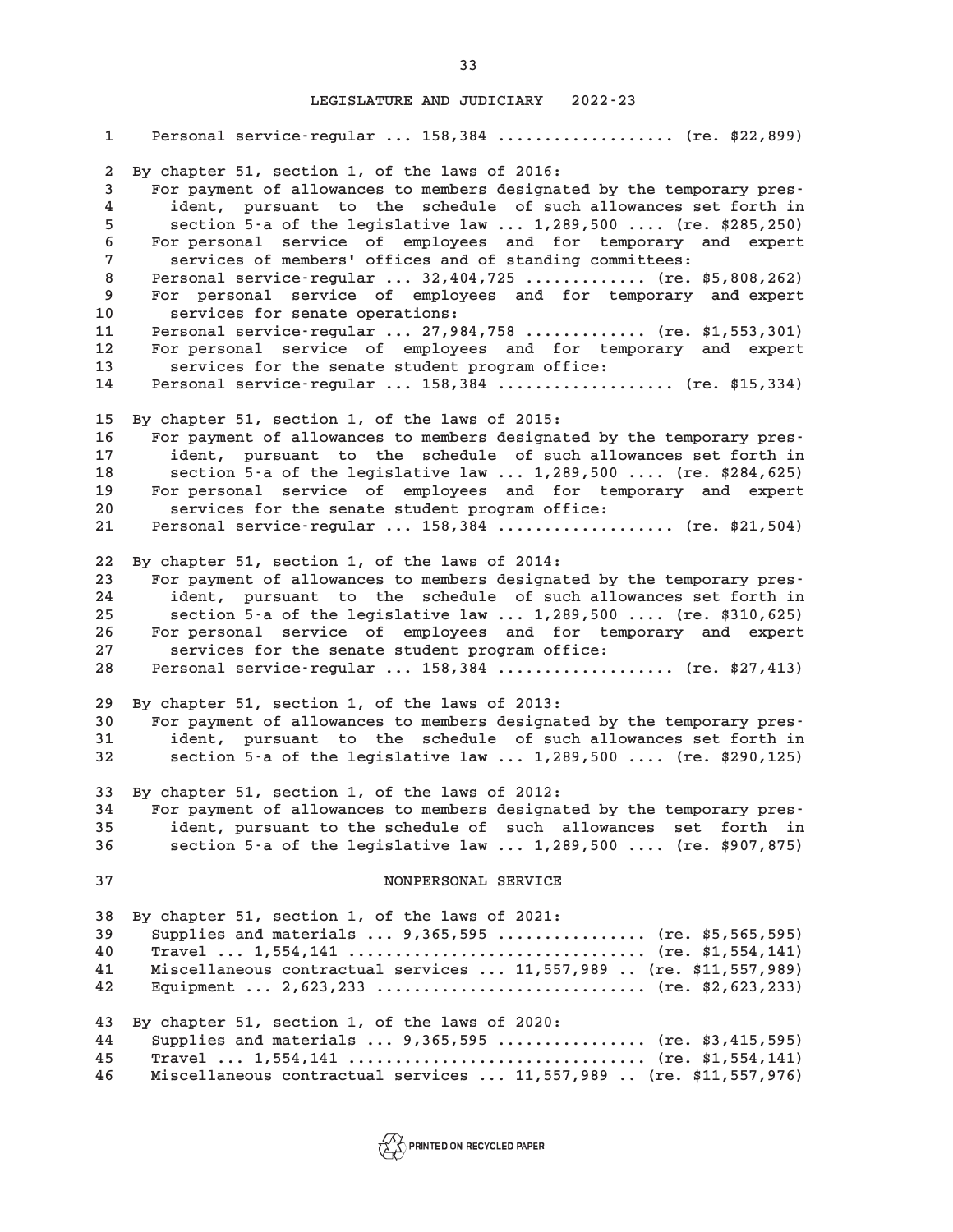Personal service-regular ... 158,384 .................. (re. $22,899)

By chapter 51, section 1, of the laws of 2016:

For payment of allowances to members designated by the temporary president, pursuant to the schedule of such allowances set forth in section 5-a of the legislative law ... 1,289,500 .... (re. $285,250)

For personal service of employees and for temporary and expert services of members' offices and of standing committees:

Personal service-regular ... 32,404,725 ............ (re. $5,808,262)

For personal service of employees and for temporary and expert services for senate operations:

Personal service-regular ... 27,984,758 ............ (re. $1,553,301)

For personal service of employees and for temporary and expert services for the senate student program office:

Personal service-regular ... 158,384 .................. (re. $15,334)

By chapter 51, section 1, of the laws of 2015:

For payment of allowances to members designated by the temporary president, pursuant to the schedule of such allowances set forth in section 5-a of the legislative law ... 1,289,500 .... (re. $284,625)

For personal service of employees and for temporary and expert services for the senate student program office:

Personal service-regular ... 158,384 .................. (re. $21,504)

By chapter 51, section 1, of the laws of 2014:

For payment of allowances to members designated by the temporary president, pursuant to the schedule of such allowances set forth in section 5-a of the legislative law ... 1,289,500 .... (re. $310,625)

For personal service of employees and for temporary and expert services for the senate student program office:

Personal service-regular ... 158,384 .................. (re. $27,413)

By chapter 51, section 1, of the laws of 2013:

For payment of allowances to members designated by the temporary president, pursuant to the schedule of such allowances set forth in section 5-a of the legislative law ... 1,289,500 .... (re. $290,125)

By chapter 51, section 1, of the laws of 2012:

For payment of allowances to members designated by the temporary president, pursuant to the schedule of such allowances set forth in section 5-a of the legislative law ... 1,289,500 .... (re. $907,875)

NONPERSONAL SERVICE

By chapter 51, section 1, of the laws of 2021:

Supplies and materials ... 9,365,595 ............... (re. $5,565,595)

Travel ... 1,554,141 ............................... (re. $1,554,141)

Miscellaneous contractual services ... 11,557,989 .. (re. $11,557,989)

Equipment ... 2,623,233 ............................ (re. $2,623,233)

By chapter 51, section 1, of the laws of 2020:

Supplies and materials ... 9,365,595 ............... (re. $3,415,595)

Travel ... 1,554,141 ............................... (re. $1,554,141)

Miscellaneous contractual services ... 11,557,989 .. (re. $11,557,976)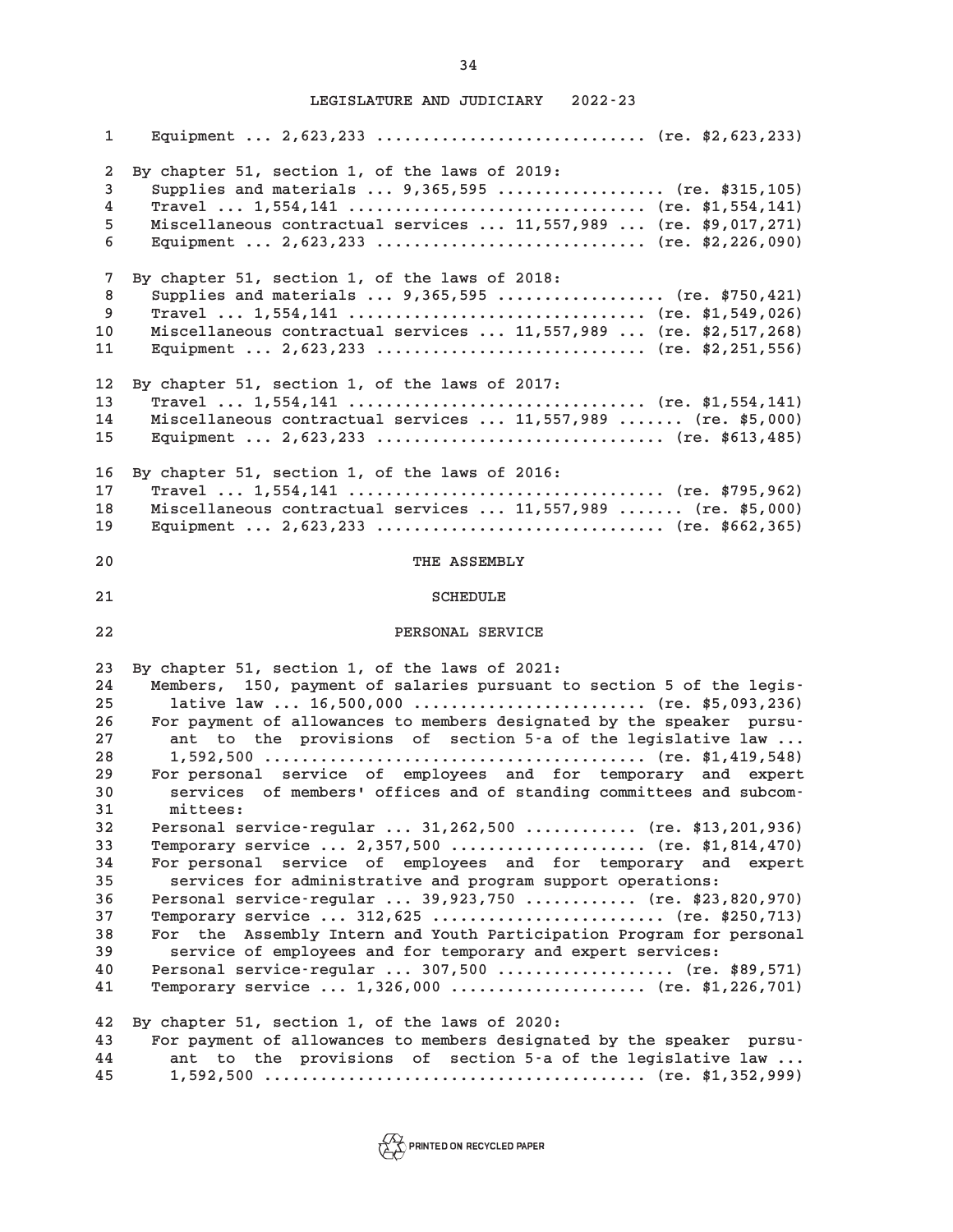Equipment ... 2,623,233 ............................ (re. $2,623,233)

By chapter 51, section 1, of the laws of 2019:
Supplies and materials ... 9,365,595 ................. (re. $315,105)
Travel ... 1,554,141 ............................... (re. $1,554,141)
Miscellaneous contractual services ... 11,557,989 ... (re. $9,017,271)
Equipment ... 2,623,233 ............................ (re. $2,226,090)

By chapter 51, section 1, of the laws of 2018:
Supplies and materials ... 9,365,595 ................. (re. $750,421)
Travel ... 1,554,141 ............................... (re. $1,549,026)
Miscellaneous contractual services ... 11,557,989 ... (re. $2,517,268)
Equipment ... 2,623,233 ............................ (re. $2,251,556)

By chapter 51, section 1, of the laws of 2017:
Travel ... 1,554,141 ............................... (re. $1,554,141)
Miscellaneous contractual services ... 11,557,989 ....... (re. $5,000)
Equipment ... 2,623,233 .............................. (re. $613,485)

By chapter 51, section 1, of the laws of 2016:
Travel ... 1,554,141 ................................. (re. $795,962)
Miscellaneous contractual services ... 11,557,989 ....... (re. $5,000)
Equipment ... 2,623,233 .............................. (re. $662,365)

## THE ASSEMBLY

### SCHEDULE

### PERSONAL SERVICE

By chapter 51, section 1, of the laws of 2021:
Members, 150, payment of salaries pursuant to section 5 of the legislative law ... 16,500,000 ........................ (re. $5,093,236)
For payment of allowances to members designated by the speaker pursuant to the provisions of section 5-a of the legislative law ... 1,592,500 ....................................... (re. $1,419,548)
For personal service of employees and for temporary and expert services of members' offices and of standing committees and subcommittees:
Personal service-regular ... 31,262,500 ........... (re. $13,201,936)
Temporary service ... 2,357,500 .................... (re. $1,814,470)
For personal service of employees and for temporary and expert services for administrative and program support operations:
Personal service-regular ... 39,923,750 ........... (re. $23,820,970)
Temporary service ... 312,625 ........................ (re. $250,713)
For the Assembly Intern and Youth Participation Program for personal service of employees and for temporary and expert services:
Personal service-regular ... 307,500 .................. (re. $89,571)
Temporary service ... 1,326,000 .................... (re. $1,226,701)

By chapter 51, section 1, of the laws of 2020:
For payment of allowances to members designated by the speaker pursuant to the provisions of section 5-a of the legislative law ... 1,592,500 ....................................... (re. $1,352,999)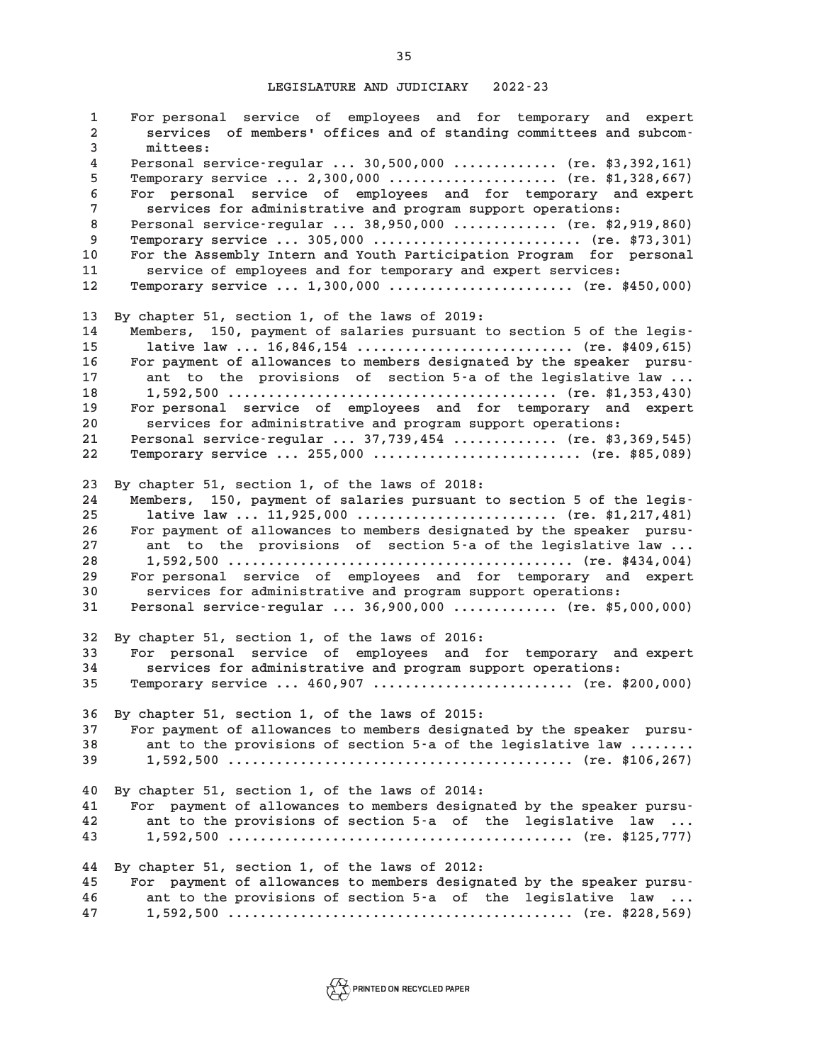For personal service of employees and for temporary and expert services of members' offices and of standing committees and subcommittees:
Personal service-regular ... 30,500,000 ............ (re. $3,392,161)
Temporary service ... 2,300,000 .................... (re. $1,328,667)
For personal service of employees and for temporary and expert services for administrative and program support operations:
Personal service-regular ... 38,950,000 ............ (re. $2,919,860)
Temporary service ... 305,000 ......................... (re. $73,301)
For the Assembly Intern and Youth Participation Program for personal service of employees and for temporary and expert services:
Temporary service ... 1,300,000 ...................... (re. $450,000)

By chapter 51, section 1, of the laws of 2019:
Members, 150, payment of salaries pursuant to section 5 of the legislative law ... 16,846,154 .......................... (re. $409,615)
For payment of allowances to members designated by the speaker pursuant to the provisions of section 5-a of the legislative law ... 1,592,500 ...................................... (re. $1,353,430)
For personal service of employees and for temporary and expert services for administrative and program support operations:
Personal service-regular ... 37,739,454 ............ (re. $3,369,545)
Temporary service ... 255,000 ......................... (re. $85,089)

By chapter 51, section 1, of the laws of 2018:
Members, 150, payment of salaries pursuant to section 5 of the legislative law ... 11,925,000 ....................... (re. $1,217,481)
For payment of allowances to members designated by the speaker pursuant to the provisions of section 5-a of the legislative law ... 1,592,500 ........................................ (re. $434,004)
For personal service of employees and for temporary and expert services for administrative and program support operations:
Personal service-regular ... 36,900,000 ............ (re. $5,000,000)

By chapter 51, section 1, of the laws of 2016:
For personal service of employees and for temporary and expert services for administrative and program support operations:
Temporary service ... 460,907 ........................ (re. $200,000)

By chapter 51, section 1, of the laws of 2015:
For payment of allowances to members designated by the speaker pursuant to the provisions of section 5-a of the legislative law ........ 1,592,500 ........................................ (re. $106,267)

By chapter 51, section 1, of the laws of 2014:
For payment of allowances to members designated by the speaker pursuant to the provisions of section 5-a of the legislative law ... 1,592,500 ........................................ (re. $125,777)

By chapter 51, section 1, of the laws of 2012:
For payment of allowances to members designated by the speaker pursuant to the provisions of section 5-a of the legislative law ... 1,592,500 ........................................ (re. $228,569)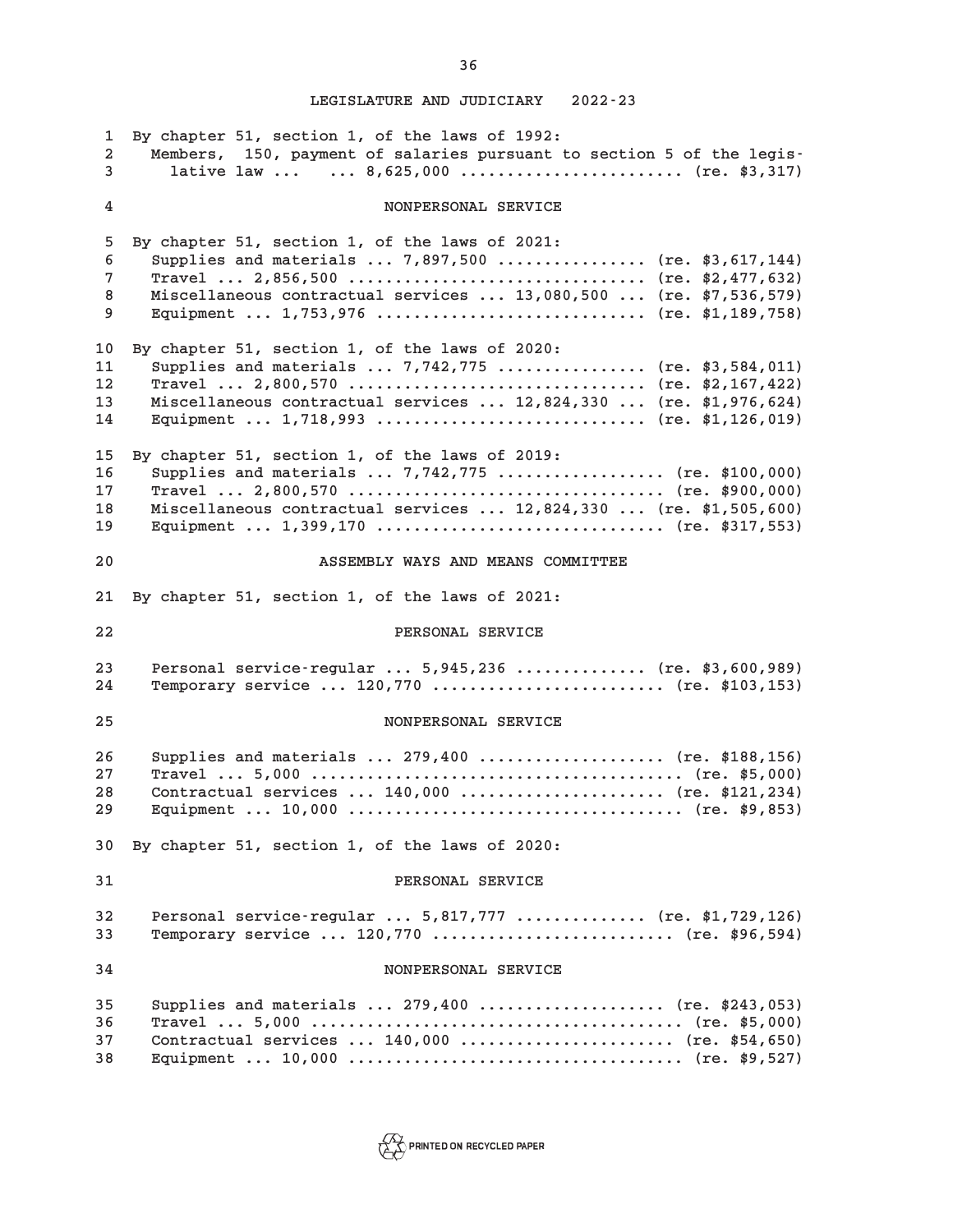By chapter 51, section 1, of the laws of 1992:
Members, 150, payment of salaries pursuant to section 5 of the legislative law ... ... 8,625,000 ........................ (re. $3,317)

NONPERSONAL SERVICE

By chapter 51, section 1, of the laws of 2021:
Supplies and materials ... 7,897,500 ............... (re. $3,617,144)
Travel ... 2,856,500 ............................... (re. $2,477,632)
Miscellaneous contractual services ... 13,080,500 ... (re. $7,536,579)
Equipment ... 1,753,976 ............................ (re. $1,189,758)

By chapter 51, section 1, of the laws of 2020:
Supplies and materials ... 7,742,775 ............... (re. $3,584,011)
Travel ... 2,800,570 ............................... (re. $2,167,422)
Miscellaneous contractual services ... 12,824,330 ... (re. $1,976,624)
Equipment ... 1,718,993 ............................ (re. $1,126,019)

By chapter 51, section 1, of the laws of 2019:
Supplies and materials ... 7,742,775 ................. (re. $100,000)
Travel ... 2,800,570 ................................. (re. $900,000)
Miscellaneous contractual services ... 12,824,330 ... (re. $1,505,600)
Equipment ... 1,399,170 .............................. (re. $317,553)

ASSEMBLY WAYS AND MEANS COMMITTEE

By chapter 51, section 1, of the laws of 2021:

PERSONAL SERVICE

Personal service-regular ... 5,945,236 .............. (re. $3,600,989)
Temporary service ... 120,770 ........................ (re. $103,153)

NONPERSONAL SERVICE

Supplies and materials ... 279,400 ................... (re. $188,156)
Travel ... 5,000 ....................................... (re. $5,000)
Contractual services ... 140,000 ..................... (re. $121,234)
Equipment ... 10,000 ................................... (re. $9,853)

By chapter 51, section 1, of the laws of 2020:

PERSONAL SERVICE

Personal service-regular ... 5,817,777 .............. (re. $1,729,126)
Temporary service ... 120,770 ......................... (re. $96,594)

NONPERSONAL SERVICE

Supplies and materials ... 279,400 ................... (re. $243,053)
Travel ... 5,000 ....................................... (re. $5,000)
Contractual services ... 140,000 ...................... (re. $54,650)
Equipment ... 10,000 ................................... (re. $9,527)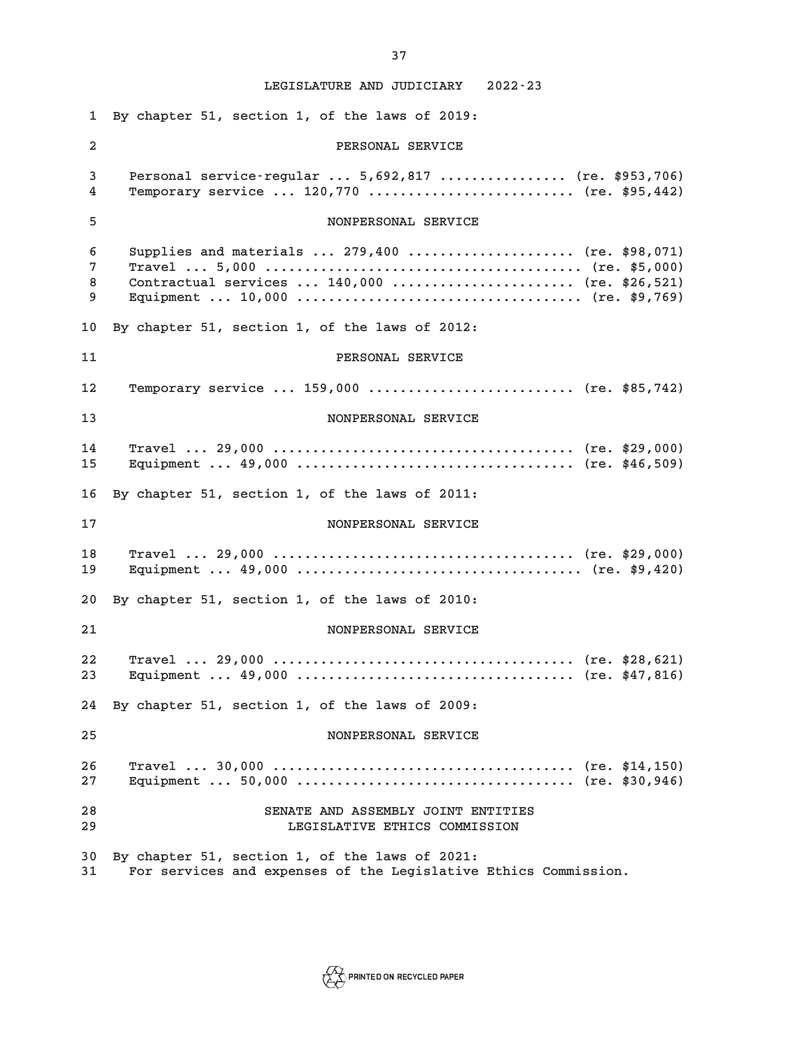By chapter 51, section 1, of the laws of 2019:

PERSONAL SERVICE

Personal service-regular ... 5,692,817 ................ (re. $953,706)
Temporary service ... 120,770 ......................... (re. $95,442)

NONPERSONAL SERVICE

Supplies and materials ... 279,400 .................... (re. $98,071)
Travel ... 5,000 ....................................... (re. $5,000)
Contractual services ... 140,000 ...................... (re. $26,521)
Equipment ... 10,000 ................................... (re. $9,769)

By chapter 51, section 1, of the laws of 2012:

PERSONAL SERVICE

Temporary service ... 159,000 ......................... (re. $85,742)

NONPERSONAL SERVICE

Travel ... 29,000 ..................................... (re. $29,000)
Equipment ... 49,000 .................................. (re. $46,509)

By chapter 51, section 1, of the laws of 2011:

NONPERSONAL SERVICE

Travel ... 29,000 ..................................... (re. $29,000)
Equipment ... 49,000 ................................... (re. $9,420)

By chapter 51, section 1, of the laws of 2010:

NONPERSONAL SERVICE

Travel ... 29,000 ..................................... (re. $28,621)
Equipment ... 49,000 .................................. (re. $47,816)

By chapter 51, section 1, of the laws of 2009:

NONPERSONAL SERVICE

Travel ... 30,000 ..................................... (re. $14,150)
Equipment ... 50,000 .................................. (re. $30,946)

## SENATE AND ASSEMBLY JOINT ENTITIES
## LEGISLATIVE ETHICS COMMISSION

By chapter 51, section 1, of the laws of 2021:
For services and expenses of the Legislative Ethics Commission.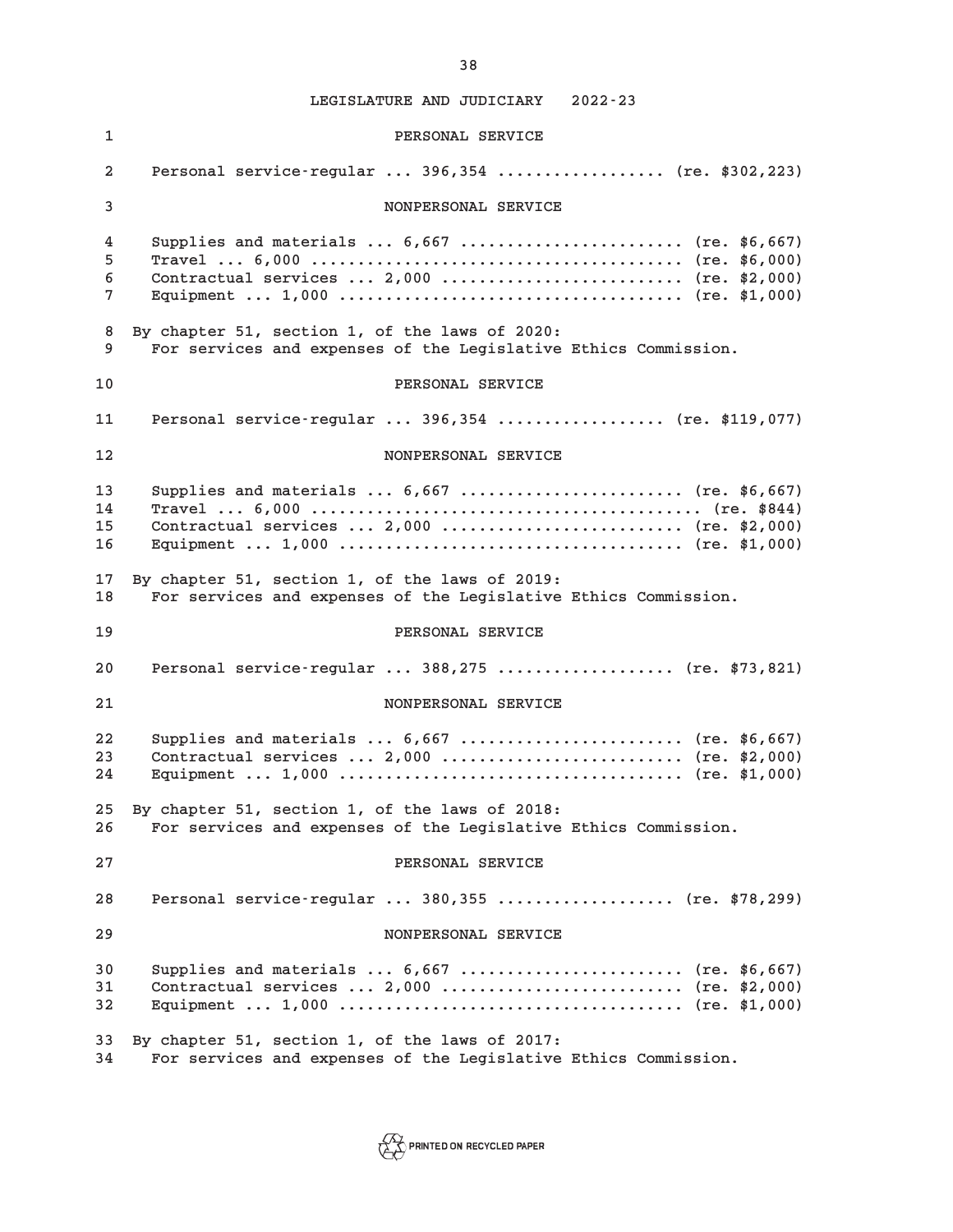LEGISLATURE AND JUDICIARY 2022-23

PERSONAL SERVICE

Personal service-regular ... 396,354 ................. (re. $302,223)

NONPERSONAL SERVICE

Supplies and materials ... 6,667 ....................... (re. $6,667)
Travel ... 6,000 ....................................... (re. $6,000)
Contractual services ... 2,000 ......................... (re. $2,000)
Equipment ... 1,000 .................................... (re. $1,000)

By chapter 51, section 1, of the laws of 2020:
For services and expenses of the Legislative Ethics Commission.

PERSONAL SERVICE

Personal service-regular ... 396,354 ................. (re. $119,077)

NONPERSONAL SERVICE

Supplies and materials ... 6,667 ....................... (re. $6,667)
Travel ... 6,000 .......................................... (re. $844)
Contractual services ... 2,000 ......................... (re. $2,000)
Equipment ... 1,000 .................................... (re. $1,000)

By chapter 51, section 1, of the laws of 2019:
For services and expenses of the Legislative Ethics Commission.

PERSONAL SERVICE

Personal service-regular ... 388,275 .................. (re. $73,821)

NONPERSONAL SERVICE

Supplies and materials ... 6,667 ....................... (re. $6,667)
Contractual services ... 2,000 ......................... (re. $2,000)
Equipment ... 1,000 .................................... (re. $1,000)

By chapter 51, section 1, of the laws of 2018:
For services and expenses of the Legislative Ethics Commission.

PERSONAL SERVICE

Personal service-regular ... 380,355 .................. (re. $78,299)

NONPERSONAL SERVICE

Supplies and materials ... 6,667 ....................... (re. $6,667)
Contractual services ... 2,000 ......................... (re. $2,000)
Equipment ... 1,000 .................................... (re. $1,000)

By chapter 51, section 1, of the laws of 2017:
For services and expenses of the Legislative Ethics Commission.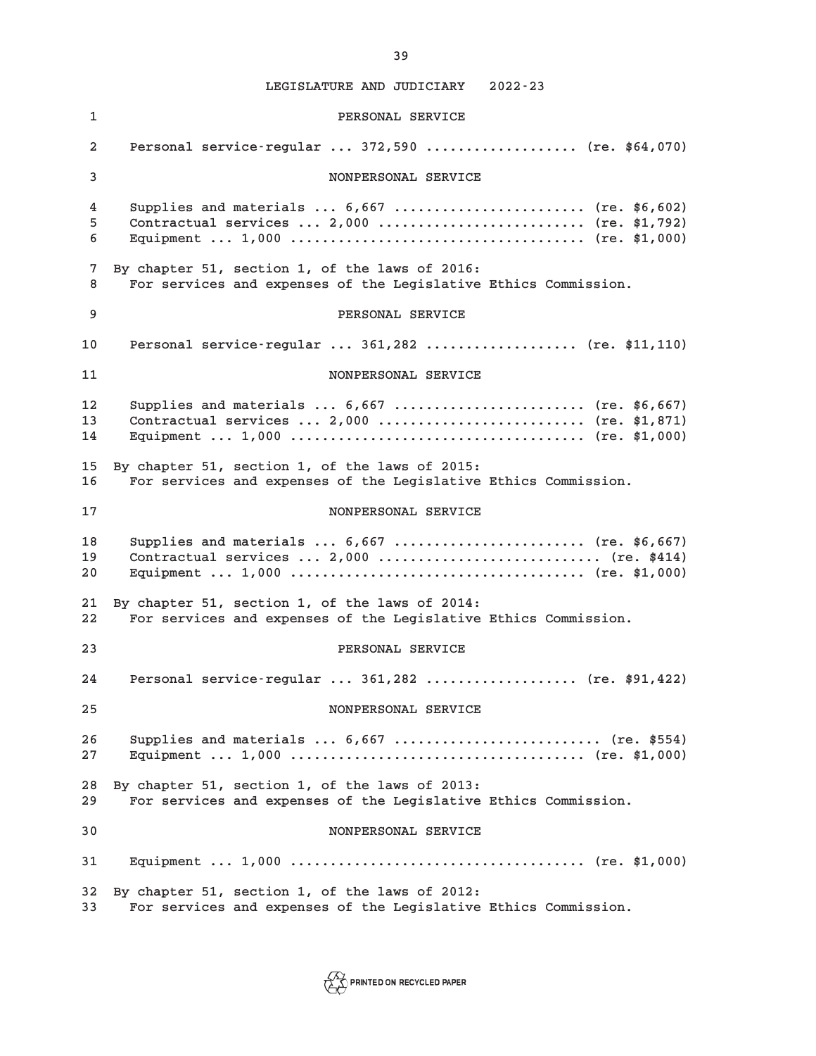PERSONAL SERVICE

Personal service-regular ... 372,590 .................. (re. $64,070)

NONPERSONAL SERVICE

Supplies and materials ... 6,667 ....................... (re. $6,602)
Contractual services ... 2,000 .......................... (re. $1,792)
Equipment ... 1,000 .................................... (re. $1,000)

By chapter 51, section 1, of the laws of 2016:
For services and expenses of the Legislative Ethics Commission.

PERSONAL SERVICE

Personal service-regular ... 361,282 .................. (re. $11,110)

NONPERSONAL SERVICE

Supplies and materials ... 6,667 ....................... (re. $6,667)
Contractual services ... 2,000 .......................... (re. $1,871)
Equipment ... 1,000 .................................... (re. $1,000)

By chapter 51, section 1, of the laws of 2015:
For services and expenses of the Legislative Ethics Commission.

NONPERSONAL SERVICE

Supplies and materials ... 6,667 ....................... (re. $6,667)
Contractual services ... 2,000 ............................ (re. $414)
Equipment ... 1,000 .................................... (re. $1,000)

By chapter 51, section 1, of the laws of 2014:
For services and expenses of the Legislative Ethics Commission.

PERSONAL SERVICE

Personal service-regular ... 361,282 .................. (re. $91,422)

NONPERSONAL SERVICE

Supplies and materials ... 6,667 ......................... (re. $554)
Equipment ... 1,000 .................................... (re. $1,000)

By chapter 51, section 1, of the laws of 2013:
For services and expenses of the Legislative Ethics Commission.

NONPERSONAL SERVICE

Equipment ... 1,000 .................................... (re. $1,000)

By chapter 51, section 1, of the laws of 2012:
For services and expenses of the Legislative Ethics Commission.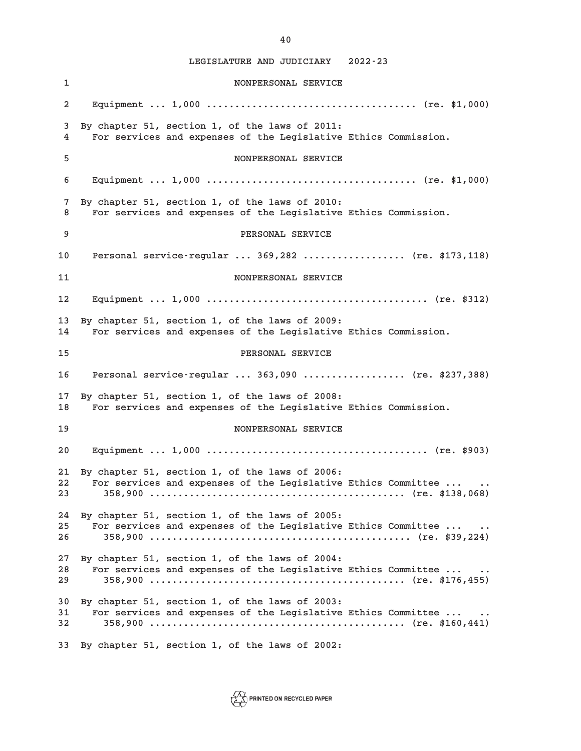LEGISLATURE AND JUDICIARY 2022-23

NONPERSONAL SERVICE

Equipment ... 1,000 .................................... (re. $1,000)

By chapter 51, section 1, of the laws of 2011:
For services and expenses of the Legislative Ethics Commission.

NONPERSONAL SERVICE

Equipment ... 1,000 .................................... (re. $1,000)

By chapter 51, section 1, of the laws of 2010:
For services and expenses of the Legislative Ethics Commission.

PERSONAL SERVICE

Personal service-regular ... 369,282 ................. (re. $173,118)

NONPERSONAL SERVICE

Equipment ... 1,000 ...................................... (re. $312)

By chapter 51, section 1, of the laws of 2009:
For services and expenses of the Legislative Ethics Commission.

PERSONAL SERVICE

Personal service-regular ... 363,090 ................. (re. $237,388)

By chapter 51, section 1, of the laws of 2008:
For services and expenses of the Legislative Ethics Commission.

NONPERSONAL SERVICE

Equipment ... 1,000 ...................................... (re. $903)

By chapter 51, section 1, of the laws of 2006:
For services and expenses of the Legislative Ethics Committee ... ..
358,900 ........................................... (re. $138,068)

By chapter 51, section 1, of the laws of 2005:
For services and expenses of the Legislative Ethics Committee ... ..
358,900 ............................................ (re. $39,224)

By chapter 51, section 1, of the laws of 2004:
For services and expenses of the Legislative Ethics Committee ... ..
358,900 ........................................... (re. $176,455)

By chapter 51, section 1, of the laws of 2003:
For services and expenses of the Legislative Ethics Committee ... ..
358,900 ........................................... (re. $160,441)

By chapter 51, section 1, of the laws of 2002: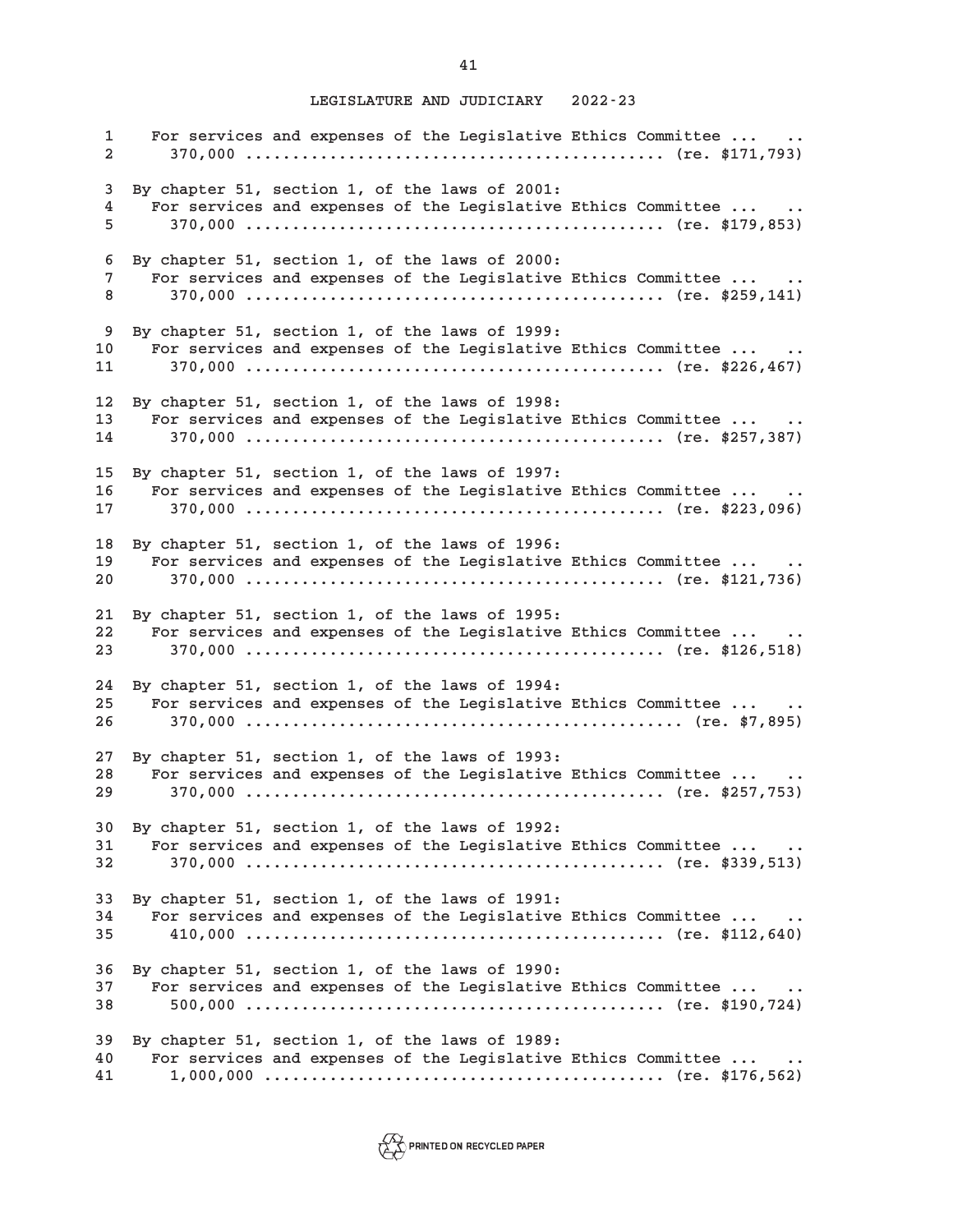For services and expenses of the Legislative Ethics Committee ... .. 370,000 .......................................... (re. $171,793)

By chapter 51, section 1, of the laws of 2001:

For services and expenses of the Legislative Ethics Committee ... .. 370,000 .......................................... (re. $179,853)

By chapter 51, section 1, of the laws of 2000:

For services and expenses of the Legislative Ethics Committee ... .. 370,000 .......................................... (re. $259,141)

By chapter 51, section 1, of the laws of 1999:

For services and expenses of the Legislative Ethics Committee ... .. 370,000 .......................................... (re. $226,467)

By chapter 51, section 1, of the laws of 1998:

For services and expenses of the Legislative Ethics Committee ... .. 370,000 .......................................... (re. $257,387)

By chapter 51, section 1, of the laws of 1997:

For services and expenses of the Legislative Ethics Committee ... .. 370,000 .......................................... (re. $223,096)

By chapter 51, section 1, of the laws of 1996:

For services and expenses of the Legislative Ethics Committee ... .. 370,000 .......................................... (re. $121,736)

By chapter 51, section 1, of the laws of 1995:

For services and expenses of the Legislative Ethics Committee ... .. 370,000 .......................................... (re. $126,518)

By chapter 51, section 1, of the laws of 1994:

For services and expenses of the Legislative Ethics Committee ... .. 370,000 .......................................... (re. $7,895)

By chapter 51, section 1, of the laws of 1993:

For services and expenses of the Legislative Ethics Committee ... .. 370,000 .......................................... (re. $257,753)

By chapter 51, section 1, of the laws of 1992:

For services and expenses of the Legislative Ethics Committee ... .. 370,000 .......................................... (re. $339,513)

By chapter 51, section 1, of the laws of 1991:

For services and expenses of the Legislative Ethics Committee ... .. 410,000 .......................................... (re. $112,640)

By chapter 51, section 1, of the laws of 1990:

For services and expenses of the Legislative Ethics Committee ... .. 500,000 .......................................... (re. $190,724)

By chapter 51, section 1, of the laws of 1989:

For services and expenses of the Legislative Ethics Committee ... .. 1,000,000 ........................................ (re. $176,562)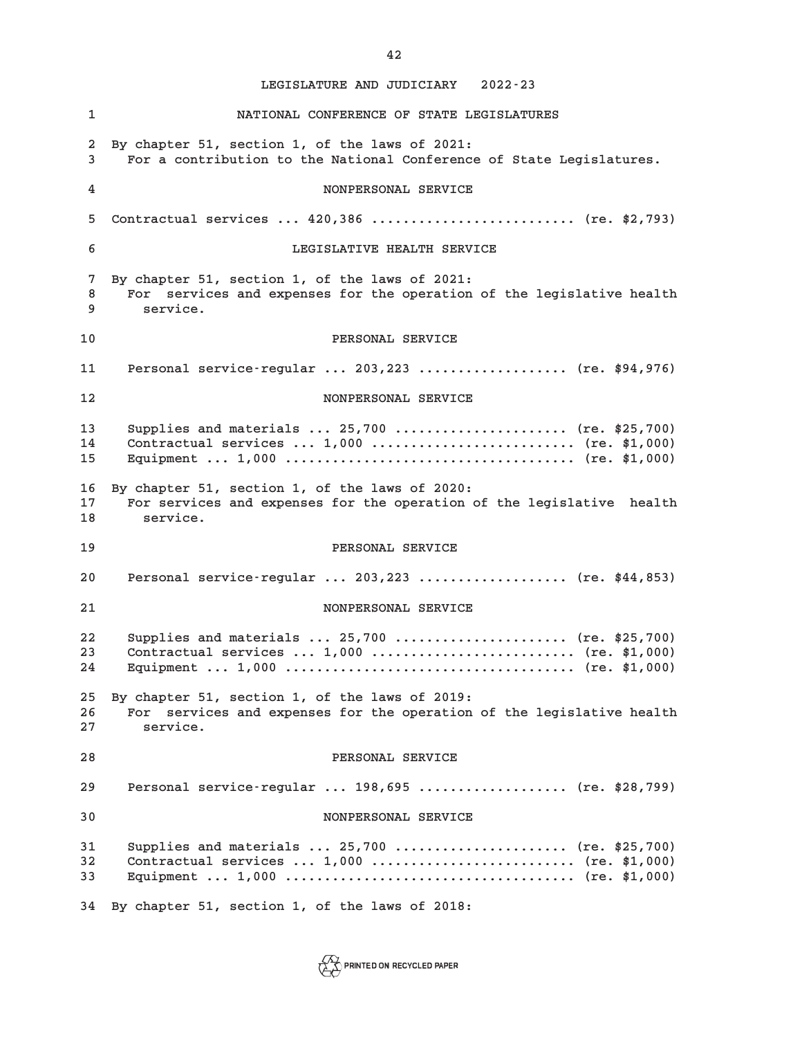NATIONAL CONFERENCE OF STATE LEGISLATURES

By chapter 51, section 1, of the laws of 2021:
For a contribution to the National Conference of State Legislatures.

NONPERSONAL SERVICE

Contractual services ... 420,386 .......................... (re. $2,793)

LEGISLATIVE HEALTH SERVICE

By chapter 51, section 1, of the laws of 2021:
For services and expenses for the operation of the legislative health service.

PERSONAL SERVICE

Personal service-regular ... 203,223 .................. (re. $94,976)

NONPERSONAL SERVICE

Supplies and materials ... 25,700 ..................... (re. $25,700)
Contractual services ... 1,000 ......................... (re. $1,000)
Equipment ... 1,000 .................................... (re. $1,000)

By chapter 51, section 1, of the laws of 2020:
For services and expenses for the operation of the legislative health service.

PERSONAL SERVICE

Personal service-regular ... 203,223 .................. (re. $44,853)

NONPERSONAL SERVICE

Supplies and materials ... 25,700 ..................... (re. $25,700)
Contractual services ... 1,000 ......................... (re. $1,000)
Equipment ... 1,000 .................................... (re. $1,000)

By chapter 51, section 1, of the laws of 2019:
For services and expenses for the operation of the legislative health service.

PERSONAL SERVICE

Personal service-regular ... 198,695 .................. (re. $28,799)

NONPERSONAL SERVICE

Supplies and materials ... 25,700 ..................... (re. $25,700)
Contractual services ... 1,000 ......................... (re. $1,000)
Equipment ... 1,000 .................................... (re. $1,000)

By chapter 51, section 1, of the laws of 2018: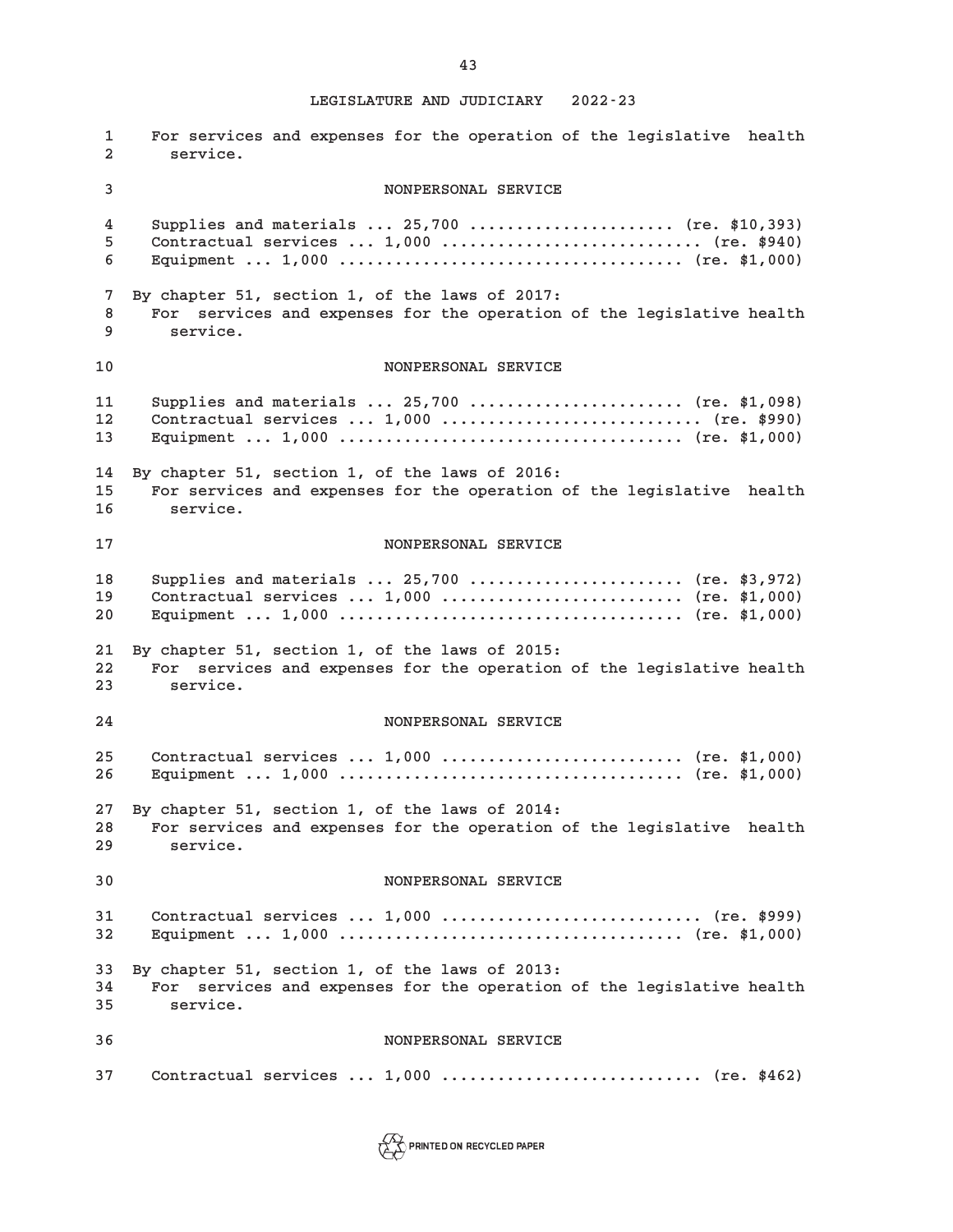For services and expenses for the operation of the legislative health service.

NONPERSONAL SERVICE

Supplies and materials ... 25,700 ...................... (re. $10,393)
Contractual services ... 1,000 ........................... (re. $940)
Equipment ... 1,000 .................................... (re. $1,000)

By chapter 51, section 1, of the laws of 2017:
For services and expenses for the operation of the legislative health service.

NONPERSONAL SERVICE

Supplies and materials ... 25,700 ....................... (re. $1,098)
Contractual services ... 1,000 ........................... (re. $990)
Equipment ... 1,000 .................................... (re. $1,000)

By chapter 51, section 1, of the laws of 2016:
For services and expenses for the operation of the legislative health service.

NONPERSONAL SERVICE

Supplies and materials ... 25,700 ....................... (re. $3,972)
Contractual services ... 1,000 ......................... (re. $1,000)
Equipment ... 1,000 .................................... (re. $1,000)

By chapter 51, section 1, of the laws of 2015:
For services and expenses for the operation of the legislative health service.

NONPERSONAL SERVICE

Contractual services ... 1,000 ......................... (re. $1,000)
Equipment ... 1,000 .................................... (re. $1,000)

By chapter 51, section 1, of the laws of 2014:
For services and expenses for the operation of the legislative health service.

NONPERSONAL SERVICE

Contractual services ... 1,000 ........................... (re. $999)
Equipment ... 1,000 .................................... (re. $1,000)

By chapter 51, section 1, of the laws of 2013:
For services and expenses for the operation of the legislative health service.

NONPERSONAL SERVICE

Contractual services ... 1,000 ........................... (re. $462)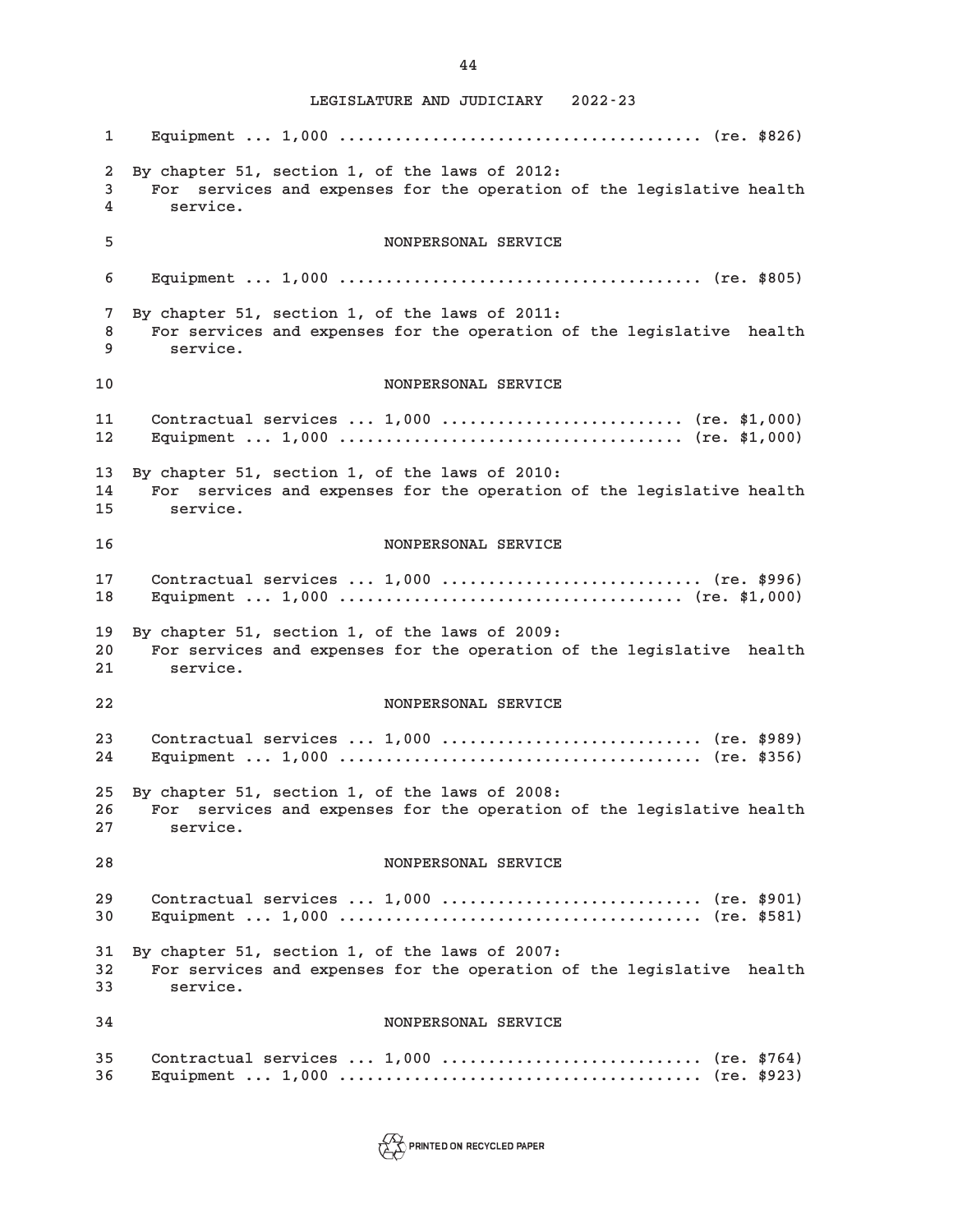Equipment ... 1,000 ...................................... (re. $826)

By chapter 51, section 1, of the laws of 2012:
For services and expenses for the operation of the legislative health service.

NONPERSONAL SERVICE

Equipment ... 1,000 ...................................... (re. $805)

By chapter 51, section 1, of the laws of 2011:
For services and expenses for the operation of the legislative health service.

NONPERSONAL SERVICE

Contractual services ... 1,000 ......................... (re. $1,000)
Equipment ... 1,000 .................................... (re. $1,000)

By chapter 51, section 1, of the laws of 2010:
For services and expenses for the operation of the legislative health service.

NONPERSONAL SERVICE

Contractual services ... 1,000 ........................... (re. $996)
Equipment ... 1,000 .................................... (re. $1,000)

By chapter 51, section 1, of the laws of 2009:
For services and expenses for the operation of the legislative health service.

NONPERSONAL SERVICE

Contractual services ... 1,000 ........................... (re. $989)
Equipment ... 1,000 ...................................... (re. $356)

By chapter 51, section 1, of the laws of 2008:
For services and expenses for the operation of the legislative health service.

NONPERSONAL SERVICE

Contractual services ... 1,000 ........................... (re. $901)
Equipment ... 1,000 ...................................... (re. $581)

By chapter 51, section 1, of the laws of 2007:
For services and expenses for the operation of the legislative health service.

NONPERSONAL SERVICE

Contractual services ... 1,000 ........................... (re. $764)
Equipment ... 1,000 ...................................... (re. $923)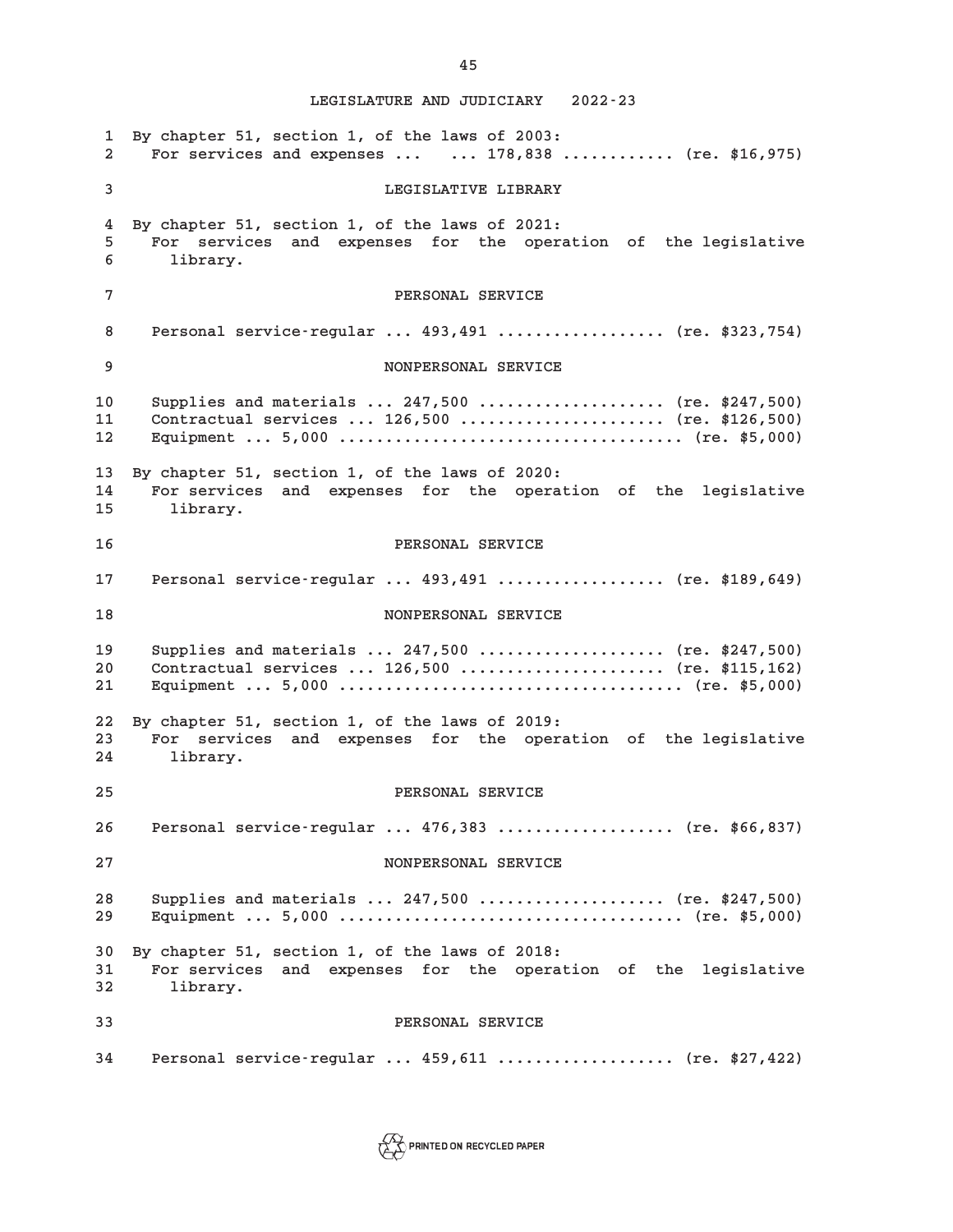By chapter 51, section 1, of the laws of 2003:

For services and expenses ... ... 178,838 ............ (re. $16,975)

LEGISLATIVE LIBRARY

By chapter 51, section 1, of the laws of 2021:

For services and expenses for the operation of the legislative library.

PERSONAL SERVICE

Personal service-regular ... 493,491 .................. (re. $323,754)

NONPERSONAL SERVICE

Supplies and materials ... 247,500 .................... (re. $247,500)
Contractual services ... 126,500 ...................... (re. $126,500)
Equipment ... 5,000 ..................................... (re. $5,000)

By chapter 51, section 1, of the laws of 2020:

For services and expenses for the operation of the legislative library.

PERSONAL SERVICE

Personal service-regular ... 493,491 .................. (re. $189,649)

NONPERSONAL SERVICE

Supplies and materials ... 247,500 .................... (re. $247,500)
Contractual services ... 126,500 ...................... (re. $115,162)
Equipment ... 5,000 ..................................... (re. $5,000)

By chapter 51, section 1, of the laws of 2019:

For services and expenses for the operation of the legislative library.

PERSONAL SERVICE

Personal service-regular ... 476,383 ................... (re. $66,837)

NONPERSONAL SERVICE

Supplies and materials ... 247,500 .................... (re. $247,500)
Equipment ... 5,000 ..................................... (re. $5,000)

By chapter 51, section 1, of the laws of 2018:

For services and expenses for the operation of the legislative library.

PERSONAL SERVICE

Personal service-regular ... 459,611 ................... (re. $27,422)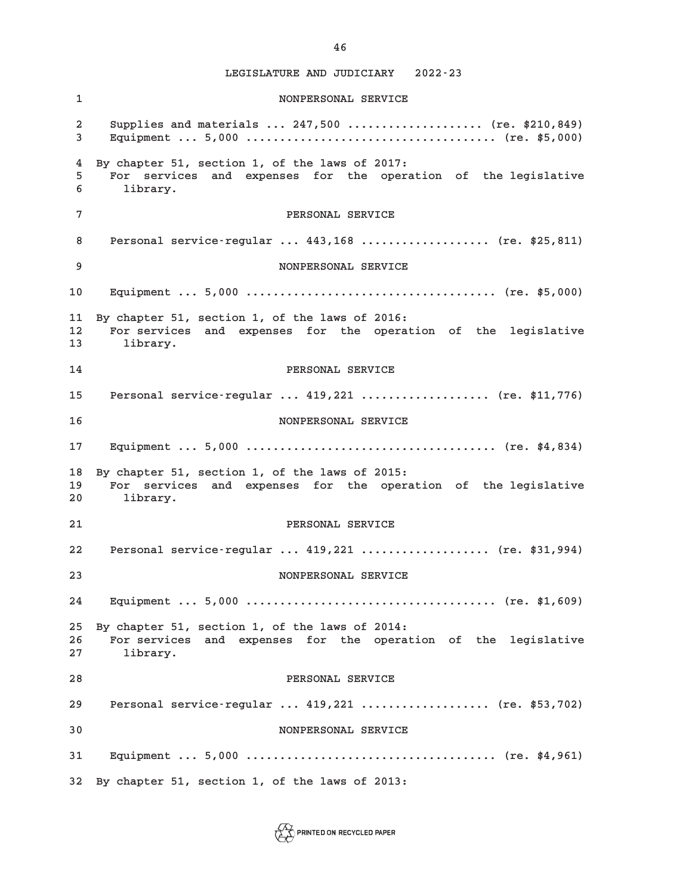NONPERSONAL SERVICE

Supplies and materials ... 247,500 .................... (re. $210,849)
Equipment ... 5,000 .................................... (re. $5,000)

By chapter 51, section 1, of the laws of 2017:
For services and expenses for the operation of the legislative library.

PERSONAL SERVICE

Personal service-regular ... 443,168 .................. (re. $25,811)

NONPERSONAL SERVICE

Equipment ... 5,000 .................................... (re. $5,000)

By chapter 51, section 1, of the laws of 2016:
For services and expenses for the operation of the legislative library.

PERSONAL SERVICE

Personal service-regular ... 419,221 .................. (re. $11,776)

NONPERSONAL SERVICE

Equipment ... 5,000 .................................... (re. $4,834)

By chapter 51, section 1, of the laws of 2015:
For services and expenses for the operation of the legislative library.

PERSONAL SERVICE

Personal service-regular ... 419,221 .................. (re. $31,994)

NONPERSONAL SERVICE

Equipment ... 5,000 .................................... (re. $1,609)

By chapter 51, section 1, of the laws of 2014:
For services and expenses for the operation of the legislative library.

PERSONAL SERVICE

Personal service-regular ... 419,221 .................. (re. $53,702)

NONPERSONAL SERVICE

Equipment ... 5,000 .................................... (re. $4,961)

By chapter 51, section 1, of the laws of 2013: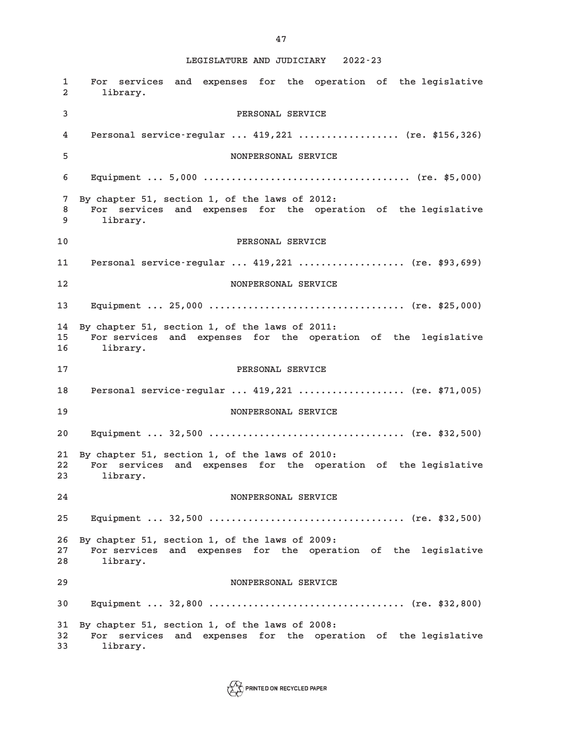For services and expenses for the operation of the legislative library.

PERSONAL SERVICE

Personal service-regular ... 419,221 .................. (re. $156,326)

NONPERSONAL SERVICE

Equipment ... 5,000 .................................... (re. $5,000)

By chapter 51, section 1, of the laws of 2012:

For services and expenses for the operation of the legislative library.

PERSONAL SERVICE

Personal service-regular ... 419,221 ................... (re. $93,699)

NONPERSONAL SERVICE

Equipment ... 25,000 .................................. (re. $25,000)

By chapter 51, section 1, of the laws of 2011:

For services and expenses for the operation of the legislative library.

PERSONAL SERVICE

Personal service-regular ... 419,221 ................... (re. $71,005)

NONPERSONAL SERVICE

Equipment ... 32,500 .................................. (re. $32,500)

By chapter 51, section 1, of the laws of 2010:

For services and expenses for the operation of the legislative library.

NONPERSONAL SERVICE

Equipment ... 32,500 .................................. (re. $32,500)

By chapter 51, section 1, of the laws of 2009:

For services and expenses for the operation of the legislative library.

NONPERSONAL SERVICE

Equipment ... 32,800 .................................. (re. $32,800)

By chapter 51, section 1, of the laws of 2008:

For services and expenses for the operation of the legislative library.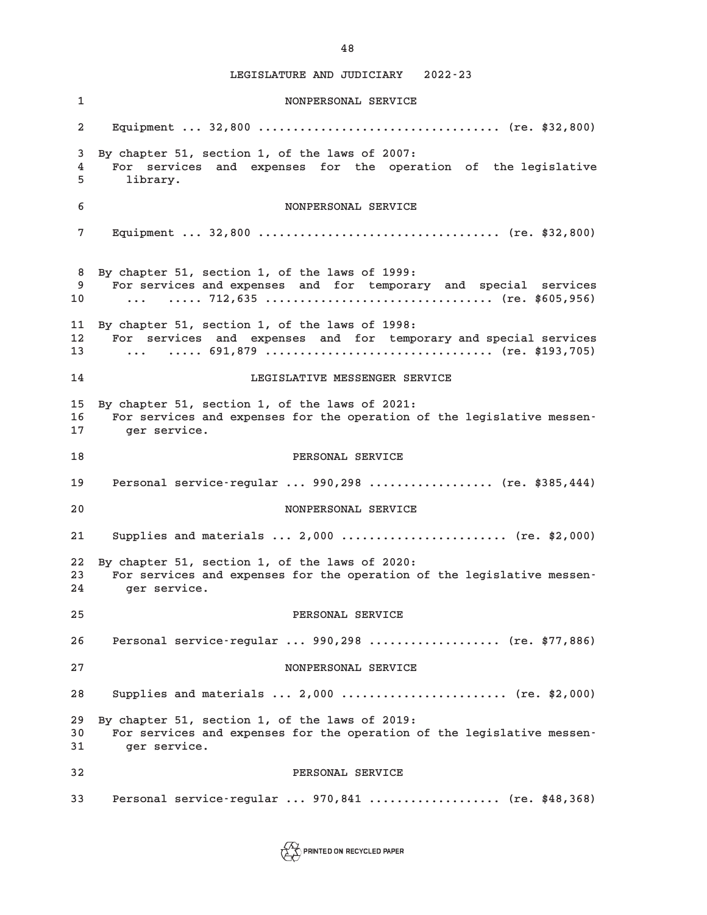NONPERSONAL SERVICE

Equipment ... 32,800 .................................. (re. $32,800)

By chapter 51, section 1, of the laws of 2007:
For services and expenses for the operation of the legislative library.

NONPERSONAL SERVICE

Equipment ... 32,800 .................................. (re. $32,800)

By chapter 51, section 1, of the laws of 1999:
For services and expenses and for temporary and special services ... ..... 712,635 ................................ (re. $605,956)

By chapter 51, section 1, of the laws of 1998:
For services and expenses and for temporary and special services ... ..... 691,879 ................................ (re. $193,705)

LEGISLATIVE MESSENGER SERVICE

By chapter 51, section 1, of the laws of 2021:
For services and expenses for the operation of the legislative messenger service.

PERSONAL SERVICE

Personal service-regular ... 990,298 ................. (re. $385,444)

NONPERSONAL SERVICE

Supplies and materials ... 2,000 ....................... (re. $2,000)

By chapter 51, section 1, of the laws of 2020:
For services and expenses for the operation of the legislative messenger service.

PERSONAL SERVICE

Personal service-regular ... 990,298 .................. (re. $77,886)

NONPERSONAL SERVICE

Supplies and materials ... 2,000 ....................... (re. $2,000)

By chapter 51, section 1, of the laws of 2019:
For services and expenses for the operation of the legislative messenger service.

PERSONAL SERVICE

Personal service-regular ... 970,841 .................. (re. $48,368)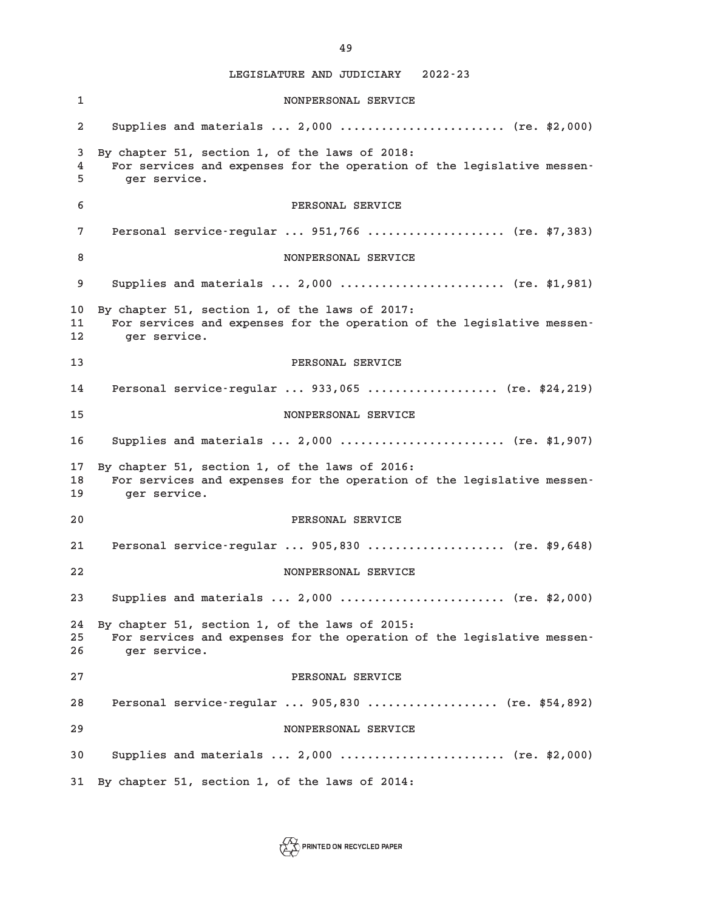NONPERSONAL SERVICE

Supplies and materials ... 2,000 ........................ (re. $2,000)

By chapter 51, section 1, of the laws of 2018:
For services and expenses for the operation of the legislative messenger service.

PERSONAL SERVICE

Personal service-regular ... 951,766 .................... (re. $7,383)

NONPERSONAL SERVICE

Supplies and materials ... 2,000 ........................ (re. $1,981)

By chapter 51, section 1, of the laws of 2017:
For services and expenses for the operation of the legislative messenger service.

PERSONAL SERVICE

Personal service-regular ... 933,065 ................... (re. $24,219)

NONPERSONAL SERVICE

Supplies and materials ... 2,000 ........................ (re. $1,907)

By chapter 51, section 1, of the laws of 2016:
For services and expenses for the operation of the legislative messenger service.

PERSONAL SERVICE

Personal service-regular ... 905,830 .................... (re. $9,648)

NONPERSONAL SERVICE

Supplies and materials ... 2,000 ........................ (re. $2,000)

By chapter 51, section 1, of the laws of 2015:
For services and expenses for the operation of the legislative messenger service.

PERSONAL SERVICE

Personal service-regular ... 905,830 ................... (re. $54,892)

NONPERSONAL SERVICE

Supplies and materials ... 2,000 ........................ (re. $2,000)

By chapter 51, section 1, of the laws of 2014: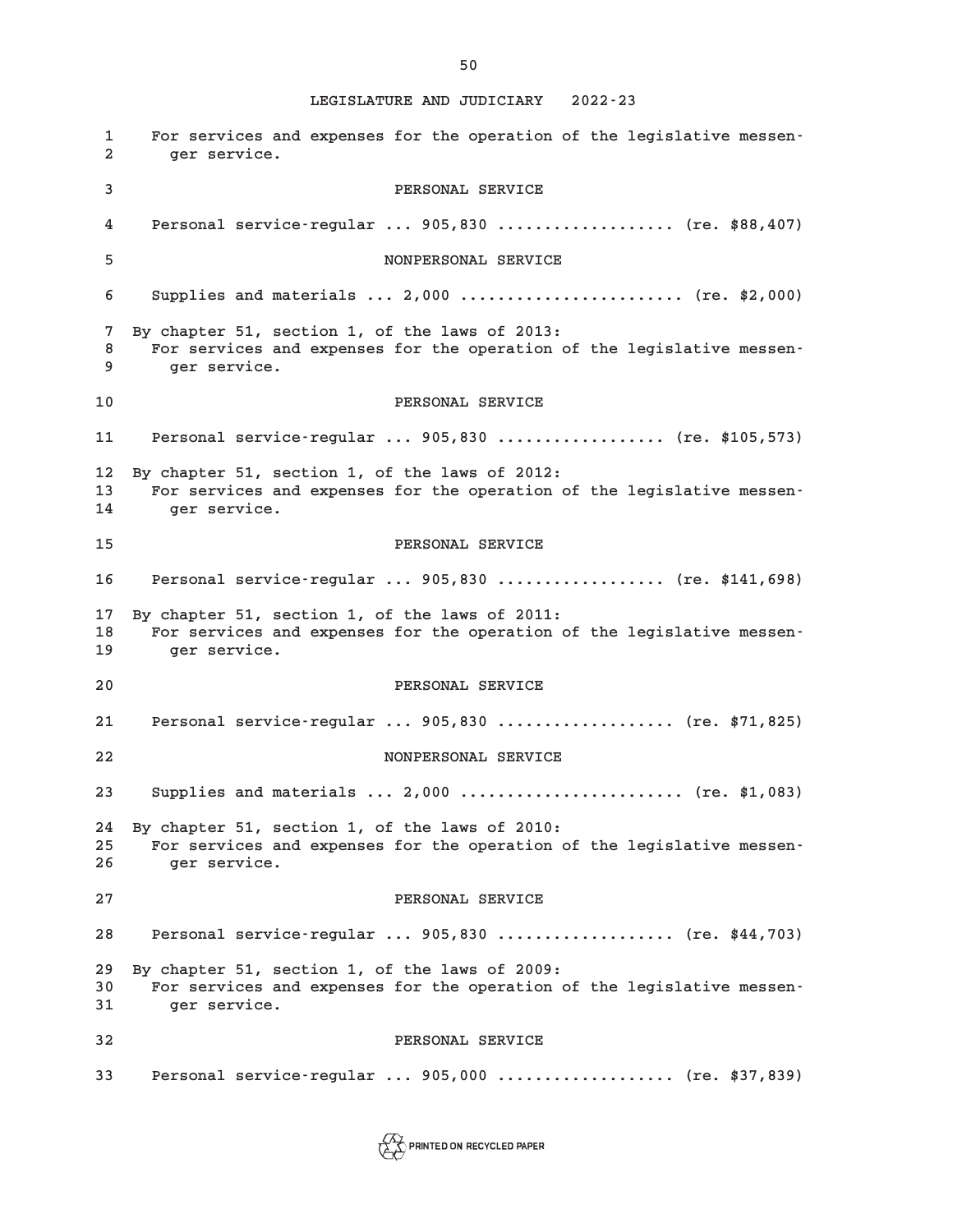For services and expenses for the operation of the legislative messenger service.

PERSONAL SERVICE

Personal service-regular ... 905,830 .................. (re. $88,407)

NONPERSONAL SERVICE

Supplies and materials ... 2,000 ....................... (re. $2,000)

By chapter 51, section 1, of the laws of 2013:

For services and expenses for the operation of the legislative messenger service.

PERSONAL SERVICE

Personal service-regular ... 905,830 ................. (re. $105,573)

By chapter 51, section 1, of the laws of 2012:

For services and expenses for the operation of the legislative messenger service.

PERSONAL SERVICE

Personal service-regular ... 905,830 ................. (re. $141,698)

By chapter 51, section 1, of the laws of 2011:

For services and expenses for the operation of the legislative messenger service.

PERSONAL SERVICE

Personal service-regular ... 905,830 .................. (re. $71,825)

NONPERSONAL SERVICE

Supplies and materials ... 2,000 ....................... (re. $1,083)

By chapter 51, section 1, of the laws of 2010:

For services and expenses for the operation of the legislative messenger service.

PERSONAL SERVICE

Personal service-regular ... 905,830 .................. (re. $44,703)

By chapter 51, section 1, of the laws of 2009:

For services and expenses for the operation of the legislative messenger service.

PERSONAL SERVICE

Personal service-regular ... 905,000 .................. (re. $37,839)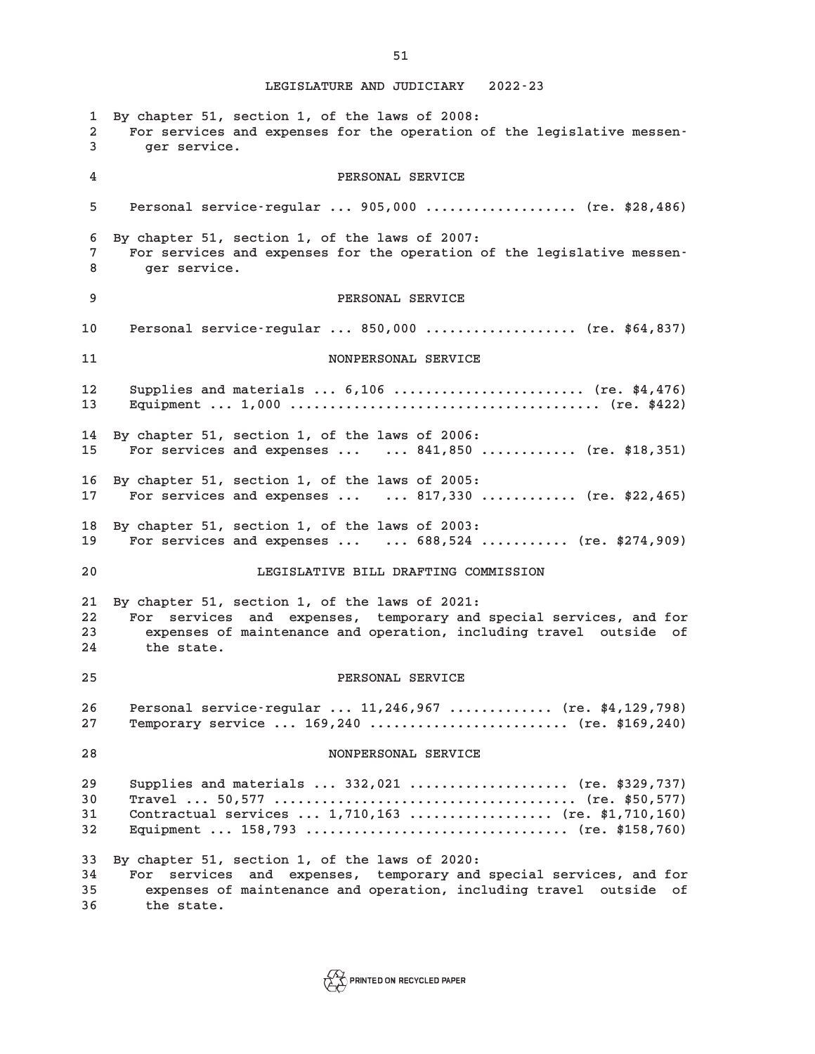By chapter 51, section 1, of the laws of 2008:
For services and expenses for the operation of the legislative messenger service.

PERSONAL SERVICE

Personal service-regular ... 905,000 .................. (re. $28,486)

By chapter 51, section 1, of the laws of 2007:
For services and expenses for the operation of the legislative messenger service.

PERSONAL SERVICE

Personal service-regular ... 850,000 .................. (re. $64,837)

NONPERSONAL SERVICE

Supplies and materials ... 6,106 ....................... (re. $4,476)
Equipment ... 1,000 ..................................... (re. $422)

By chapter 51, section 1, of the laws of 2006:
For services and expenses ... ... 841,850 ........... (re. $18,351)

By chapter 51, section 1, of the laws of 2005:
For services and expenses ... ... 817,330 ........... (re. $22,465)

By chapter 51, section 1, of the laws of 2003:
For services and expenses ... ... 688,524 .......... (re. $274,909)

LEGISLATIVE BILL DRAFTING COMMISSION

By chapter 51, section 1, of the laws of 2021:
For services and expenses, temporary and special services, and for expenses of maintenance and operation, including travel outside of the state.

PERSONAL SERVICE

Personal service-regular ... 11,246,967 ............ (re. $4,129,798)
Temporary service ... 169,240 ........................ (re. $169,240)

NONPERSONAL SERVICE

Supplies and materials ... 332,021 ................... (re. $329,737)
Travel ... 50,577 .................................... (re. $50,577)
Contractual services ... 1,710,163 ................. (re. $1,710,160)
Equipment ... 158,793 ................................ (re. $158,760)

By chapter 51, section 1, of the laws of 2020:
For services and expenses, temporary and special services, and for expenses of maintenance and operation, including travel outside of the state.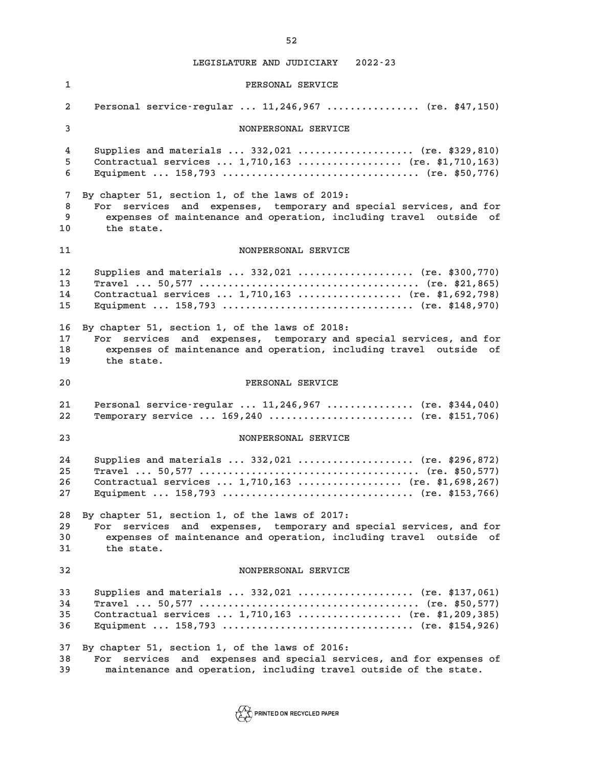PERSONAL SERVICE

Personal service-regular ... 11,246,967 ............... (re. $47,150)

NONPERSONAL SERVICE

Supplies and materials ... 332,021 ................... (re. $329,810)
Contractual services ... 1,710,163 ................. (re. $1,710,163)
Equipment ... 158,793 ................................ (re. $50,776)

By chapter 51, section 1, of the laws of 2019:
For services and expenses, temporary and special services, and for expenses of maintenance and operation, including travel outside of the state.

NONPERSONAL SERVICE

Supplies and materials ... 332,021 ................... (re. $300,770)
Travel ... 50,577 .................................... (re. $21,865)
Contractual services ... 1,710,163 ................. (re. $1,692,798)
Equipment ... 158,793 ............................... (re. $148,970)

By chapter 51, section 1, of the laws of 2018:
For services and expenses, temporary and special services, and for expenses of maintenance and operation, including travel outside of the state.

PERSONAL SERVICE

Personal service-regular ... 11,246,967 .............. (re. $344,040)
Temporary service ... 169,240 ........................ (re. $151,706)

NONPERSONAL SERVICE

Supplies and materials ... 332,021 ................... (re. $296,872)
Travel ... 50,577 .................................... (re. $50,577)
Contractual services ... 1,710,163 ................. (re. $1,698,267)
Equipment ... 158,793 ............................... (re. $153,766)

By chapter 51, section 1, of the laws of 2017:
For services and expenses, temporary and special services, and for expenses of maintenance and operation, including travel outside of the state.

NONPERSONAL SERVICE

Supplies and materials ... 332,021 ................... (re. $137,061)
Travel ... 50,577 .................................... (re. $50,577)
Contractual services ... 1,710,163 ................. (re. $1,209,385)
Equipment ... 158,793 ............................... (re. $154,926)

By chapter 51, section 1, of the laws of 2016:
For services and expenses and special services, and for expenses of maintenance and operation, including travel outside of the state.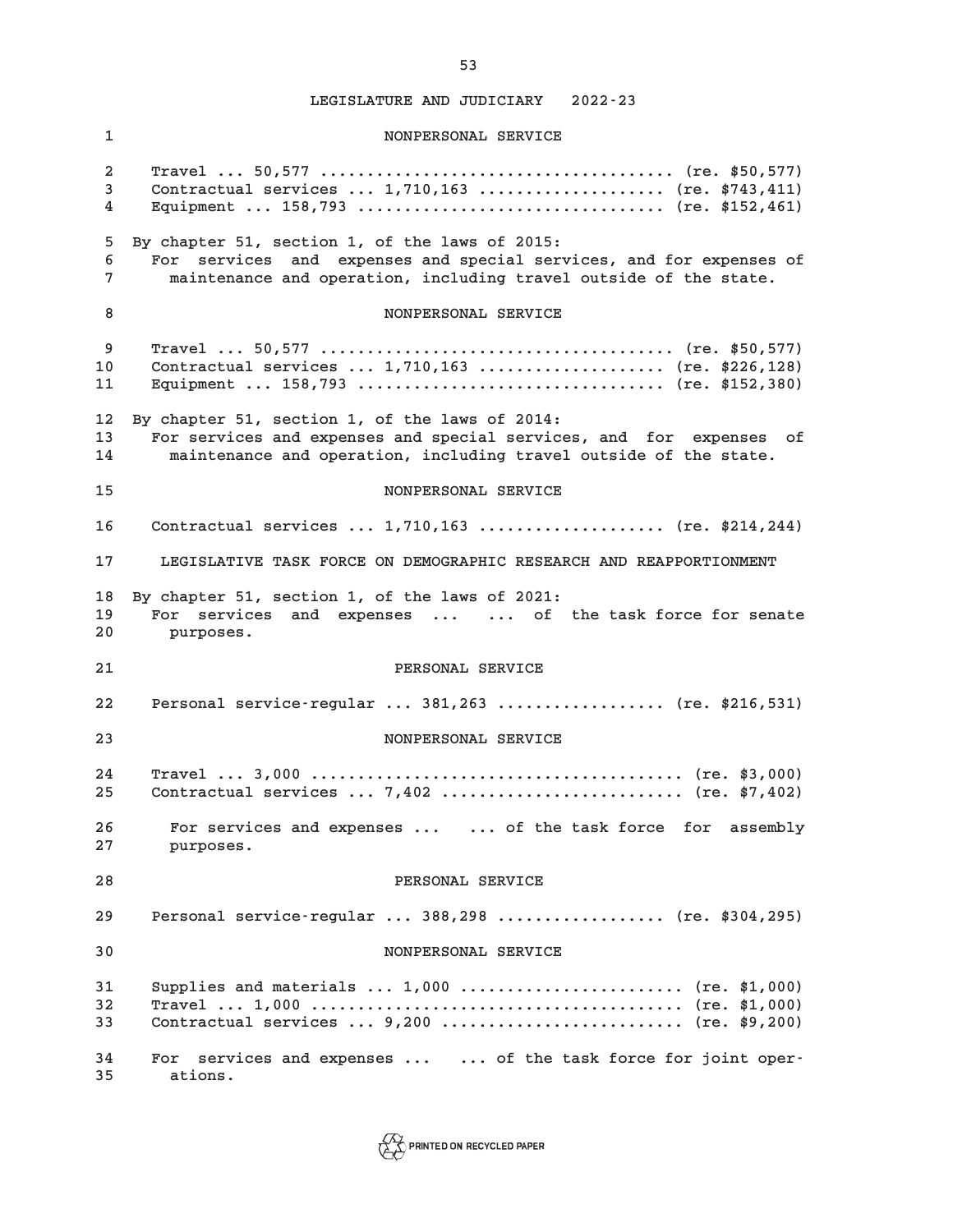NONPERSONAL SERVICE

Travel ... 50,577 ..................................... (re. $50,577)
Contractual services ... 1,710,163 ................... (re. $743,411)
Equipment ... 158,793 ................................ (re. $152,461)

By chapter 51, section 1, of the laws of 2015:
For services and expenses and special services, and for expenses of maintenance and operation, including travel outside of the state.

NONPERSONAL SERVICE

Travel ... 50,577 ..................................... (re. $50,577)
Contractual services ... 1,710,163 ................... (re. $226,128)
Equipment ... 158,793 ................................ (re. $152,380)

By chapter 51, section 1, of the laws of 2014:
For services and expenses and special services, and for expenses of maintenance and operation, including travel outside of the state.

NONPERSONAL SERVICE

Contractual services ... 1,710,163 ................... (re. $214,244)

LEGISLATIVE TASK FORCE ON DEMOGRAPHIC RESEARCH AND REAPPORTIONMENT

By chapter 51, section 1, of the laws of 2021:
For services and expenses ... ... of the task force for senate purposes.

PERSONAL SERVICE

Personal service-regular ... 381,263 ................. (re. $216,531)

NONPERSONAL SERVICE

Travel ... 3,000 ....................................... (re. $3,000)
Contractual services ... 7,402 ......................... (re. $7,402)

For services and expenses ... ... of the task force for assembly purposes.

PERSONAL SERVICE

Personal service-regular ... 388,298 ................. (re. $304,295)

NONPERSONAL SERVICE

Supplies and materials ... 1,000 ....................... (re. $1,000)
Travel ... 1,000 ....................................... (re. $1,000)
Contractual services ... 9,200 ......................... (re. $9,200)

For services and expenses ... ... of the task force for joint operations.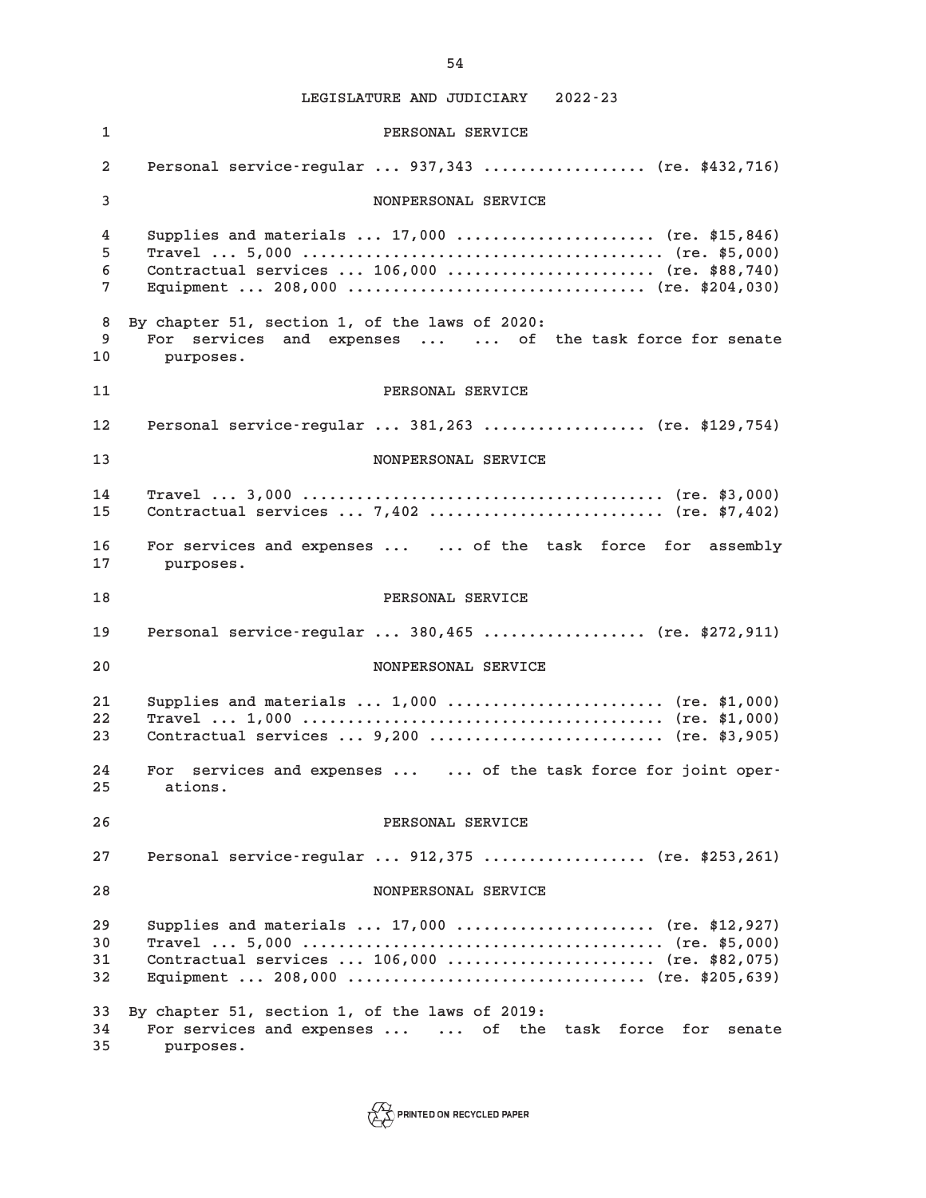PERSONAL SERVICE

Personal service-regular ... 937,343 ................. (re. $432,716)

NONPERSONAL SERVICE

Supplies and materials ... 17,000 ..................... (re. $15,846)
Travel ... 5,000 ....................................... (re. $5,000)
Contractual services ... 106,000 ...................... (re. $88,740)
Equipment ... 208,000 ................................ (re. $204,030)

By chapter 51, section 1, of the laws of 2020:
For services and expenses ... ... of the task force for senate purposes.

PERSONAL SERVICE

Personal service-regular ... 381,263 ................. (re. $129,754)

NONPERSONAL SERVICE

Travel ... 3,000 ....................................... (re. $3,000)
Contractual services ... 7,402 ......................... (re. $7,402)

For services and expenses ... ... of the task force for assembly purposes.

PERSONAL SERVICE

Personal service-regular ... 380,465 ................. (re. $272,911)

NONPERSONAL SERVICE

Supplies and materials ... 1,000 ....................... (re. $1,000)
Travel ... 1,000 ....................................... (re. $1,000)
Contractual services ... 9,200 ......................... (re. $3,905)

For services and expenses ... ... of the task force for joint operations.

PERSONAL SERVICE

Personal service-regular ... 912,375 ................. (re. $253,261)

NONPERSONAL SERVICE

Supplies and materials ... 17,000 ..................... (re. $12,927)
Travel ... 5,000 ....................................... (re. $5,000)
Contractual services ... 106,000 ...................... (re. $82,075)
Equipment ... 208,000 ................................ (re. $205,639)

By chapter 51, section 1, of the laws of 2019:
For services and expenses ... ... of the task force for senate purposes.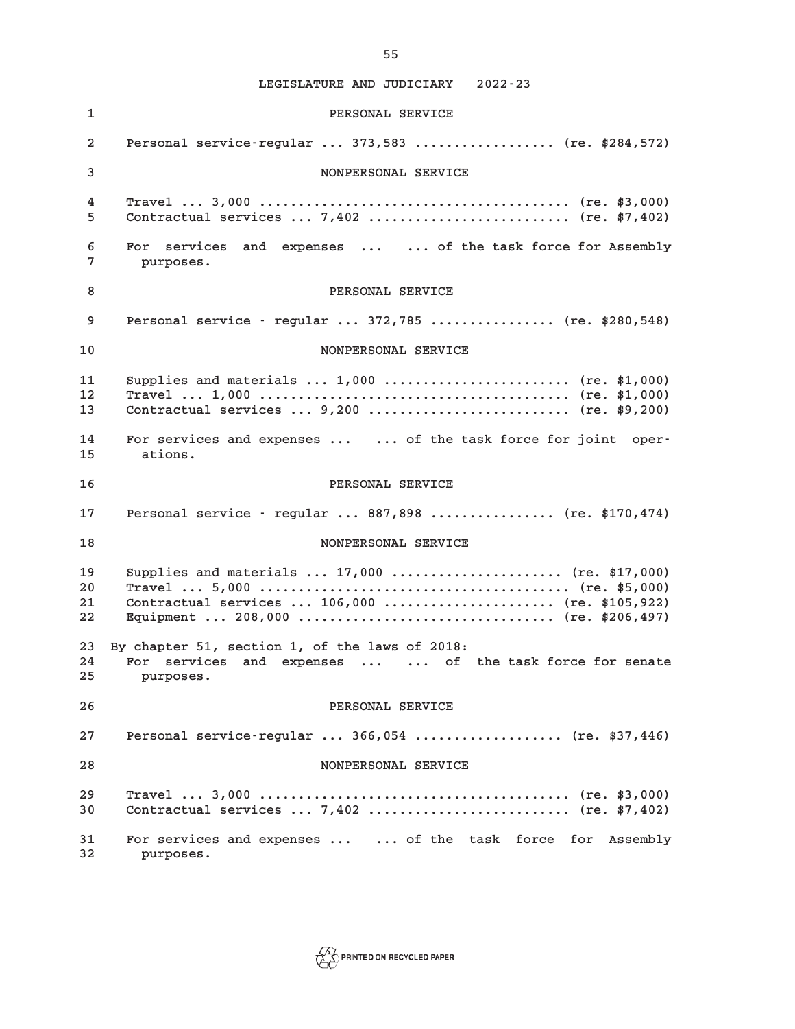PERSONAL SERVICE

Personal service-regular ... 373,583 ................. (re. $284,572)

NONPERSONAL SERVICE

Travel ... 3,000 ....................................... (re. $3,000)
Contractual services ... 7,402 ......................... (re. $7,402)

For services and expenses ... ... of the task force for Assembly purposes.

PERSONAL SERVICE

Personal service - regular ... 372,785 ................ (re. $280,548)

NONPERSONAL SERVICE

Supplies and materials ... 1,000 ....................... (re. $1,000)
Travel ... 1,000 ....................................... (re. $1,000)
Contractual services ... 9,200 ......................... (re. $9,200)

For services and expenses ... ... of the task force for joint operations.

PERSONAL SERVICE

Personal service - regular ... 887,898 ................ (re. $170,474)

NONPERSONAL SERVICE

Supplies and materials ... 17,000 ..................... (re. $17,000)
Travel ... 5,000 ....................................... (re. $5,000)
Contractual services ... 106,000 ..................... (re. $105,922)
Equipment ... 208,000 ................................ (re. $206,497)

By chapter 51, section 1, of the laws of 2018:

For services and expenses ... ... of the task force for senate purposes.

PERSONAL SERVICE

Personal service-regular ... 366,054 .................. (re. $37,446)

NONPERSONAL SERVICE

Travel ... 3,000 ....................................... (re. $3,000)
Contractual services ... 7,402 ......................... (re. $7,402)

For services and expenses ... ... of the task force for Assembly purposes.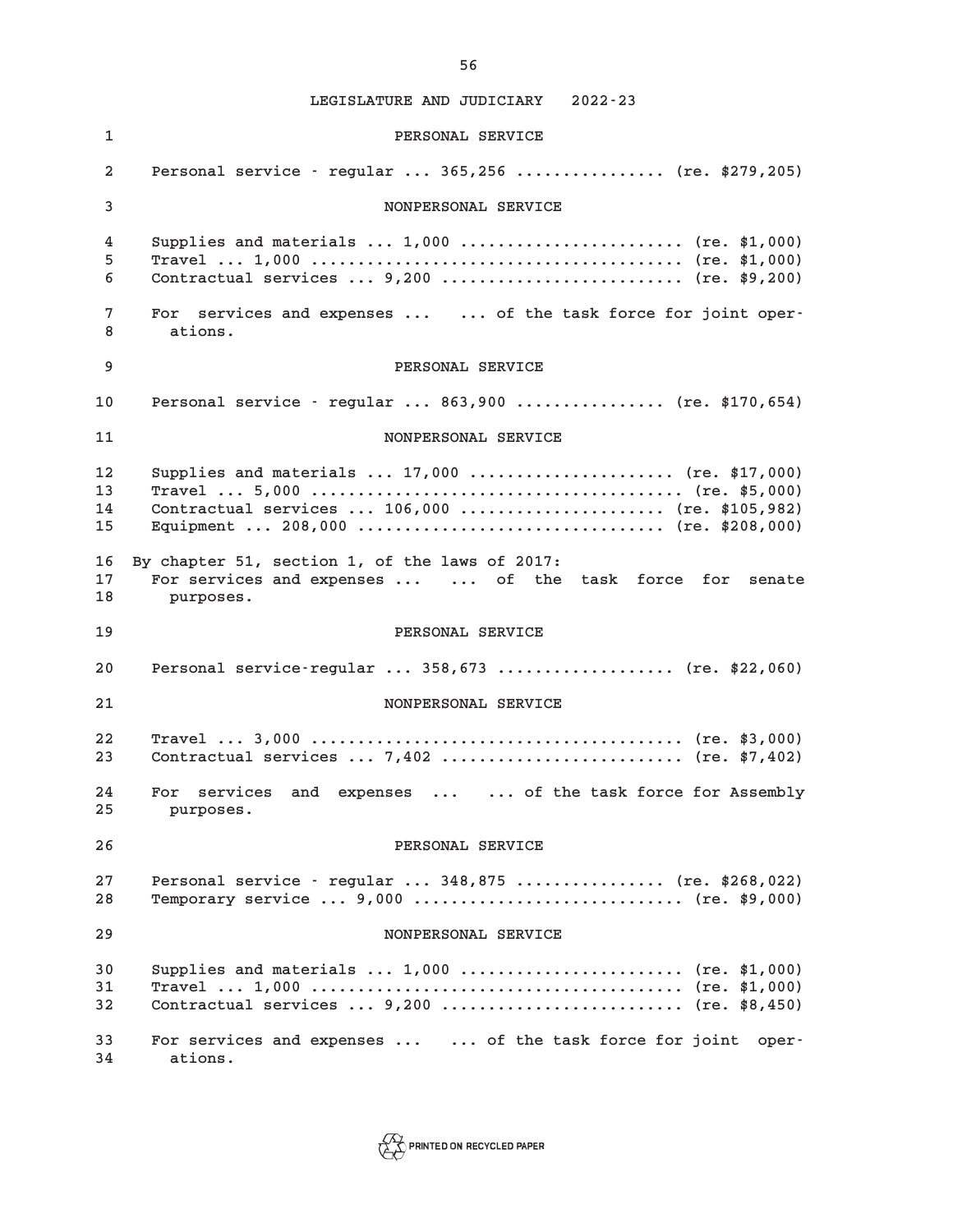PERSONAL SERVICE

Personal service - regular ... 365,256 ............... (re. $279,205)

NONPERSONAL SERVICE

Supplies and materials ... 1,000 ....................... (re. $1,000)
Travel ... 1,000 ....................................... (re. $1,000)
Contractual services ... 9,200 ......................... (re. $9,200)

For services and expenses ... ... of the task force for joint operations.

PERSONAL SERVICE

Personal service - regular ... 863,900 ............... (re. $170,654)

NONPERSONAL SERVICE

Supplies and materials ... 17,000 ..................... (re. $17,000)
Travel ... 5,000 ....................................... (re. $5,000)
Contractual services ... 106,000 ..................... (re. $105,982)
Equipment ... 208,000 ................................ (re. $208,000)

By chapter 51, section 1, of the laws of 2017:

For services and expenses ... ... of the task force for senate purposes.

PERSONAL SERVICE

Personal service-regular ... 358,673 .................. (re. $22,060)

NONPERSONAL SERVICE

Travel ... 3,000 ....................................... (re. $3,000)
Contractual services ... 7,402 ......................... (re. $7,402)

For services and expenses ... ... of the task force for Assembly purposes.

PERSONAL SERVICE

Personal service - regular ... 348,875 ............... (re. $268,022)
Temporary service ... 9,000 ............................ (re. $9,000)

NONPERSONAL SERVICE

Supplies and materials ... 1,000 ....................... (re. $1,000)
Travel ... 1,000 ....................................... (re. $1,000)
Contractual services ... 9,200 ......................... (re. $8,450)

For services and expenses ... ... of the task force for joint operations.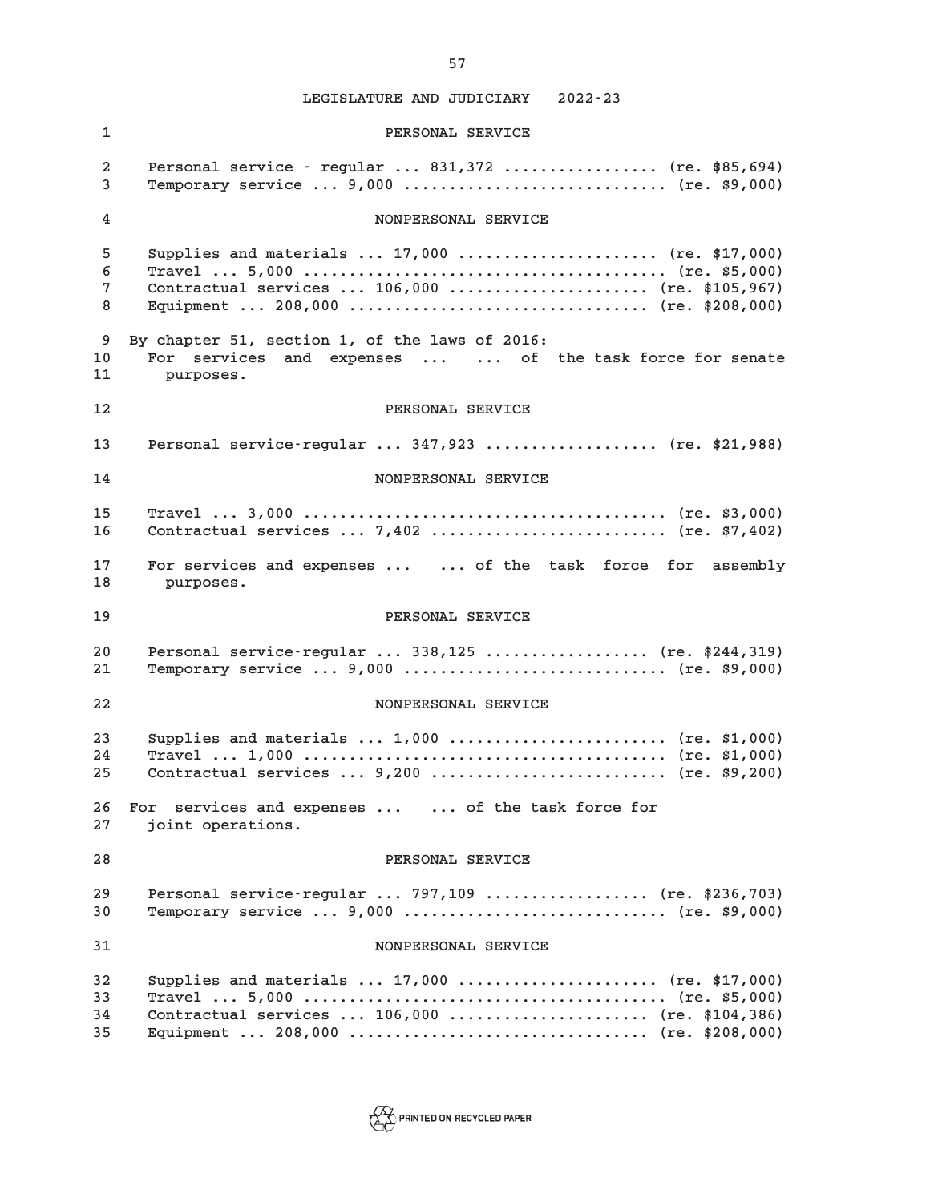LEGISLATURE AND JUDICIARY 2022-23

PERSONAL SERVICE

Personal service - regular ... 831,372 ................. (re. $85,694)
Temporary service ... 9,000 ............................. (re. $9,000)

NONPERSONAL SERVICE

Supplies and materials ... 17,000 ...................... (re. $17,000)
Travel ... 5,000 ........................................ (re. $5,000)
Contractual services ... 106,000 ...................... (re. $105,967)
Equipment ... 208,000 ................................. (re. $208,000)

By chapter 51, section 1, of the laws of 2016:
For services and expenses ... ... of the task force for senate purposes.

PERSONAL SERVICE

Personal service-regular ... 347,923 ................... (re. $21,988)

NONPERSONAL SERVICE

Travel ... 3,000 ........................................ (re. $3,000)
Contractual services ... 7,402 .......................... (re. $7,402)

For services and expenses ... ... of the task force for assembly purposes.

PERSONAL SERVICE

Personal service-regular ... 338,125 .................. (re. $244,319)
Temporary service ... 9,000 ............................. (re. $9,000)

NONPERSONAL SERVICE

Supplies and materials ... 1,000 ........................ (re. $1,000)
Travel ... 1,000 ........................................ (re. $1,000)
Contractual services ... 9,200 .......................... (re. $9,200)

For services and expenses ... ... of the task force for joint operations.

PERSONAL SERVICE

Personal service-regular ... 797,109 .................. (re. $236,703)
Temporary service ... 9,000 ............................. (re. $9,000)

NONPERSONAL SERVICE

Supplies and materials ... 17,000 ...................... (re. $17,000)
Travel ... 5,000 ........................................ (re. $5,000)
Contractual services ... 106,000 ...................... (re. $104,386)
Equipment ... 208,000 ................................. (re. $208,000)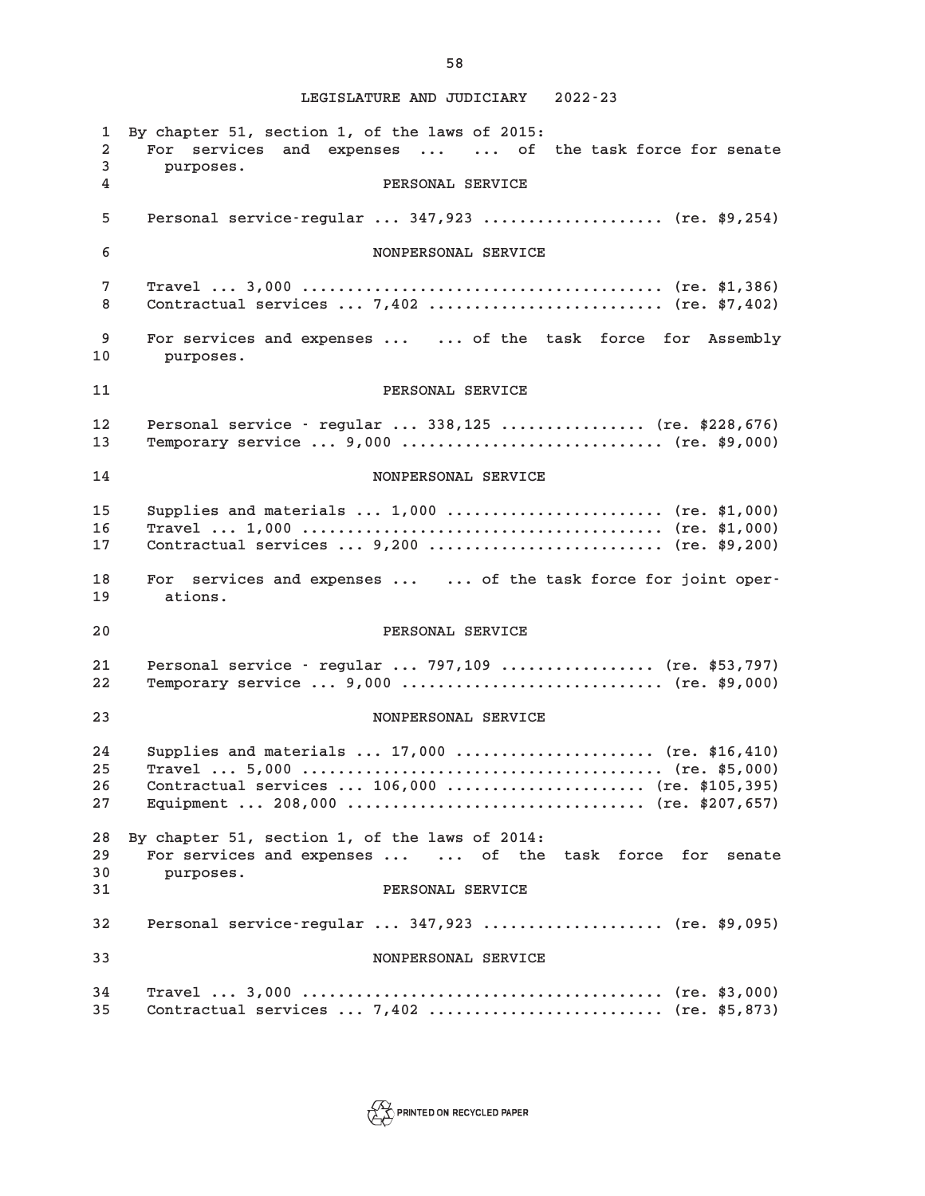LEGISLATURE AND JUDICIARY 2022-23

By chapter 51, section 1, of the laws of 2015:

For services and expenses ... ... of the task force for senate purposes.

PERSONAL SERVICE

Personal service-regular ... 347,923 .................... (re. $9,254)

NONPERSONAL SERVICE

Travel ... 3,000 ........................................ (re. $1,386)
Contractual services ... 7,402 .......................... (re. $7,402)

For services and expenses ... ... of the task force for Assembly purposes.

PERSONAL SERVICE

Personal service - regular ... 338,125 ................ (re. $228,676)
Temporary service ... 9,000 ............................. (re. $9,000)

NONPERSONAL SERVICE

Supplies and materials ... 1,000 ........................ (re. $1,000)
Travel ... 1,000 ........................................ (re. $1,000)
Contractual services ... 9,200 .......................... (re. $9,200)

For services and expenses ... ... of the task force for joint operations.

PERSONAL SERVICE

Personal service - regular ... 797,109 ................. (re. $53,797)
Temporary service ... 9,000 ............................. (re. $9,000)

NONPERSONAL SERVICE

Supplies and materials ... 17,000 ...................... (re. $16,410)
Travel ... 5,000 ........................................ (re. $5,000)
Contractual services ... 106,000 ...................... (re. $105,395)
Equipment ... 208,000 ................................. (re. $207,657)

By chapter 51, section 1, of the laws of 2014:

For services and expenses ... ... of the task force for senate purposes.

PERSONAL SERVICE

Personal service-regular ... 347,923 .................... (re. $9,095)

NONPERSONAL SERVICE

Travel ... 3,000 ........................................ (re. $3,000)
Contractual services ... 7,402 .......................... (re. $5,873)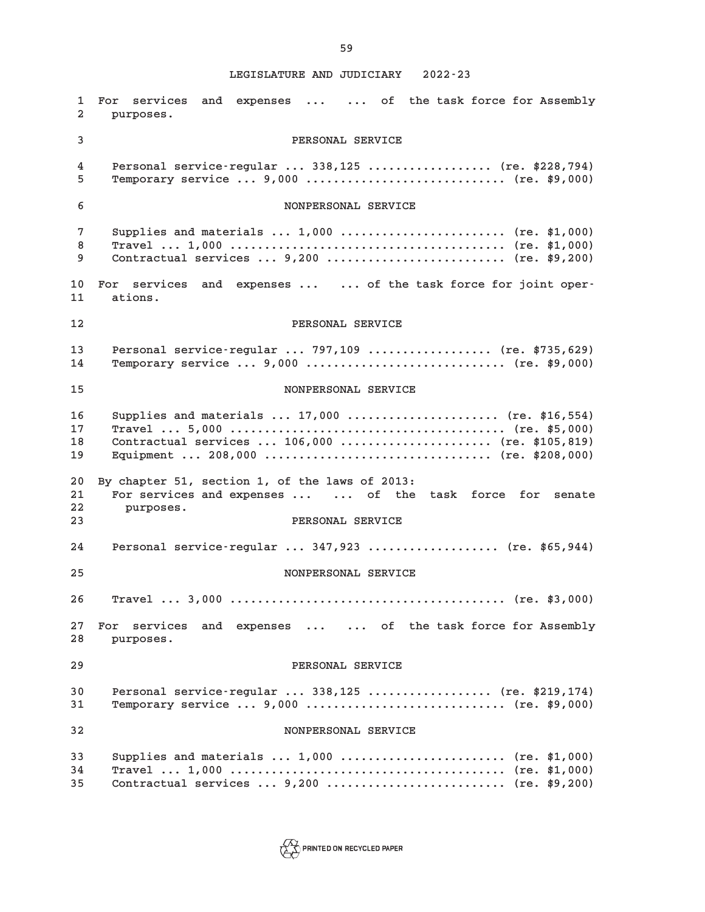For services and expenses ... ... of the task force for Assembly purposes.

PERSONAL SERVICE

Personal service-regular ... 338,125 .................. (re. $228,794)
Temporary service ... 9,000 ............................ (re. $9,000)

NONPERSONAL SERVICE

Supplies and materials ... 1,000 ....................... (re. $1,000)
Travel ... 1,000 ....................................... (re. $1,000)
Contractual services ... 9,200 ......................... (re. $9,200)

For services and expenses ... ... of the task force for joint operations.

PERSONAL SERVICE

Personal service-regular ... 797,109 .................. (re. $735,629)
Temporary service ... 9,000 ............................ (re. $9,000)

NONPERSONAL SERVICE

Supplies and materials ... 17,000 ..................... (re. $16,554)
Travel ... 5,000 ....................................... (re. $5,000)
Contractual services ... 106,000 ..................... (re. $105,819)
Equipment ... 208,000 ................................ (re. $208,000)

By chapter 51, section 1, of the laws of 2013:

For services and expenses ... ... of the task force for senate purposes.

PERSONAL SERVICE

Personal service-regular ... 347,923 ................... (re. $65,944)

NONPERSONAL SERVICE

Travel ... 3,000 ....................................... (re. $3,000)

For services and expenses ... ... of the task force for Assembly purposes.

PERSONAL SERVICE

Personal service-regular ... 338,125 .................. (re. $219,174)
Temporary service ... 9,000 ............................ (re. $9,000)

NONPERSONAL SERVICE

Supplies and materials ... 1,000 ....................... (re. $1,000)
Travel ... 1,000 ....................................... (re. $1,000)
Contractual services ... 9,200 ......................... (re. $9,200)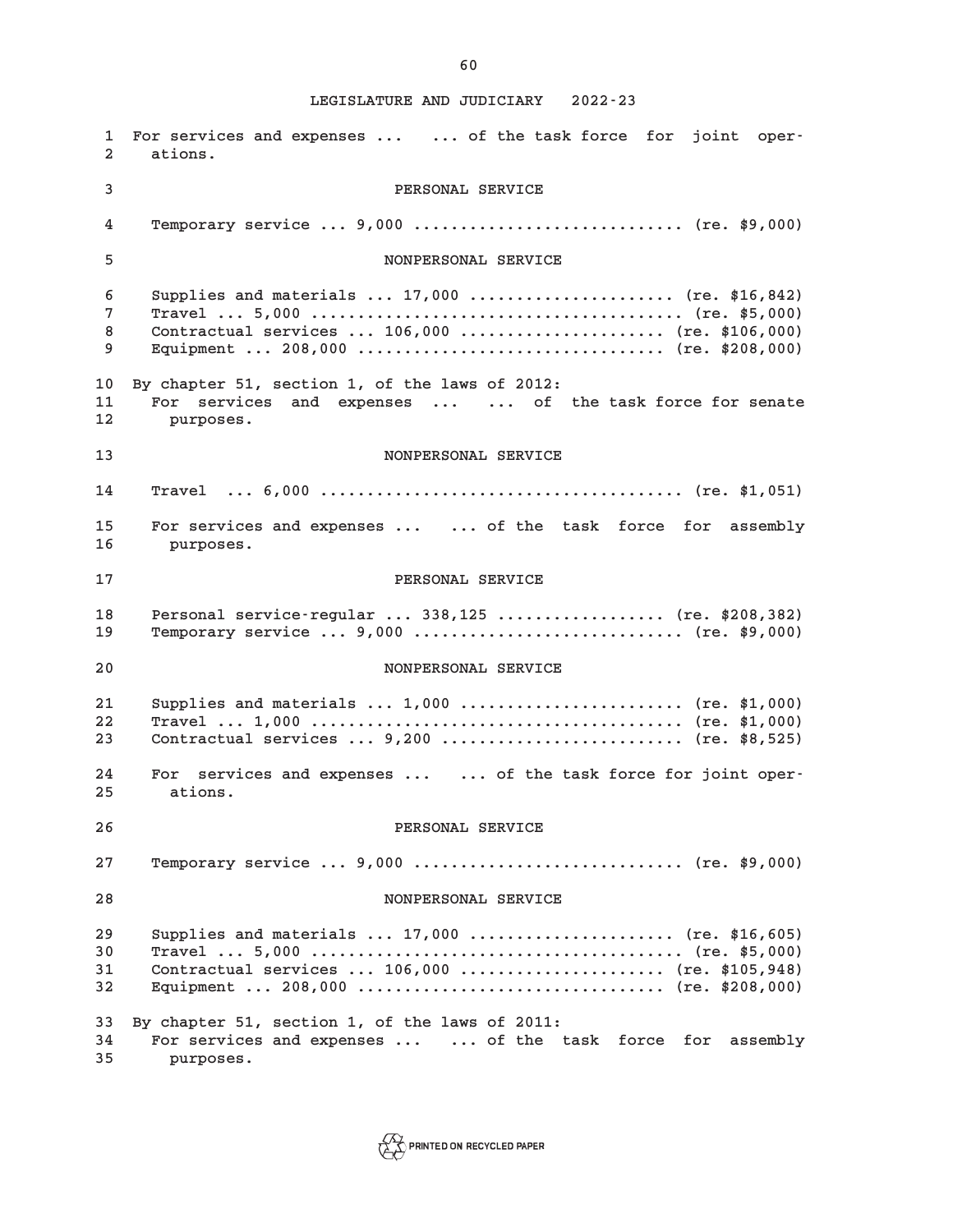LEGISLATURE AND JUDICIARY 2022-23

For services and expenses ... ... of the task force for joint operations.

PERSONAL SERVICE

Temporary service ... 9,000 ............................ (re. $9,000)

NONPERSONAL SERVICE

Supplies and materials ... 17,000 ..................... (re. $16,842)
Travel ... 5,000 ....................................... (re. $5,000)
Contractual services ... 106,000 ..................... (re. $106,000)
Equipment ... 208,000 ................................ (re. $208,000)

By chapter 51, section 1, of the laws of 2012:

For services and expenses ... ... of the task force for senate purposes.

NONPERSONAL SERVICE

Travel ... 6,000 ....................................... (re. $1,051)

For services and expenses ... ... of the task force for assembly purposes.

PERSONAL SERVICE

Personal service-regular ... 338,125 ................. (re. $208,382)
Temporary service ... 9,000 ............................ (re. $9,000)

NONPERSONAL SERVICE

Supplies and materials ... 1,000 ....................... (re. $1,000)
Travel ... 1,000 ....................................... (re. $1,000)
Contractual services ... 9,200 ......................... (re. $8,525)

For services and expenses ... ... of the task force for joint operations.

PERSONAL SERVICE

Temporary service ... 9,000 ............................ (re. $9,000)

NONPERSONAL SERVICE

Supplies and materials ... 17,000 ..................... (re. $16,605)
Travel ... 5,000 ....................................... (re. $5,000)
Contractual services ... 106,000 ..................... (re. $105,948)
Equipment ... 208,000 ................................ (re. $208,000)

By chapter 51, section 1, of the laws of 2011:

For services and expenses ... ... of the task force for assembly purposes.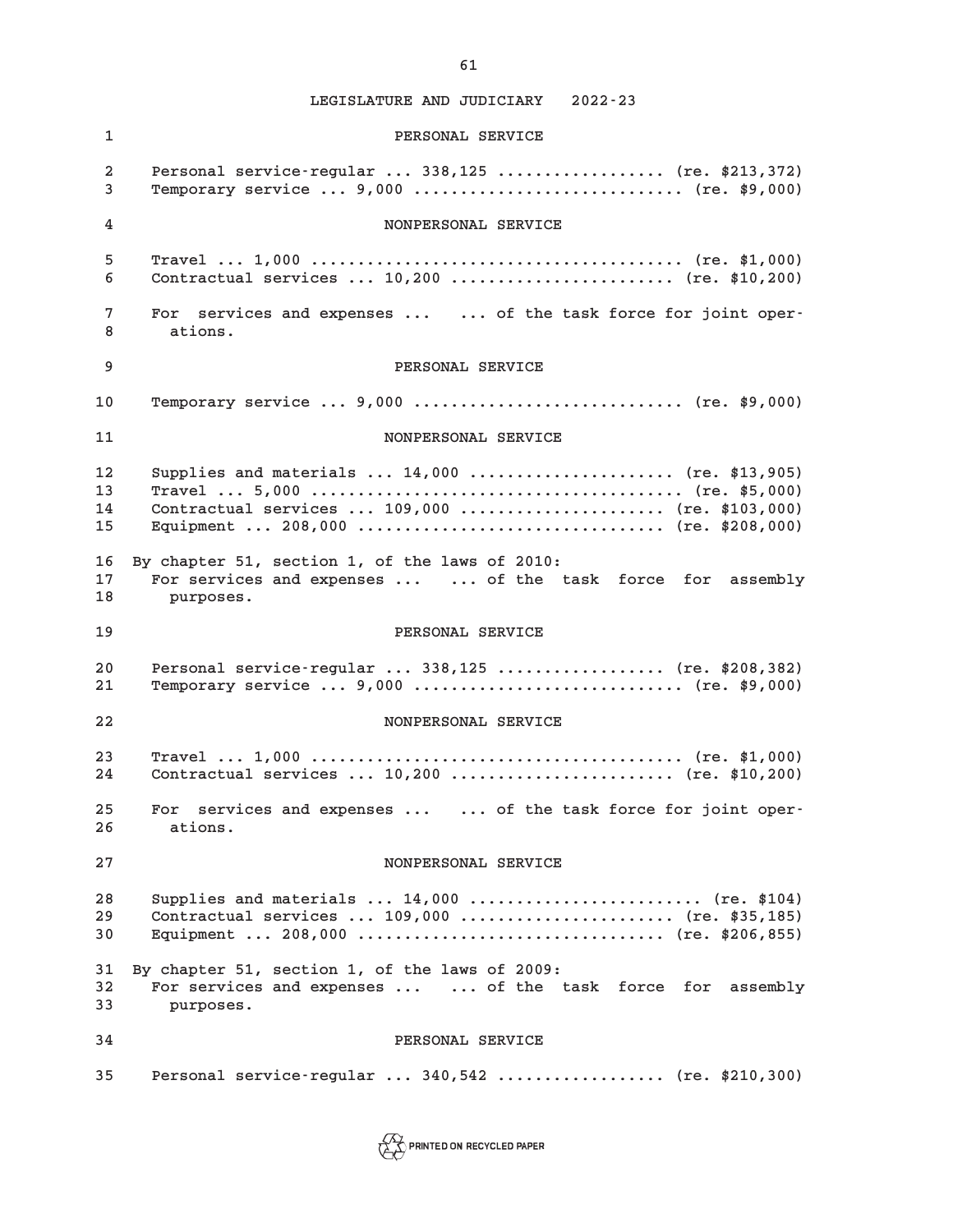PERSONAL SERVICE

Personal service-regular ... 338,125 ................. (re. $213,372)
Temporary service ... 9,000 ............................ (re. $9,000)

NONPERSONAL SERVICE

Travel ... 1,000 ...................................... (re. $1,000)
Contractual services ... 10,200 ...................... (re. $10,200)

For services and expenses ... ... of the task force for joint operations.

PERSONAL SERVICE

Temporary service ... 9,000 ............................ (re. $9,000)

NONPERSONAL SERVICE

Supplies and materials ... 14,000 ..................... (re. $13,905)
Travel ... 5,000 ...................................... (re. $5,000)
Contractual services ... 109,000 ..................... (re. $103,000)
Equipment ... 208,000 ................................ (re. $208,000)

By chapter 51, section 1, of the laws of 2010:

For services and expenses ... ... of the task force for assembly purposes.

PERSONAL SERVICE

Personal service-regular ... 338,125 ................. (re. $208,382)
Temporary service ... 9,000 ............................ (re. $9,000)

NONPERSONAL SERVICE

Travel ... 1,000 ...................................... (re. $1,000)
Contractual services ... 10,200 ...................... (re. $10,200)

For services and expenses ... ... of the task force for joint operations.

NONPERSONAL SERVICE

Supplies and materials ... 14,000 ........................ (re. $104)
Contractual services ... 109,000 ...................... (re. $35,185)
Equipment ... 208,000 ................................ (re. $206,855)

By chapter 51, section 1, of the laws of 2009:

For services and expenses ... ... of the task force for assembly purposes.

PERSONAL SERVICE

Personal service-regular ... 340,542 ................. (re. $210,300)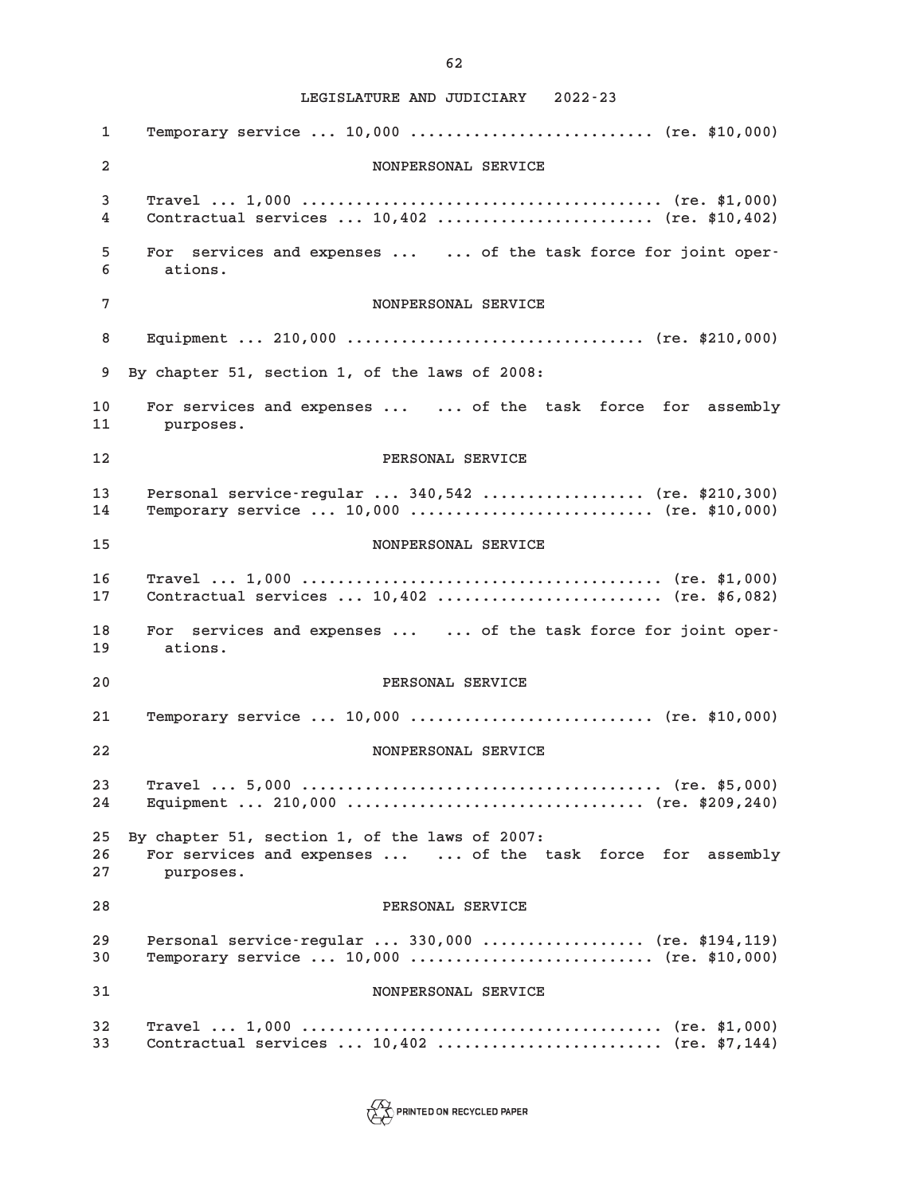Temporary service ... 10,000 .......................... (re. $10,000)

NONPERSONAL SERVICE

Travel ... 1,000 ...................................... (re. $1,000)
Contractual services ... 10,402 ....................... (re. $10,402)

For services and expenses ... ... of the task force for joint operations.

NONPERSONAL SERVICE

Equipment ... 210,000 ................................ (re. $210,000)

By chapter 51, section 1, of the laws of 2008:

For services and expenses ... ... of the task force for assembly purposes.

PERSONAL SERVICE

Personal service-regular ... 340,542 ................. (re. $210,300)
Temporary service ... 10,000 .......................... (re. $10,000)

NONPERSONAL SERVICE

Travel ... 1,000 ...................................... (re. $1,000)
Contractual services ... 10,402 ........................ (re. $6,082)

For services and expenses ... ... of the task force for joint operations.

PERSONAL SERVICE

Temporary service ... 10,000 .......................... (re. $10,000)

NONPERSONAL SERVICE

Travel ... 5,000 ...................................... (re. $5,000)
Equipment ... 210,000 ................................ (re. $209,240)

By chapter 51, section 1, of the laws of 2007:
For services and expenses ... ... of the task force for assembly purposes.

PERSONAL SERVICE

Personal service-regular ... 330,000 ................. (re. $194,119)
Temporary service ... 10,000 .......................... (re. $10,000)

NONPERSONAL SERVICE

Travel ... 1,000 ...................................... (re. $1,000)
Contractual services ... 10,402 ........................ (re. $7,144)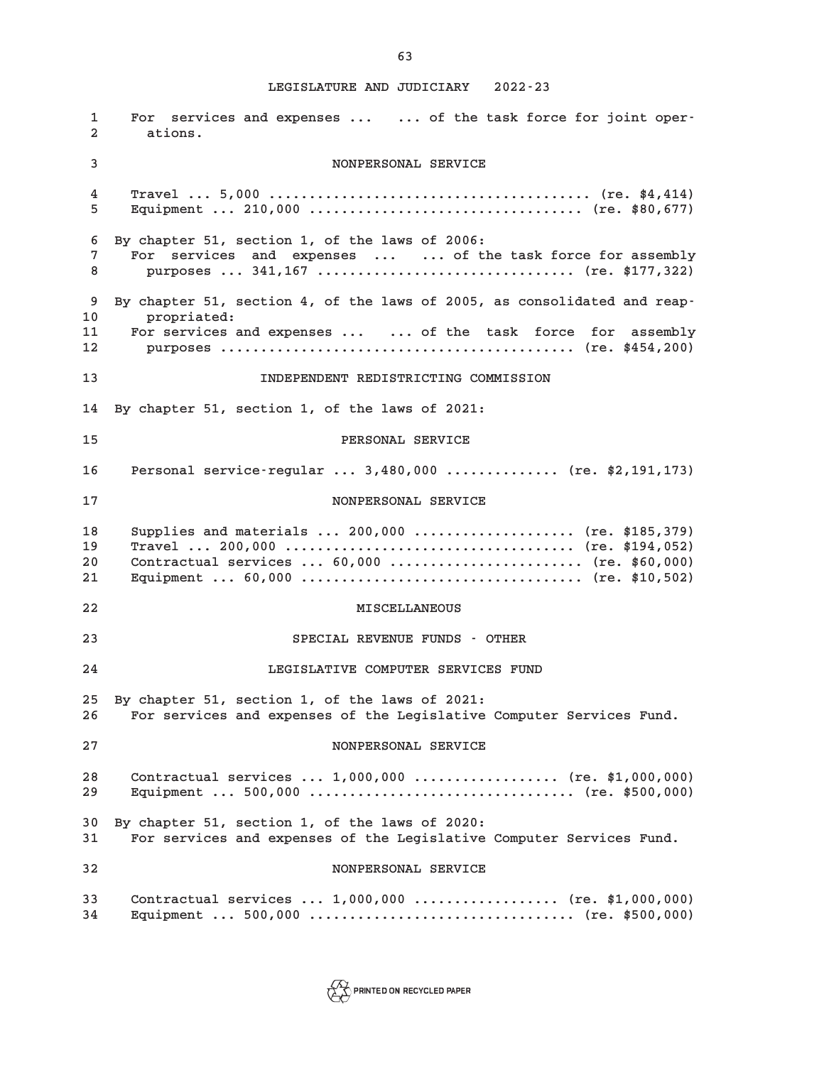For services and expenses ... ... of the task force for joint operations.

NONPERSONAL SERVICE

Travel ... 5,000 ........................................ (re. $4,414)
Equipment ... 210,000 ................................. (re. $80,677)

By chapter 51, section 1, of the laws of 2006:
For services and expenses ... ... of the task force for assembly purposes ... 341,167 ............................... (re. $177,322)

By chapter 51, section 4, of the laws of 2005, as consolidated and reappropriated:
For services and expenses ... ... of the task force for assembly purposes .......................................... (re. $454,200)

INDEPENDENT REDISTRICTING COMMISSION

By chapter 51, section 1, of the laws of 2021:

PERSONAL SERVICE

Personal service-regular ... 3,480,000 ............. (re. $2,191,173)

NONPERSONAL SERVICE

Supplies and materials ... 200,000 ................... (re. $185,379)
Travel ... 200,000 ................................... (re. $194,052)
Contractual services ... 60,000 ....................... (re. $60,000)
Equipment ... 60,000 .................................. (re. $10,502)

MISCELLANEOUS

SPECIAL REVENUE FUNDS - OTHER

LEGISLATIVE COMPUTER SERVICES FUND

By chapter 51, section 1, of the laws of 2021:
For services and expenses of the Legislative Computer Services Fund.

NONPERSONAL SERVICE

Contractual services ... 1,000,000 ................. (re. $1,000,000)
Equipment ... 500,000 ................................ (re. $500,000)

By chapter 51, section 1, of the laws of 2020:
For services and expenses of the Legislative Computer Services Fund.

NONPERSONAL SERVICE

Contractual services ... 1,000,000 ................. (re. $1,000,000)
Equipment ... 500,000 ................................ (re. $500,000)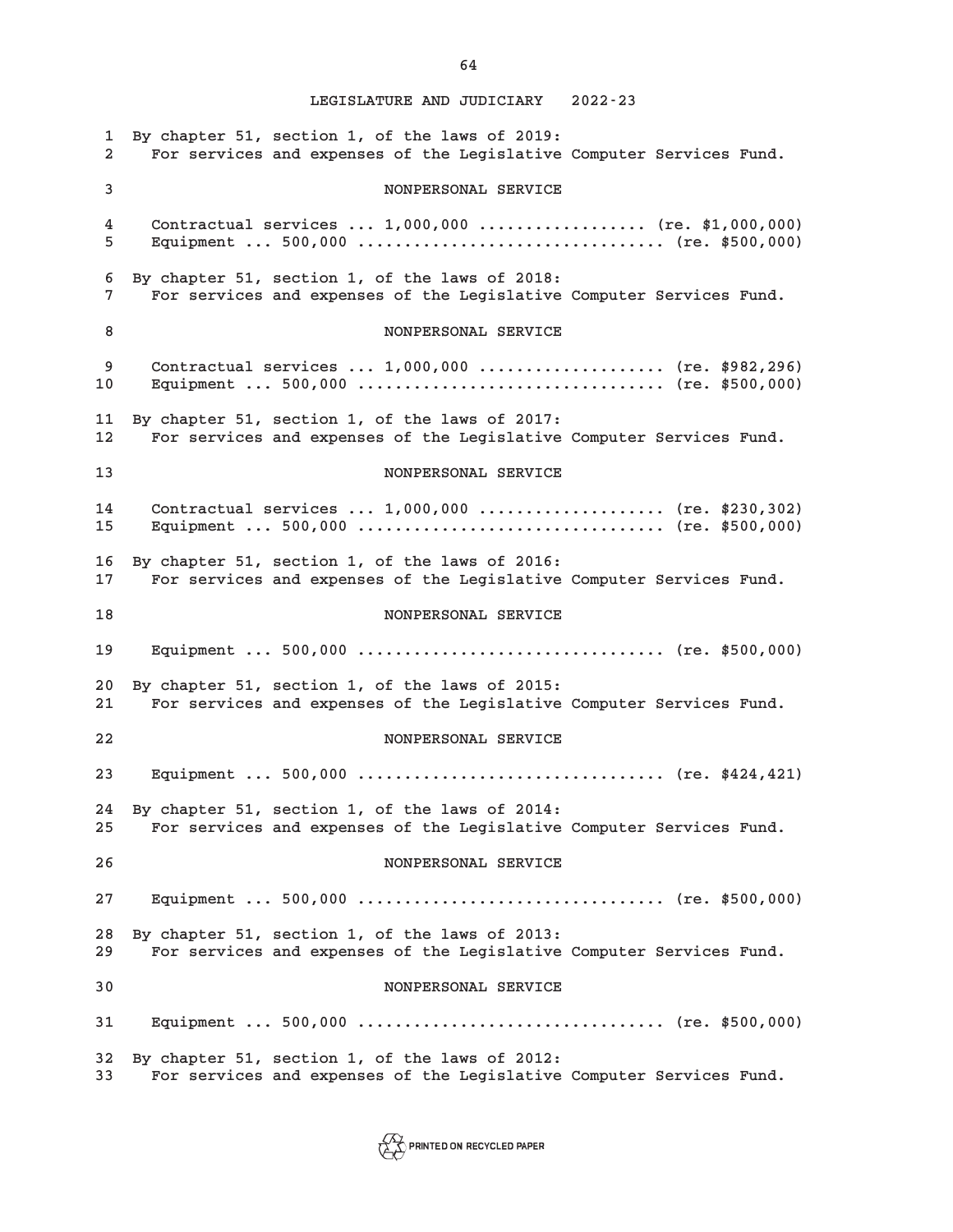LEGISLATURE AND JUDICIARY 2022-23

By chapter 51, section 1, of the laws of 2019:
For services and expenses of the Legislative Computer Services Fund.

NONPERSONAL SERVICE

Contractual services ... 1,000,000 .................. (re. $1,000,000)
Equipment ... 500,000 ................................ (re. $500,000)

By chapter 51, section 1, of the laws of 2018:
For services and expenses of the Legislative Computer Services Fund.

NONPERSONAL SERVICE

Contractual services ... 1,000,000 .................... (re. $982,296)
Equipment ... 500,000 ................................ (re. $500,000)

By chapter 51, section 1, of the laws of 2017:
For services and expenses of the Legislative Computer Services Fund.

NONPERSONAL SERVICE

Contractual services ... 1,000,000 .................... (re. $230,302)
Equipment ... 500,000 ................................ (re. $500,000)

By chapter 51, section 1, of the laws of 2016:
For services and expenses of the Legislative Computer Services Fund.

NONPERSONAL SERVICE

Equipment ... 500,000 ................................ (re. $500,000)

By chapter 51, section 1, of the laws of 2015:
For services and expenses of the Legislative Computer Services Fund.

NONPERSONAL SERVICE

Equipment ... 500,000 ................................ (re. $424,421)

By chapter 51, section 1, of the laws of 2014:
For services and expenses of the Legislative Computer Services Fund.

NONPERSONAL SERVICE

Equipment ... 500,000 ................................ (re. $500,000)

By chapter 51, section 1, of the laws of 2013:
For services and expenses of the Legislative Computer Services Fund.

NONPERSONAL SERVICE

Equipment ... 500,000 ................................ (re. $500,000)

By chapter 51, section 1, of the laws of 2012:
For services and expenses of the Legislative Computer Services Fund.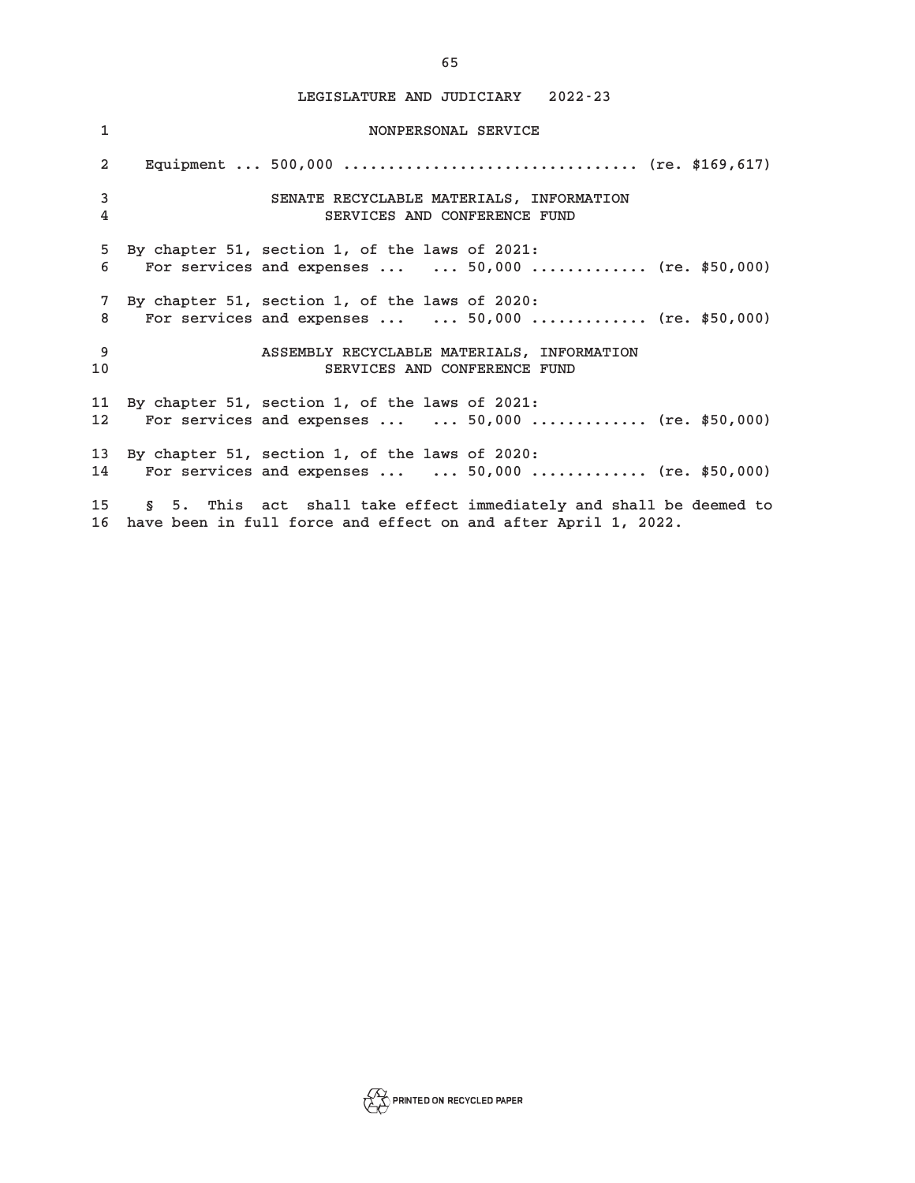LEGISLATURE AND JUDICIARY 2022-23

NONPERSONAL SERVICE

Equipment ... 500,000 ................................ (re. $169,617)

SENATE RECYCLABLE MATERIALS, INFORMATION
SERVICES AND CONFERENCE FUND

By chapter 51, section 1, of the laws of 2021:
For services and expenses ... ... 50,000 ............ (re. $50,000)

By chapter 51, section 1, of the laws of 2020:
For services and expenses ... ... 50,000 ............ (re. $50,000)

ASSEMBLY RECYCLABLE MATERIALS, INFORMATION
SERVICES AND CONFERENCE FUND

By chapter 51, section 1, of the laws of 2021:
For services and expenses ... ... 50,000 ............ (re. $50,000)

By chapter 51, section 1, of the laws of 2020:
For services and expenses ... ... 50,000 ............ (re. $50,000)

§ 5. This act shall take effect immediately and shall be deemed to have been in full force and effect on and after April 1, 2022.

PRINTED ON RECYCLED PAPER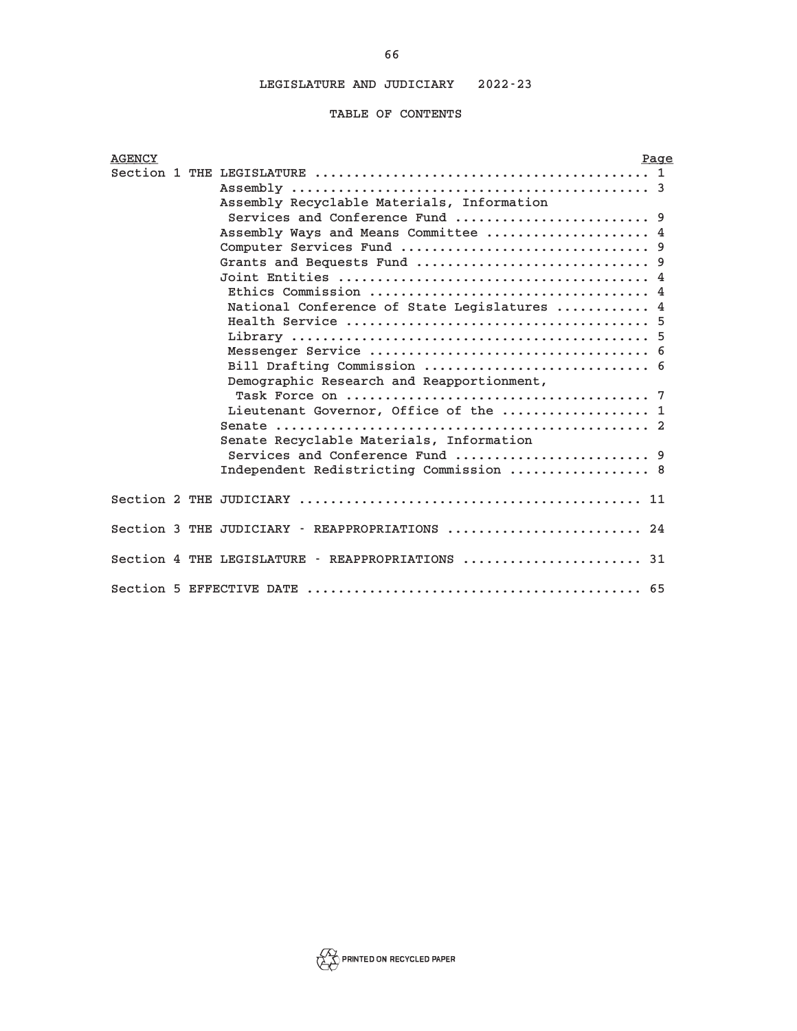LEGISLATURE AND JUDICIARY 2022-23

TABLE OF CONTENTS

| AGENCY | | Page |
|---|---|---|
| Section 1 THE LEGISLATURE | | 1 |
| | Assembly | 3 |
| | Assembly Recyclable Materials, Information Services and Conference Fund | 9 |
| | Assembly Ways and Means Committee | 4 |
| | Computer Services Fund | 9 |
| | Grants and Bequests Fund | 9 |
| | Joint Entities | 4 |
| | Ethics Commission | 4 |
| | National Conference of State Legislatures | 4 |
| | Health Service | 5 |
| | Library | 5 |
| | Messenger Service | 6 |
| | Bill Drafting Commission | 6 |
| | Demographic Research and Reapportionment, Task Force on | 7 |
| | Lieutenant Governor, Office of the | 1 |
| | Senate | 2 |
| | Senate Recyclable Materials, Information Services and Conference Fund | 9 |
| | Independent Redistricting Commission | 8 |
| Section 2 THE JUDICIARY | | 11 |
| Section 3 THE JUDICIARY - REAPPROPRIATIONS | | 24 |
| Section 4 THE LEGISLATURE - REAPPROPRIATIONS | | 31 |
| Section 5 EFFECTIVE DATE | | 65 |

PRINTED ON RECYCLED PAPER